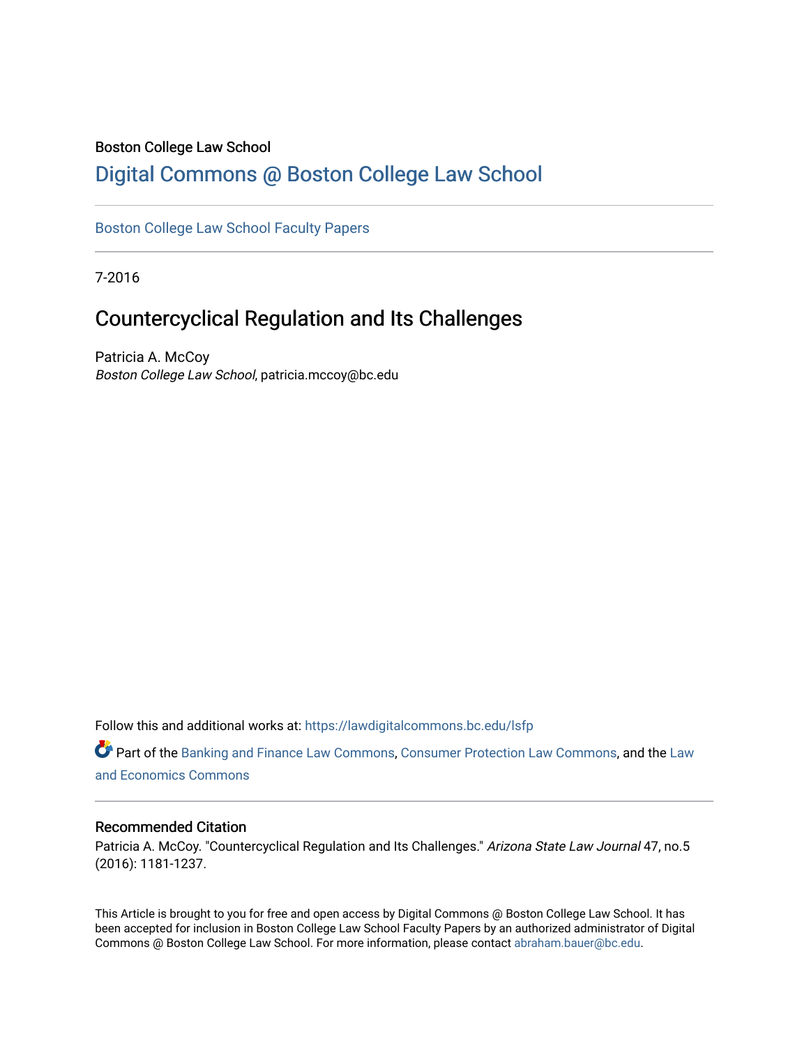Boston College Law School

# Digital Commons @ Boston College Law School

Boston College Law School Faculty Papers

7-2016

## Countercyclical Regulation and Its Challenges

Patricia A. McCoy
*Boston College Law School*, patricia.mccoy@bc.edu

Follow this and additional works at: https://lawdigitalcommons.bc.edu/lsfp

Part of the Banking and Finance Law Commons, Consumer Protection Law Commons, and the Law and Economics Commons

### Recommended Citation

Patricia A. McCoy. "Countercyclical Regulation and Its Challenges." *Arizona State Law Journal* 47, no.5 (2016): 1181-1237.

This Article is brought to you for free and open access by Digital Commons @ Boston College Law School. It has been accepted for inclusion in Boston College Law School Faculty Papers by an authorized administrator of Digital Commons @ Boston College Law School. For more information, please contact abraham.bauer@bc.edu.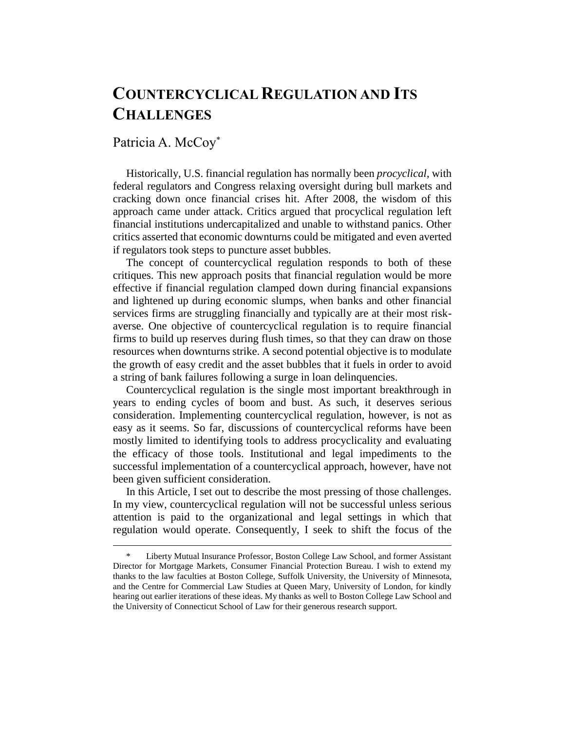# COUNTERCYCLICAL REGULATION AND ITS CHALLENGES

Patricia A. McCoy*

Historically, U.S. financial regulation has normally been *procyclical*, with federal regulators and Congress relaxing oversight during bull markets and cracking down once financial crises hit. After 2008, the wisdom of this approach came under attack. Critics argued that procyclical regulation left financial institutions undercapitalized and unable to withstand panics. Other critics asserted that economic downturns could be mitigated and even averted if regulators took steps to puncture asset bubbles.

The concept of countercyclical regulation responds to both of these critiques. This new approach posits that financial regulation would be more effective if financial regulation clamped down during financial expansions and lightened up during economic slumps, when banks and other financial services firms are struggling financially and typically are at their most risk-averse. One objective of countercyclical regulation is to require financial firms to build up reserves during flush times, so that they can draw on those resources when downturns strike. A second potential objective is to modulate the growth of easy credit and the asset bubbles that it fuels in order to avoid a string of bank failures following a surge in loan delinquencies.

Countercyclical regulation is the single most important breakthrough in years to ending cycles of boom and bust. As such, it deserves serious consideration. Implementing countercyclical regulation, however, is not as easy as it seems. So far, discussions of countercyclical reforms have been mostly limited to identifying tools to address procyclicality and evaluating the efficacy of those tools. Institutional and legal impediments to the successful implementation of a countercyclical approach, however, have not been given sufficient consideration.

In this Article, I set out to describe the most pressing of those challenges. In my view, countercyclical regulation will not be successful unless serious attention is paid to the organizational and legal settings in which that regulation would operate. Consequently, I seek to shift the focus of the

---

\* Liberty Mutual Insurance Professor, Boston College Law School, and former Assistant Director for Mortgage Markets, Consumer Financial Protection Bureau. I wish to extend my thanks to the law faculties at Boston College, Suffolk University, the University of Minnesota, and the Centre for Commercial Law Studies at Queen Mary, University of London, for kindly hearing out earlier iterations of these ideas. My thanks as well to Boston College Law School and the University of Connecticut School of Law for their generous research support.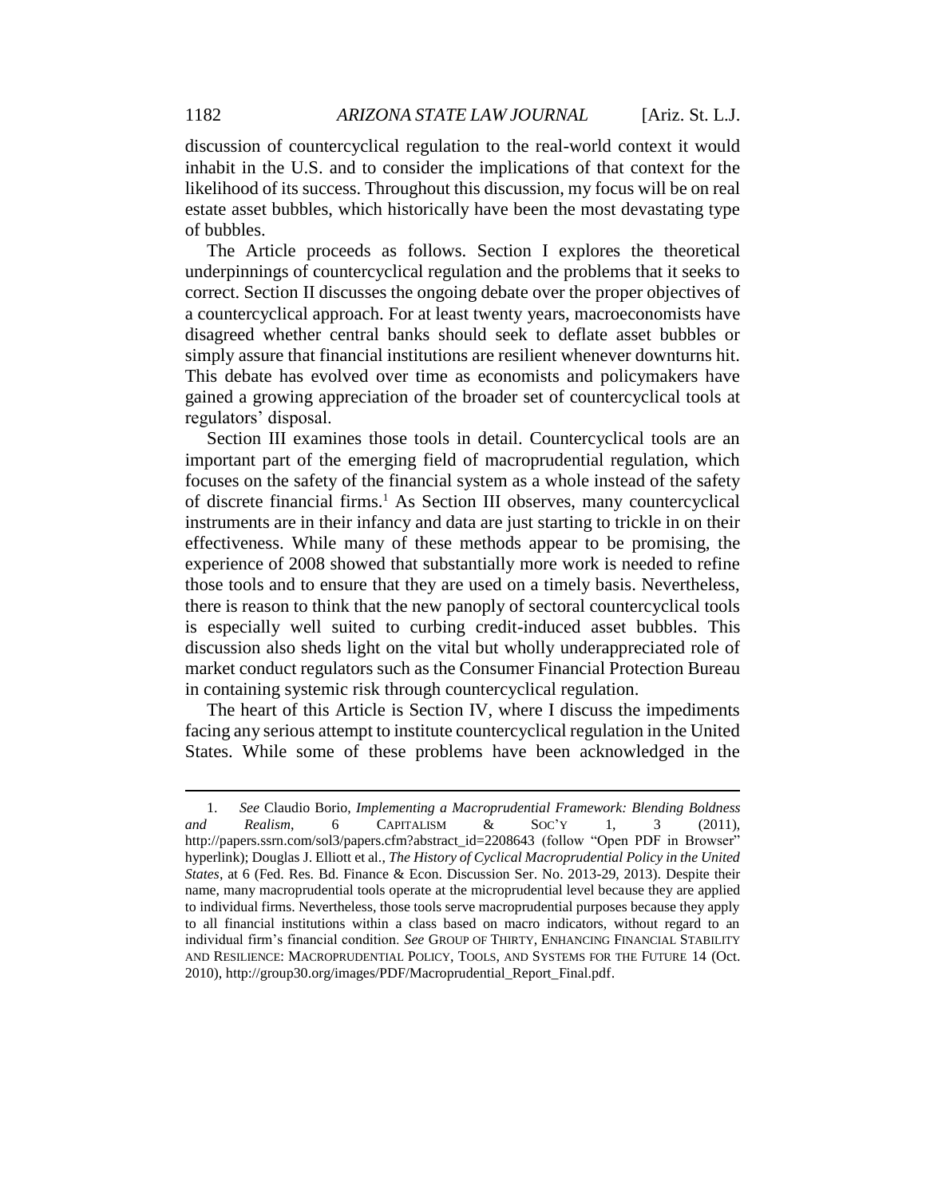discussion of countercyclical regulation to the real-world context it would inhabit in the U.S. and to consider the implications of that context for the likelihood of its success. Throughout this discussion, my focus will be on real estate asset bubbles, which historically have been the most devastating type of bubbles.

The Article proceeds as follows. Section I explores the theoretical underpinnings of countercyclical regulation and the problems that it seeks to correct. Section II discusses the ongoing debate over the proper objectives of a countercyclical approach. For at least twenty years, macroeconomists have disagreed whether central banks should seek to deflate asset bubbles or simply assure that financial institutions are resilient whenever downturns hit. This debate has evolved over time as economists and policymakers have gained a growing appreciation of the broader set of countercyclical tools at regulators' disposal.

Section III examines those tools in detail. Countercyclical tools are an important part of the emerging field of macroprudential regulation, which focuses on the safety of the financial system as a whole instead of the safety of discrete financial firms.[1] As Section III observes, many countercyclical instruments are in their infancy and data are just starting to trickle in on their effectiveness. While many of these methods appear to be promising, the experience of 2008 showed that substantially more work is needed to refine those tools and to ensure that they are used on a timely basis. Nevertheless, there is reason to think that the new panoply of sectoral countercyclical tools is especially well suited to curbing credit-induced asset bubbles. This discussion also sheds light on the vital but wholly underappreciated role of market conduct regulators such as the Consumer Financial Protection Bureau in containing systemic risk through countercyclical regulation.

The heart of this Article is Section IV, where I discuss the impediments facing any serious attempt to institute countercyclical regulation in the United States. While some of these problems have been acknowledged in the

---

1. *See* Claudio Borio, *Implementing a Macroprudential Framework: Blending Boldness and Realism*, 6 CAPITALISM & SOC'Y 1, 3 (2011), http://papers.ssrn.com/sol3/papers.cfm?abstract_id=2208643 (follow "Open PDF in Browser" hyperlink); Douglas J. Elliott et al., *The History of Cyclical Macroprudential Policy in the United States*, at 6 (Fed. Res. Bd. Finance & Econ. Discussion Ser. No. 2013-29, 2013). Despite their name, many macroprudential tools operate at the microprudential level because they are applied to individual firms. Nevertheless, those tools serve macroprudential purposes because they apply to all financial institutions within a class based on macro indicators, without regard to an individual firm's financial condition. *See* GROUP OF THIRTY, ENHANCING FINANCIAL STABILITY AND RESILIENCE: MACROPRUDENTIAL POLICY, TOOLS, AND SYSTEMS FOR THE FUTURE 14 (Oct. 2010), http://group30.org/images/PDF/Macroprudential_Report_Final.pdf.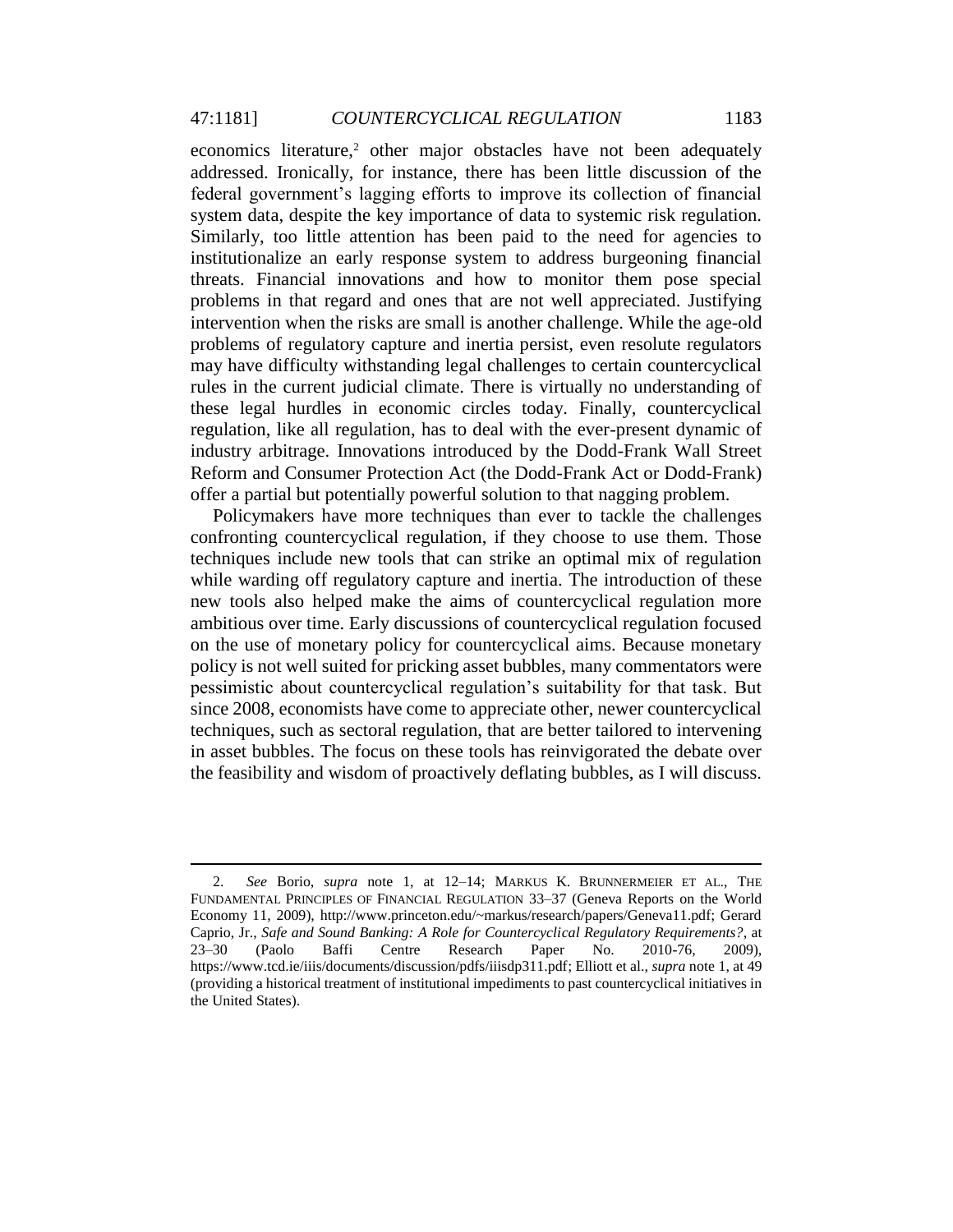economics literature,[2] other major obstacles have not been adequately addressed. Ironically, for instance, there has been little discussion of the federal government's lagging efforts to improve its collection of financial system data, despite the key importance of data to systemic risk regulation. Similarly, too little attention has been paid to the need for agencies to institutionalize an early response system to address burgeoning financial threats. Financial innovations and how to monitor them pose special problems in that regard and ones that are not well appreciated. Justifying intervention when the risks are small is another challenge. While the age-old problems of regulatory capture and inertia persist, even resolute regulators may have difficulty withstanding legal challenges to certain countercyclical rules in the current judicial climate. There is virtually no understanding of these legal hurdles in economic circles today. Finally, countercyclical regulation, like all regulation, has to deal with the ever-present dynamic of industry arbitrage. Innovations introduced by the Dodd-Frank Wall Street Reform and Consumer Protection Act (the Dodd-Frank Act or Dodd-Frank) offer a partial but potentially powerful solution to that nagging problem.

Policymakers have more techniques than ever to tackle the challenges confronting countercyclical regulation, if they choose to use them. Those techniques include new tools that can strike an optimal mix of regulation while warding off regulatory capture and inertia. The introduction of these new tools also helped make the aims of countercyclical regulation more ambitious over time. Early discussions of countercyclical regulation focused on the use of monetary policy for countercyclical aims. Because monetary policy is not well suited for pricking asset bubbles, many commentators were pessimistic about countercyclical regulation's suitability for that task. But since 2008, economists have come to appreciate other, newer countercyclical techniques, such as sectoral regulation, that are better tailored to intervening in asset bubbles. The focus on these tools has reinvigorated the debate over the feasibility and wisdom of proactively deflating bubbles, as I will discuss.

---

2. *See* Borio, *supra* note 1, at 12–14; MARKUS K. BRUNNERMEIER ET AL., THE FUNDAMENTAL PRINCIPLES OF FINANCIAL REGULATION 33–37 (Geneva Reports on the World Economy 11, 2009), http://www.princeton.edu/~markus/research/papers/Geneva11.pdf; Gerard Caprio, Jr., *Safe and Sound Banking: A Role for Countercyclical Regulatory Requirements?*, at 23–30 (Paolo Baffi Centre Research Paper No. 2010-76, 2009), https://www.tcd.ie/iiis/documents/discussion/pdfs/iiisdp311.pdf; Elliott et al., *supra* note 1, at 49 (providing a historical treatment of institutional impediments to past countercyclical initiatives in the United States).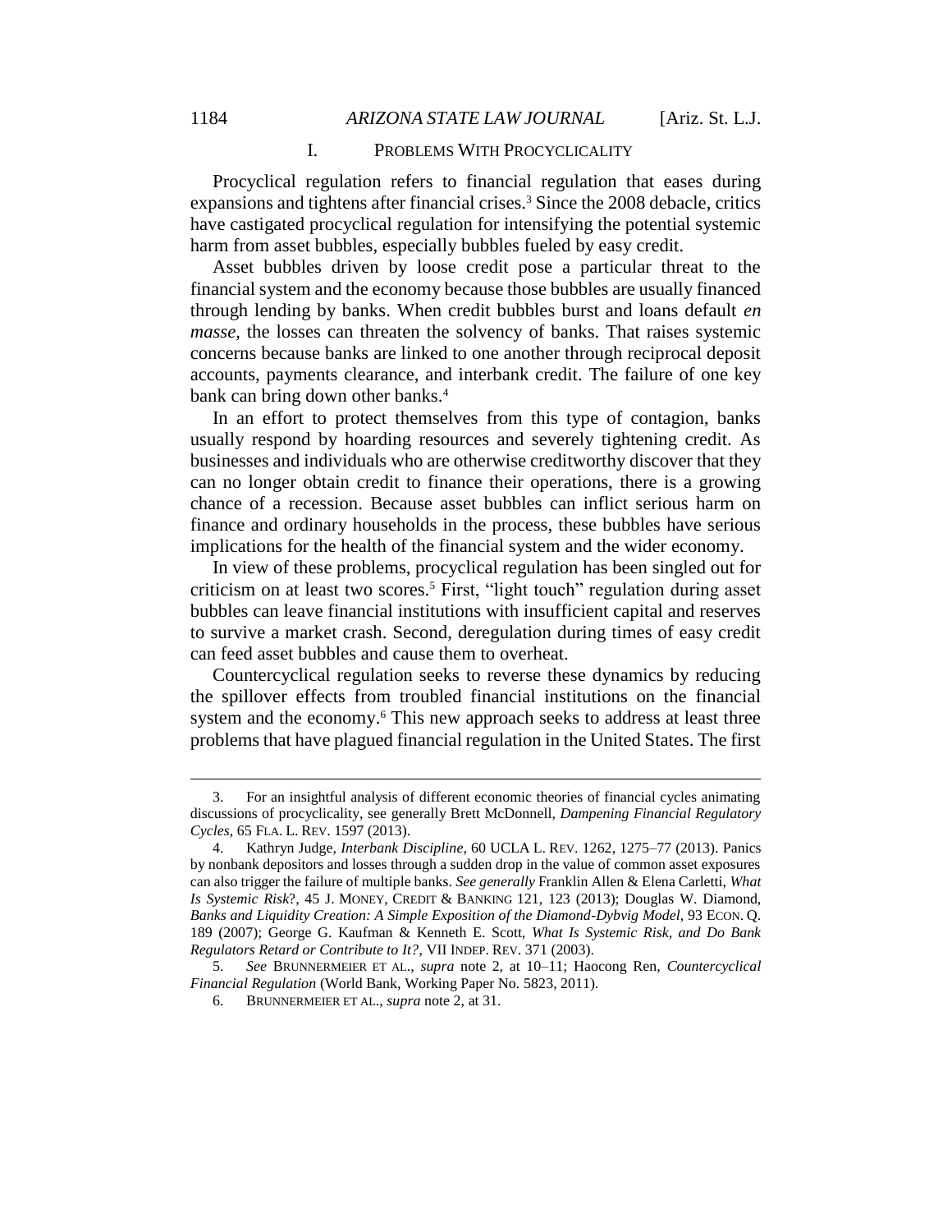## I. PROBLEMS WITH PROCYCLICALITY

Procyclical regulation refers to financial regulation that eases during expansions and tightens after financial crises.[3] Since the 2008 debacle, critics have castigated procyclical regulation for intensifying the potential systemic harm from asset bubbles, especially bubbles fueled by easy credit.

Asset bubbles driven by loose credit pose a particular threat to the financial system and the economy because those bubbles are usually financed through lending by banks. When credit bubbles burst and loans default *en masse*, the losses can threaten the solvency of banks. That raises systemic concerns because banks are linked to one another through reciprocal deposit accounts, payments clearance, and interbank credit. The failure of one key bank can bring down other banks.[4]

In an effort to protect themselves from this type of contagion, banks usually respond by hoarding resources and severely tightening credit. As businesses and individuals who are otherwise creditworthy discover that they can no longer obtain credit to finance their operations, there is a growing chance of a recession. Because asset bubbles can inflict serious harm on finance and ordinary households in the process, these bubbles have serious implications for the health of the financial system and the wider economy.

In view of these problems, procyclical regulation has been singled out for criticism on at least two scores.[5] First, "light touch" regulation during asset bubbles can leave financial institutions with insufficient capital and reserves to survive a market crash. Second, deregulation during times of easy credit can feed asset bubbles and cause them to overheat.

Countercyclical regulation seeks to reverse these dynamics by reducing the spillover effects from troubled financial institutions on the financial system and the economy.[6] This new approach seeks to address at least three problems that have plagued financial regulation in the United States. The first

---

3. For an insightful analysis of different economic theories of financial cycles animating discussions of procyclicality, see generally Brett McDonnell, *Dampening Financial Regulatory Cycles*, 65 FLA. L. REV. 1597 (2013).

4. Kathryn Judge, *Interbank Discipline*, 60 UCLA L. REV. 1262, 1275–77 (2013). Panics by nonbank depositors and losses through a sudden drop in the value of common asset exposures can also trigger the failure of multiple banks. *See generally* Franklin Allen & Elena Carletti, *What Is Systemic Risk*?, 45 J. MONEY, CREDIT & BANKING 121, 123 (2013); Douglas W. Diamond, *Banks and Liquidity Creation: A Simple Exposition of the Diamond-Dybvig Model*, 93 ECON. Q. 189 (2007); George G. Kaufman & Kenneth E. Scott, *What Is Systemic Risk, and Do Bank Regulators Retard or Contribute to It?*, VII INDEP. REV. 371 (2003).

5. *See* BRUNNERMEIER ET AL., *supra* note 2, at 10–11; Haocong Ren, *Countercyclical Financial Regulation* (World Bank, Working Paper No. 5823, 2011).

6. BRUNNERMEIER ET AL., *supra* note 2, at 31.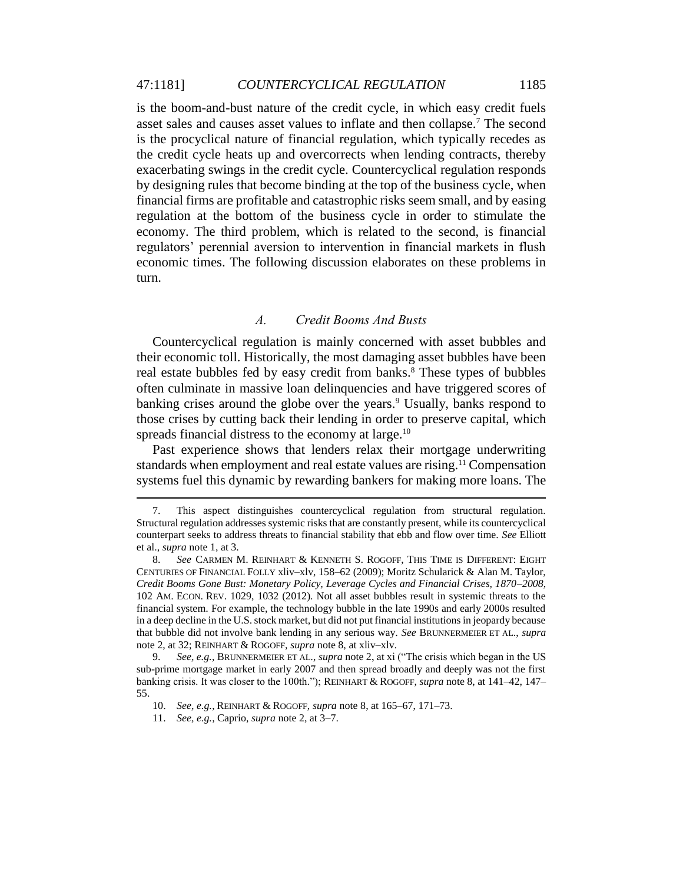is the boom-and-bust nature of the credit cycle, in which easy credit fuels asset sales and causes asset values to inflate and then collapse.[7] The second is the procyclical nature of financial regulation, which typically recedes as the credit cycle heats up and overcorrects when lending contracts, thereby exacerbating swings in the credit cycle. Countercyclical regulation responds by designing rules that become binding at the top of the business cycle, when financial firms are profitable and catastrophic risks seem small, and by easing regulation at the bottom of the business cycle in order to stimulate the economy. The third problem, which is related to the second, is financial regulators' perennial aversion to intervention in financial markets in flush economic times. The following discussion elaborates on these problems in turn.

### *A. Credit Booms And Busts*

Countercyclical regulation is mainly concerned with asset bubbles and their economic toll. Historically, the most damaging asset bubbles have been real estate bubbles fed by easy credit from banks.[8] These types of bubbles often culminate in massive loan delinquencies and have triggered scores of banking crises around the globe over the years.[9] Usually, banks respond to those crises by cutting back their lending in order to preserve capital, which spreads financial distress to the economy at large.[10]

Past experience shows that lenders relax their mortgage underwriting standards when employment and real estate values are rising.[11] Compensation systems fuel this dynamic by rewarding bankers for making more loans. The

---

7. This aspect distinguishes countercyclical regulation from structural regulation. Structural regulation addresses systemic risks that are constantly present, while its countercyclical counterpart seeks to address threats to financial stability that ebb and flow over time. *See* Elliott et al., *supra* note 1, at 3.

8. *See* CARMEN M. REINHART & KENNETH S. ROGOFF, THIS TIME IS DIFFERENT: EIGHT CENTURIES OF FINANCIAL FOLLY xliv–xlv, 158–62 (2009); Moritz Schularick & Alan M. Taylor, *Credit Booms Gone Bust: Monetary Policy, Leverage Cycles and Financial Crises, 1870–2008*, 102 AM. ECON. REV. 1029, 1032 (2012). Not all asset bubbles result in systemic threats to the financial system. For example, the technology bubble in the late 1990s and early 2000s resulted in a deep decline in the U.S. stock market, but did not put financial institutions in jeopardy because that bubble did not involve bank lending in any serious way. *See* BRUNNERMEIER ET AL., *supra* note 2, at 32; REINHART & ROGOFF, *supra* note 8, at xliv–xlv.

9. *See, e.g.*, BRUNNERMEIER ET AL., *supra* note 2, at xi ("The crisis which began in the US sub-prime mortgage market in early 2007 and then spread broadly and deeply was not the first banking crisis. It was closer to the 100th."); REINHART & ROGOFF, *supra* note 8, at 141–42, 147–55.

10. *See, e.g.*, REINHART & ROGOFF, *supra* note 8, at 165–67, 171–73.

11. *See, e.g.*, Caprio, *supra* note 2, at 3–7.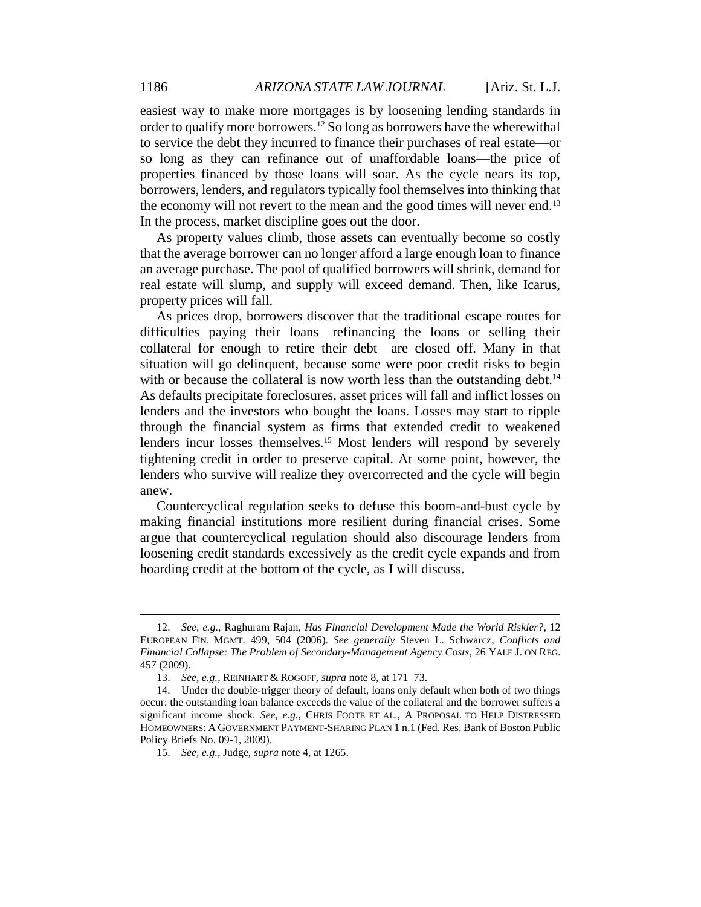easiest way to make more mortgages is by loosening lending standards in order to qualify more borrowers.[12] So long as borrowers have the wherewithal to service the debt they incurred to finance their purchases of real estate—or so long as they can refinance out of unaffordable loans—the price of properties financed by those loans will soar. As the cycle nears its top, borrowers, lenders, and regulators typically fool themselves into thinking that the economy will not revert to the mean and the good times will never end.[13] In the process, market discipline goes out the door.

As property values climb, those assets can eventually become so costly that the average borrower can no longer afford a large enough loan to finance an average purchase. The pool of qualified borrowers will shrink, demand for real estate will slump, and supply will exceed demand. Then, like Icarus, property prices will fall.

As prices drop, borrowers discover that the traditional escape routes for difficulties paying their loans—refinancing the loans or selling their collateral for enough to retire their debt—are closed off. Many in that situation will go delinquent, because some were poor credit risks to begin with or because the collateral is now worth less than the outstanding debt.[14] As defaults precipitate foreclosures, asset prices will fall and inflict losses on lenders and the investors who bought the loans. Losses may start to ripple through the financial system as firms that extended credit to weakened lenders incur losses themselves.[15] Most lenders will respond by severely tightening credit in order to preserve capital. At some point, however, the lenders who survive will realize they overcorrected and the cycle will begin anew.

Countercyclical regulation seeks to defuse this boom-and-bust cycle by making financial institutions more resilient during financial crises. Some argue that countercyclical regulation should also discourage lenders from loosening credit standards excessively as the credit cycle expands and from hoarding credit at the bottom of the cycle, as I will discuss.

---

12. *See, e.g.*, Raghuram Rajan, *Has Financial Development Made the World Riskier?*, 12 EUROPEAN FIN. MGMT. 499, 504 (2006). *See generally* Steven L. Schwarcz, *Conflicts and Financial Collapse: The Problem of Secondary-Management Agency Costs*, 26 YALE J. ON REG. 457 (2009).

13. *See, e.g.*, REINHART & ROGOFF, *supra* note 8, at 171–73.

14. Under the double-trigger theory of default, loans only default when both of two things occur: the outstanding loan balance exceeds the value of the collateral and the borrower suffers a significant income shock. *See, e.g.*, CHRIS FOOTE ET AL., A PROPOSAL TO HELP DISTRESSED HOMEOWNERS: A GOVERNMENT PAYMENT-SHARING PLAN 1 n.1 (Fed. Res. Bank of Boston Public Policy Briefs No. 09-1, 2009).

15. *See, e.g.*, Judge, *supra* note 4, at 1265.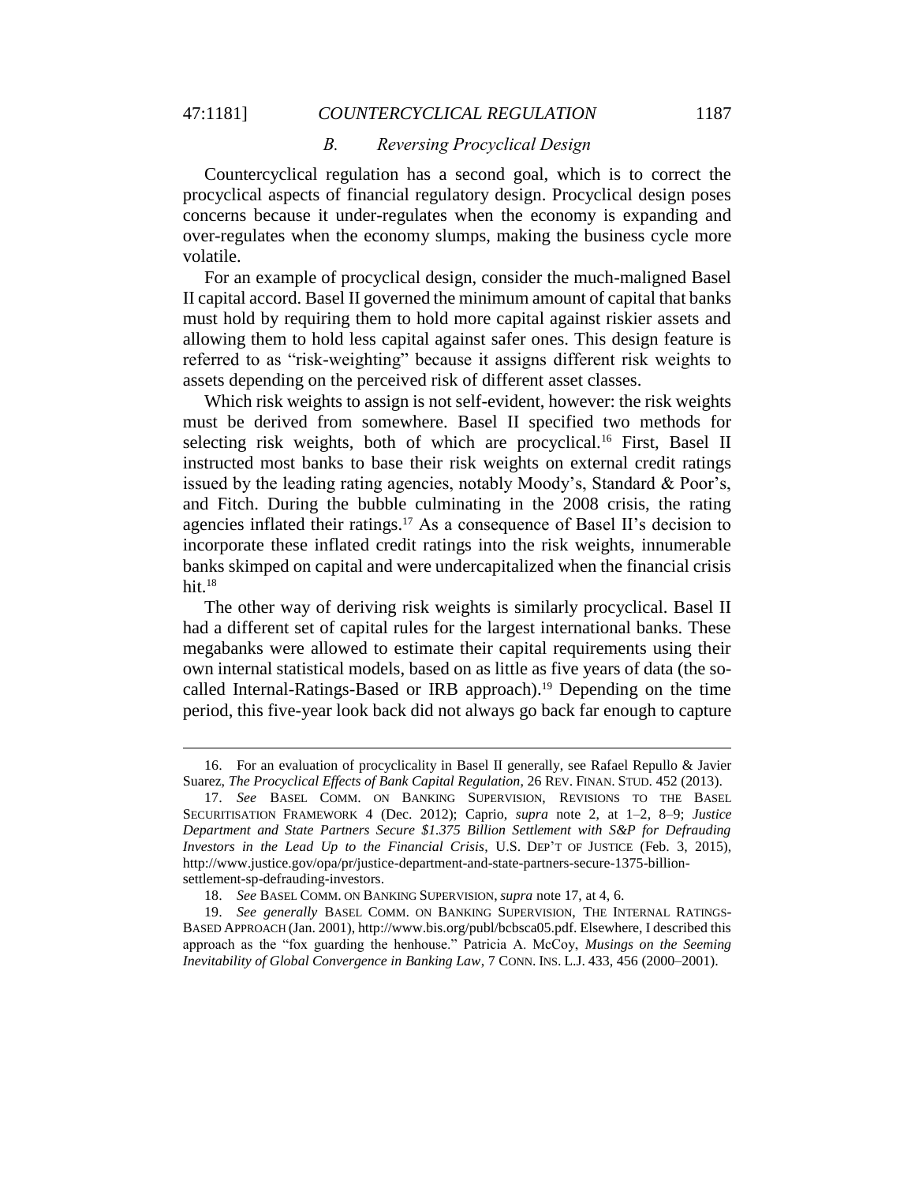### *B. Reversing Procyclical Design*

Countercyclical regulation has a second goal, which is to correct the procyclical aspects of financial regulatory design. Procyclical design poses concerns because it under-regulates when the economy is expanding and over-regulates when the economy slumps, making the business cycle more volatile.

For an example of procyclical design, consider the much-maligned Basel II capital accord. Basel II governed the minimum amount of capital that banks must hold by requiring them to hold more capital against riskier assets and allowing them to hold less capital against safer ones. This design feature is referred to as "risk-weighting" because it assigns different risk weights to assets depending on the perceived risk of different asset classes.

Which risk weights to assign is not self-evident, however: the risk weights must be derived from somewhere. Basel II specified two methods for selecting risk weights, both of which are procyclical.[16] First, Basel II instructed most banks to base their risk weights on external credit ratings issued by the leading rating agencies, notably Moody's, Standard & Poor's, and Fitch. During the bubble culminating in the 2008 crisis, the rating agencies inflated their ratings.[17] As a consequence of Basel II's decision to incorporate these inflated credit ratings into the risk weights, innumerable banks skimped on capital and were undercapitalized when the financial crisis hit.[18]

The other way of deriving risk weights is similarly procyclical. Basel II had a different set of capital rules for the largest international banks. These megabanks were allowed to estimate their capital requirements using their own internal statistical models, based on as little as five years of data (the so-called Internal-Ratings-Based or IRB approach).[19] Depending on the time period, this five-year look back did not always go back far enough to capture

---

16. For an evaluation of procyclicality in Basel II generally, see Rafael Repullo & Javier Suarez, *The Procyclical Effects of Bank Capital Regulation*, 26 REV. FINAN. STUD. 452 (2013).

17. *See* BASEL COMM. ON BANKING SUPERVISION, REVISIONS TO THE BASEL SECURITISATION FRAMEWORK 4 (Dec. 2012); Caprio, *supra* note 2, at 1–2, 8–9; *Justice Department and State Partners Secure $1.375 Billion Settlement with S&P for Defrauding Investors in the Lead Up to the Financial Crisis*, U.S. DEP'T OF JUSTICE (Feb. 3, 2015), http://www.justice.gov/opa/pr/justice-department-and-state-partners-secure-1375-billion-settlement-sp-defrauding-investors.

18. *See* BASEL COMM. ON BANKING SUPERVISION, *supra* note 17, at 4, 6.

19. *See generally* BASEL COMM. ON BANKING SUPERVISION, THE INTERNAL RATINGS-BASED APPROACH (Jan. 2001), http://www.bis.org/publ/bcbsca05.pdf. Elsewhere, I described this approach as the "fox guarding the henhouse." Patricia A. McCoy, *Musings on the Seeming Inevitability of Global Convergence in Banking Law*, 7 CONN. INS. L.J. 433, 456 (2000–2001).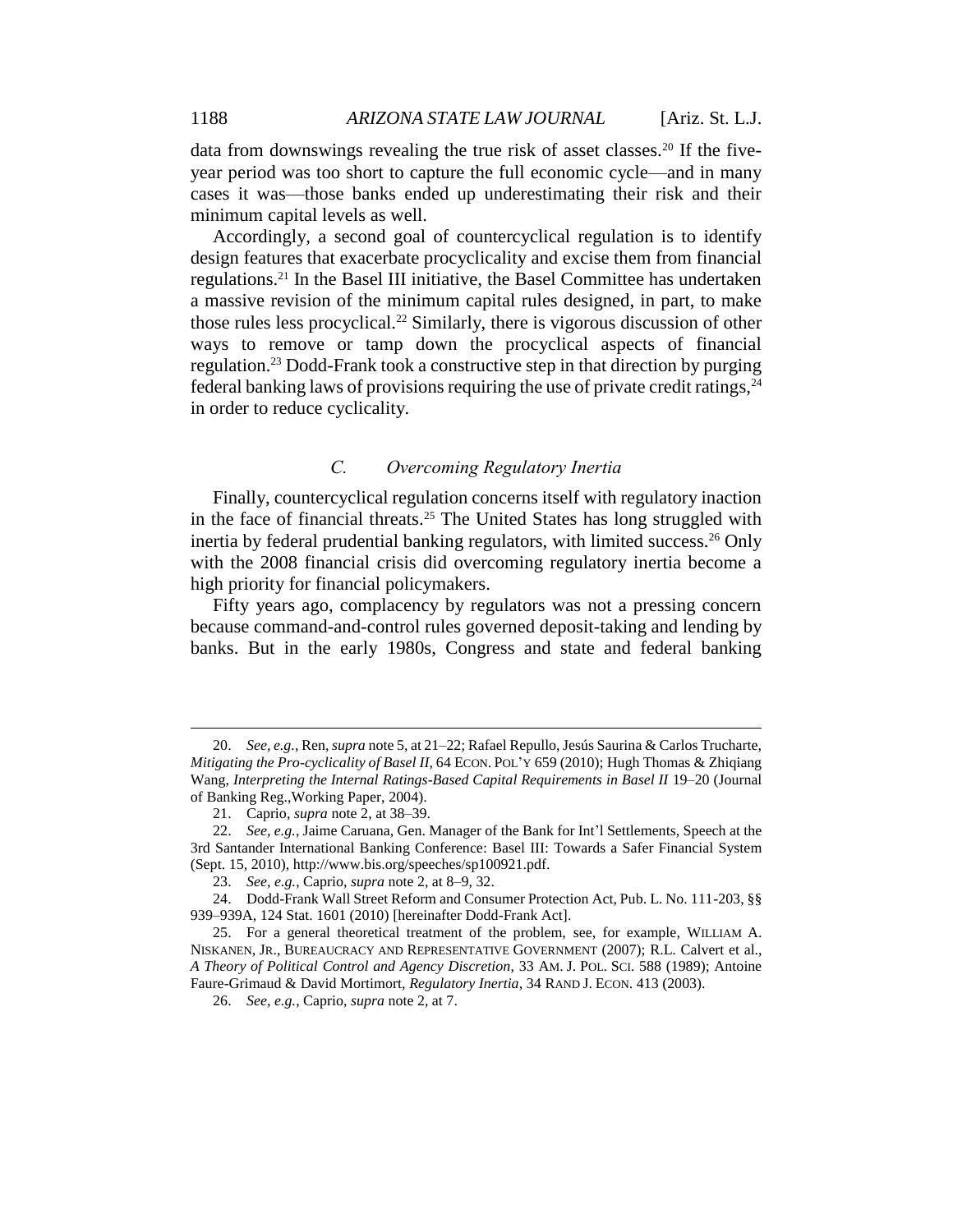data from downswings revealing the true risk of asset classes.[20] If the five-year period was too short to capture the full economic cycle—and in many cases it was—those banks ended up underestimating their risk and their minimum capital levels as well.

Accordingly, a second goal of countercyclical regulation is to identify design features that exacerbate procyclicality and excise them from financial regulations.[21] In the Basel III initiative, the Basel Committee has undertaken a massive revision of the minimum capital rules designed, in part, to make those rules less procyclical.[22] Similarly, there is vigorous discussion of other ways to remove or tamp down the procyclical aspects of financial regulation.[23] Dodd-Frank took a constructive step in that direction by purging federal banking laws of provisions requiring the use of private credit ratings,[24] in order to reduce cyclicality.

### *C. Overcoming Regulatory Inertia*

Finally, countercyclical regulation concerns itself with regulatory inaction in the face of financial threats.[25] The United States has long struggled with inertia by federal prudential banking regulators, with limited success.[26] Only with the 2008 financial crisis did overcoming regulatory inertia become a high priority for financial policymakers.

Fifty years ago, complacency by regulators was not a pressing concern because command-and-control rules governed deposit-taking and lending by banks. But in the early 1980s, Congress and state and federal banking

---

20. *See, e.g.*, Ren, *supra* note 5, at 21–22; Rafael Repullo, Jesús Saurina & Carlos Trucharte, *Mitigating the Pro-cyclicality of Basel II*, 64 ECON. POL'Y 659 (2010); Hugh Thomas & Zhiqiang Wang, *Interpreting the Internal Ratings-Based Capital Requirements in Basel II* 19–20 (Journal of Banking Reg.,Working Paper, 2004).

21. Caprio, *supra* note 2, at 38–39.

22. *See, e.g.*, Jaime Caruana, Gen. Manager of the Bank for Int'l Settlements, Speech at the 3rd Santander International Banking Conference: Basel III: Towards a Safer Financial System (Sept. 15, 2010), http://www.bis.org/speeches/sp100921.pdf.

23. *See, e.g.*, Caprio, *supra* note 2, at 8–9, 32.

24. Dodd-Frank Wall Street Reform and Consumer Protection Act, Pub. L. No. 111-203, §§ 939–939A, 124 Stat. 1601 (2010) [hereinafter Dodd-Frank Act].

25. For a general theoretical treatment of the problem, see, for example, WILLIAM A. NISKANEN, JR., BUREAUCRACY AND REPRESENTATIVE GOVERNMENT (2007); R.L. Calvert et al., *A Theory of Political Control and Agency Discretion*, 33 AM. J. POL. SCI. 588 (1989); Antoine Faure-Grimaud & David Mortimort, *Regulatory Inertia*, 34 RAND J. ECON. 413 (2003).

26. *See, e.g.*, Caprio, *supra* note 2, at 7.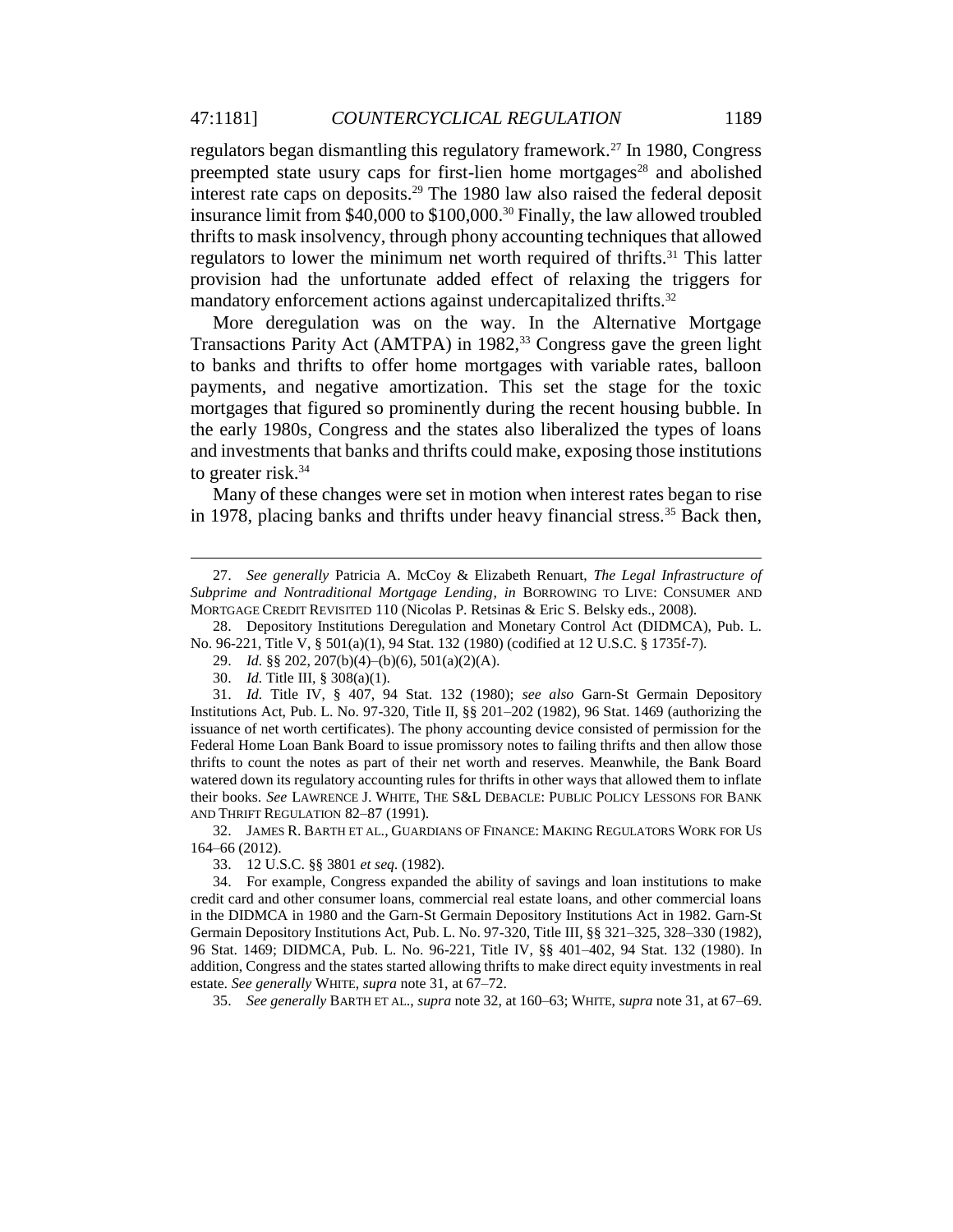regulators began dismantling this regulatory framework.[27] In 1980, Congress preempted state usury caps for first-lien home mortgages[28] and abolished interest rate caps on deposits.[29] The 1980 law also raised the federal deposit insurance limit from $40,000 to $100,000.[30] Finally, the law allowed troubled thrifts to mask insolvency, through phony accounting techniques that allowed regulators to lower the minimum net worth required of thrifts.[31] This latter provision had the unfortunate added effect of relaxing the triggers for mandatory enforcement actions against undercapitalized thrifts.[32]

More deregulation was on the way. In the Alternative Mortgage Transactions Parity Act (AMTPA) in 1982,[33] Congress gave the green light to banks and thrifts to offer home mortgages with variable rates, balloon payments, and negative amortization. This set the stage for the toxic mortgages that figured so prominently during the recent housing bubble. In the early 1980s, Congress and the states also liberalized the types of loans and investments that banks and thrifts could make, exposing those institutions to greater risk.[34]

Many of these changes were set in motion when interest rates began to rise in 1978, placing banks and thrifts under heavy financial stress.[35] Back then,

---

27. *See generally* Patricia A. McCoy & Elizabeth Renuart, *The Legal Infrastructure of Subprime and Nontraditional Mortgage Lending*, *in* BORROWING TO LIVE: CONSUMER AND MORTGAGE CREDIT REVISITED 110 (Nicolas P. Retsinas & Eric S. Belsky eds., 2008).

28. Depository Institutions Deregulation and Monetary Control Act (DIDMCA), Pub. L. No. 96-221, Title V, § 501(a)(1), 94 Stat. 132 (1980) (codified at 12 U.S.C. § 1735f-7).

29. *Id.* §§ 202, 207(b)(4)–(b)(6), 501(a)(2)(A).

30. *Id.* Title III, § 308(a)(1).

31. *Id.* Title IV, § 407, 94 Stat. 132 (1980); *see also* Garn-St Germain Depository Institutions Act, Pub. L. No. 97-320, Title II, §§ 201–202 (1982), 96 Stat. 1469 (authorizing the issuance of net worth certificates). The phony accounting device consisted of permission for the Federal Home Loan Bank Board to issue promissory notes to failing thrifts and then allow those thrifts to count the notes as part of their net worth and reserves. Meanwhile, the Bank Board watered down its regulatory accounting rules for thrifts in other ways that allowed them to inflate their books. *See* LAWRENCE J. WHITE, THE S&L DEBACLE: PUBLIC POLICY LESSONS FOR BANK AND THRIFT REGULATION 82–87 (1991).

32. JAMES R. BARTH ET AL., GUARDIANS OF FINANCE: MAKING REGULATORS WORK FOR US 164–66 (2012).

33. 12 U.S.C. §§ 3801 *et seq.* (1982).

34. For example, Congress expanded the ability of savings and loan institutions to make credit card and other consumer loans, commercial real estate loans, and other commercial loans in the DIDMCA in 1980 and the Garn-St Germain Depository Institutions Act in 1982. Garn-St Germain Depository Institutions Act, Pub. L. No. 97-320, Title III, §§ 321–325, 328–330 (1982), 96 Stat. 1469; DIDMCA, Pub. L. No. 96-221, Title IV, §§ 401–402, 94 Stat. 132 (1980). In addition, Congress and the states started allowing thrifts to make direct equity investments in real estate. *See generally* WHITE, *supra* note 31, at 67–72.

35. *See generally* BARTH ET AL., *supra* note 32, at 160–63; WHITE, *supra* note 31, at 67–69.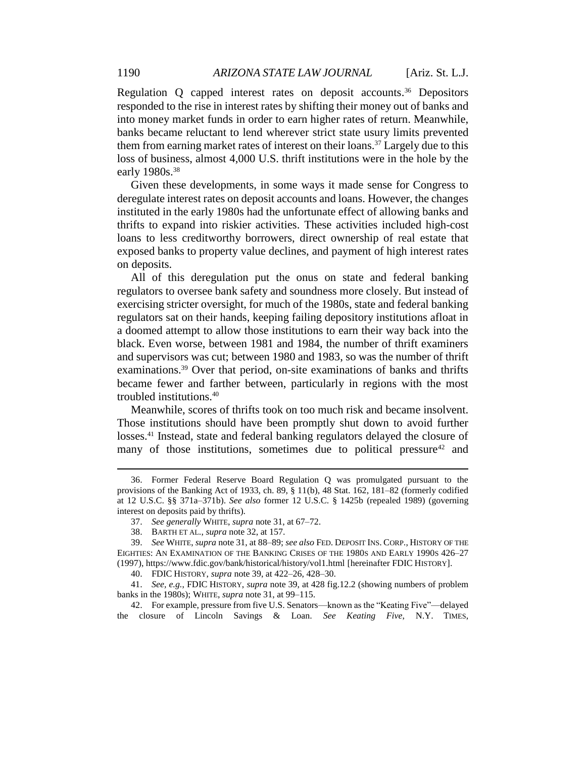Regulation Q capped interest rates on deposit accounts.[36] Depositors responded to the rise in interest rates by shifting their money out of banks and into money market funds in order to earn higher rates of return. Meanwhile, banks became reluctant to lend wherever strict state usury limits prevented them from earning market rates of interest on their loans.[37] Largely due to this loss of business, almost 4,000 U.S. thrift institutions were in the hole by the early 1980s.[38]

Given these developments, in some ways it made sense for Congress to deregulate interest rates on deposit accounts and loans. However, the changes instituted in the early 1980s had the unfortunate effect of allowing banks and thrifts to expand into riskier activities. These activities included high-cost loans to less creditworthy borrowers, direct ownership of real estate that exposed banks to property value declines, and payment of high interest rates on deposits.

All of this deregulation put the onus on state and federal banking regulators to oversee bank safety and soundness more closely. But instead of exercising stricter oversight, for much of the 1980s, state and federal banking regulators sat on their hands, keeping failing depository institutions afloat in a doomed attempt to allow those institutions to earn their way back into the black. Even worse, between 1981 and 1984, the number of thrift examiners and supervisors was cut; between 1980 and 1983, so was the number of thrift examinations.[39] Over that period, on-site examinations of banks and thrifts became fewer and farther between, particularly in regions with the most troubled institutions.[40]

Meanwhile, scores of thrifts took on too much risk and became insolvent. Those institutions should have been promptly shut down to avoid further losses.[41] Instead, state and federal banking regulators delayed the closure of many of those institutions, sometimes due to political pressure[42] and

---

36. Former Federal Reserve Board Regulation Q was promulgated pursuant to the provisions of the Banking Act of 1933, ch. 89, § 11(b), 48 Stat. 162, 181–82 (formerly codified at 12 U.S.C. §§ 371a–371b). *See also* former 12 U.S.C. § 1425b (repealed 1989) (governing interest on deposits paid by thrifts).

37. *See generally* WHITE, *supra* note 31, at 67–72.

38. BARTH ET AL., *supra* note 32, at 157.

39. *See* WHITE, *supra* note 31, at 88–89; *see also* FED. DEPOSIT INS. CORP., HISTORY OF THE EIGHTIES: AN EXAMINATION OF THE BANKING CRISES OF THE 1980S AND EARLY 1990S 426–27 (1997), https://www.fdic.gov/bank/historical/history/vol1.html [hereinafter FDIC HISTORY].

40. FDIC HISTORY, *supra* note 39, at 422–26, 428–30.

41. *See, e.g.*, FDIC HISTORY, *supra* note 39, at 428 fig.12.2 (showing numbers of problem banks in the 1980s); WHITE, *supra* note 31, at 99–115.

42. For example, pressure from five U.S. Senators—known as the "Keating Five"—delayed the closure of Lincoln Savings & Loan. *See Keating Five*, N.Y. TIMES,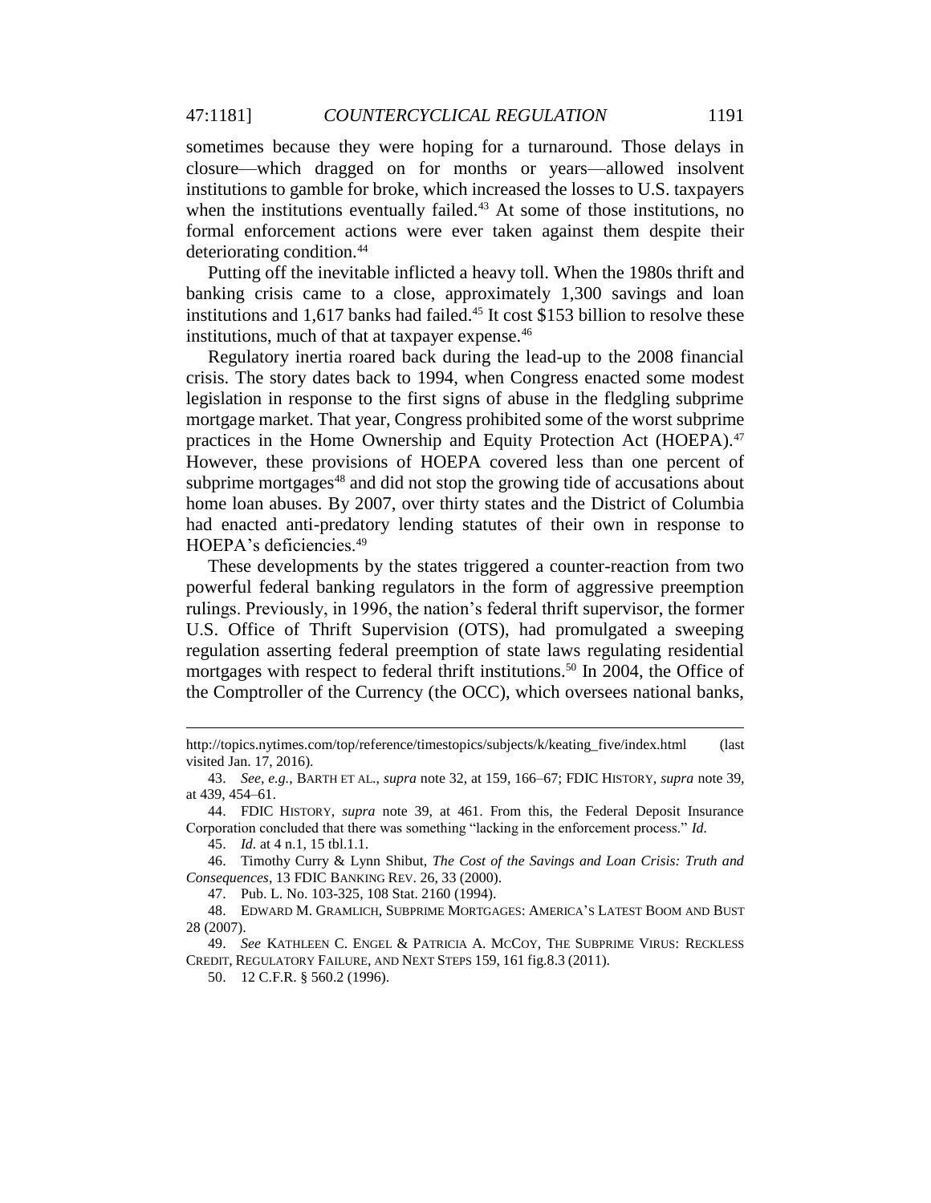sometimes because they were hoping for a turnaround. Those delays in closure—which dragged on for months or years—allowed insolvent institutions to gamble for broke, which increased the losses to U.S. taxpayers when the institutions eventually failed.[43] At some of those institutions, no formal enforcement actions were ever taken against them despite their deteriorating condition.[44]

Putting off the inevitable inflicted a heavy toll. When the 1980s thrift and banking crisis came to a close, approximately 1,300 savings and loan institutions and 1,617 banks had failed.[45] It cost $153 billion to resolve these institutions, much of that at taxpayer expense.[46]

Regulatory inertia roared back during the lead-up to the 2008 financial crisis. The story dates back to 1994, when Congress enacted some modest legislation in response to the first signs of abuse in the fledgling subprime mortgage market. That year, Congress prohibited some of the worst subprime practices in the Home Ownership and Equity Protection Act (HOEPA).[47] However, these provisions of HOEPA covered less than one percent of subprime mortgages[48] and did not stop the growing tide of accusations about home loan abuses. By 2007, over thirty states and the District of Columbia had enacted anti-predatory lending statutes of their own in response to HOEPA's deficiencies.[49]

These developments by the states triggered a counter-reaction from two powerful federal banking regulators in the form of aggressive preemption rulings. Previously, in 1996, the nation's federal thrift supervisor, the former U.S. Office of Thrift Supervision (OTS), had promulgated a sweeping regulation asserting federal preemption of state laws regulating residential mortgages with respect to federal thrift institutions.[50] In 2004, the Office of the Comptroller of the Currency (the OCC), which oversees national banks,

---

http://topics.nytimes.com/top/reference/timestopics/subjects/k/keating_five/index.html (last visited Jan. 17, 2016).

43. *See, e.g.*, BARTH ET AL., *supra* note 32, at 159, 166–67; FDIC HISTORY, *supra* note 39, at 439, 454–61.

44. FDIC HISTORY, *supra* note 39, at 461. From this, the Federal Deposit Insurance Corporation concluded that there was something "lacking in the enforcement process." *Id.*

45. *Id.* at 4 n.1, 15 tbl.1.1.

46. Timothy Curry & Lynn Shibut, *The Cost of the Savings and Loan Crisis: Truth and Consequences*, 13 FDIC BANKING REV. 26, 33 (2000).

47. Pub. L. No. 103-325, 108 Stat. 2160 (1994).

48. EDWARD M. GRAMLICH, SUBPRIME MORTGAGES: AMERICA'S LATEST BOOM AND BUST 28 (2007).

49. *See* KATHLEEN C. ENGEL & PATRICIA A. MCCOY, THE SUBPRIME VIRUS: RECKLESS CREDIT, REGULATORY FAILURE, AND NEXT STEPS 159, 161 fig.8.3 (2011).

50. 12 C.F.R. § 560.2 (1996).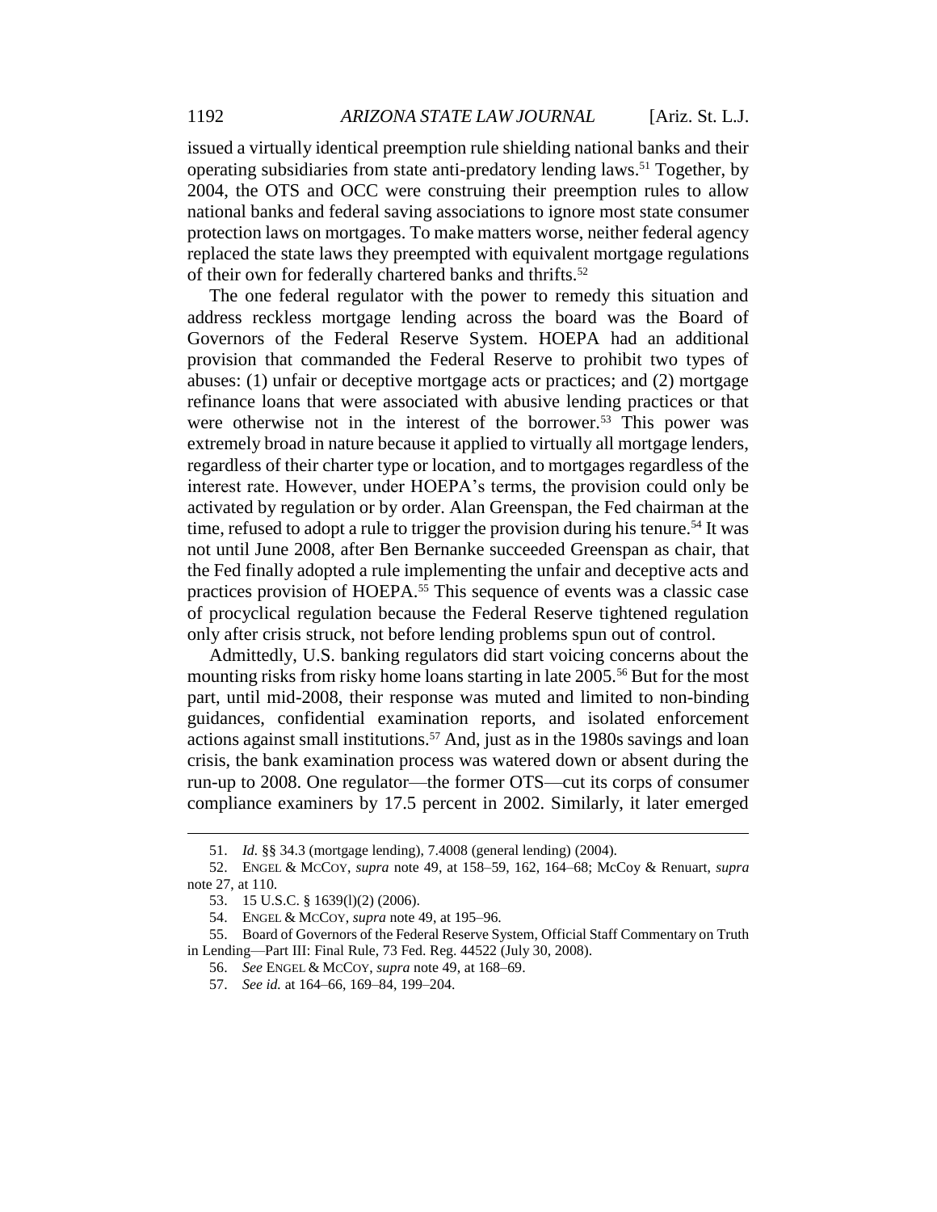issued a virtually identical preemption rule shielding national banks and their operating subsidiaries from state anti-predatory lending laws.[51] Together, by 2004, the OTS and OCC were construing their preemption rules to allow national banks and federal saving associations to ignore most state consumer protection laws on mortgages. To make matters worse, neither federal agency replaced the state laws they preempted with equivalent mortgage regulations of their own for federally chartered banks and thrifts.[52]

The one federal regulator with the power to remedy this situation and address reckless mortgage lending across the board was the Board of Governors of the Federal Reserve System. HOEPA had an additional provision that commanded the Federal Reserve to prohibit two types of abuses: (1) unfair or deceptive mortgage acts or practices; and (2) mortgage refinance loans that were associated with abusive lending practices or that were otherwise not in the interest of the borrower.[53] This power was extremely broad in nature because it applied to virtually all mortgage lenders, regardless of their charter type or location, and to mortgages regardless of the interest rate. However, under HOEPA's terms, the provision could only be activated by regulation or by order. Alan Greenspan, the Fed chairman at the time, refused to adopt a rule to trigger the provision during his tenure.[54] It was not until June 2008, after Ben Bernanke succeeded Greenspan as chair, that the Fed finally adopted a rule implementing the unfair and deceptive acts and practices provision of HOEPA.[55] This sequence of events was a classic case of procyclical regulation because the Federal Reserve tightened regulation only after crisis struck, not before lending problems spun out of control.

Admittedly, U.S. banking regulators did start voicing concerns about the mounting risks from risky home loans starting in late 2005.[56] But for the most part, until mid-2008, their response was muted and limited to non-binding guidances, confidential examination reports, and isolated enforcement actions against small institutions.[57] And, just as in the 1980s savings and loan crisis, the bank examination process was watered down or absent during the run-up to 2008. One regulator—the former OTS—cut its corps of consumer compliance examiners by 17.5 percent in 2002. Similarly, it later emerged

---

51. *Id.* §§ 34.3 (mortgage lending), 7.4008 (general lending) (2004).

52. ENGEL & MCCOY, *supra* note 49, at 158–59, 162, 164–68; McCoy & Renuart, *supra* note 27, at 110.

53. 15 U.S.C. § 1639(l)(2) (2006).

54. ENGEL & MCCOY, *supra* note 49, at 195–96.

55. Board of Governors of the Federal Reserve System, Official Staff Commentary on Truth in Lending—Part III: Final Rule, 73 Fed. Reg. 44522 (July 30, 2008).

56. *See* ENGEL & MCCOY, *supra* note 49, at 168–69.

57. *See id.* at 164–66, 169–84, 199–204.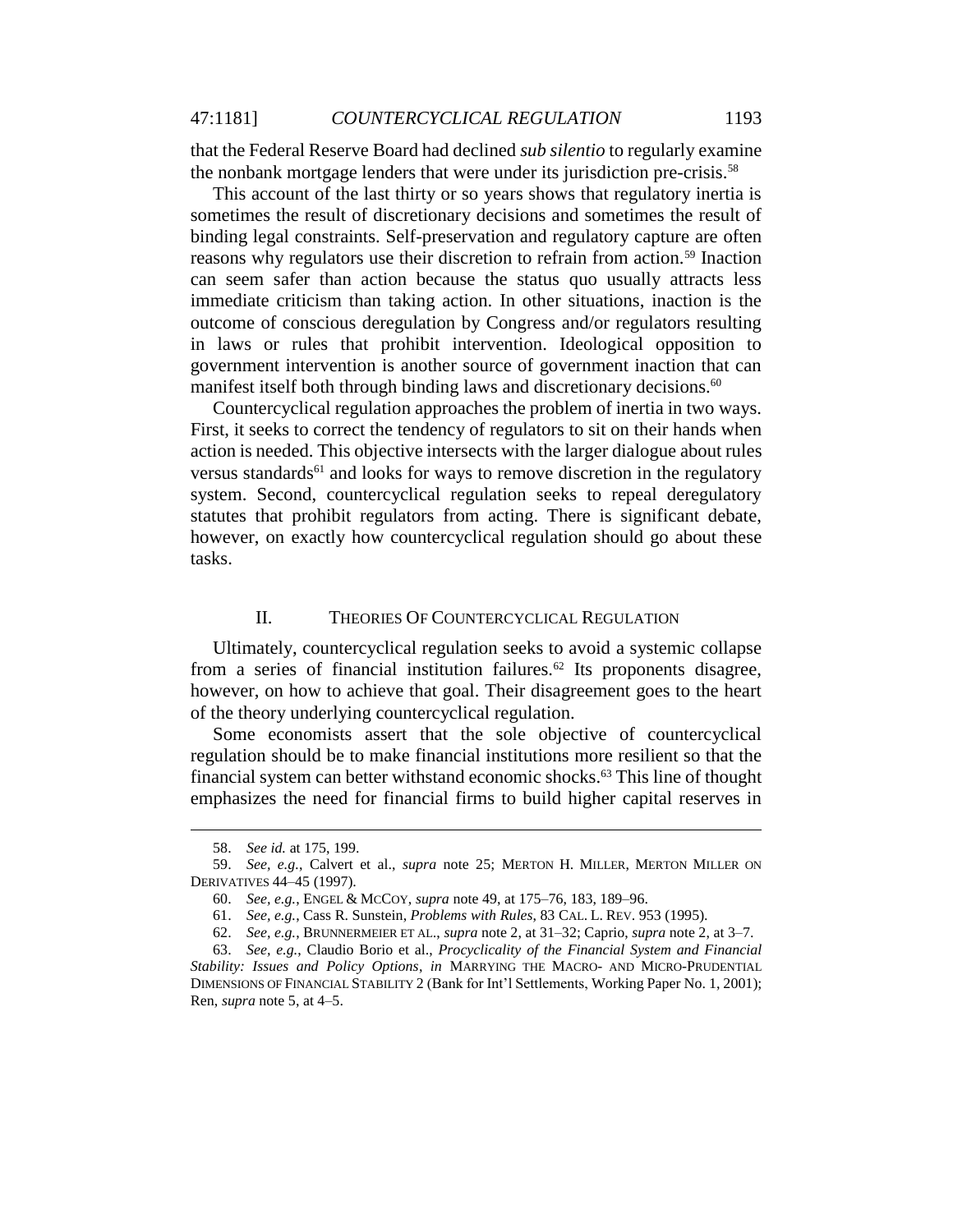that the Federal Reserve Board had declined *sub silentio* to regularly examine the nonbank mortgage lenders that were under its jurisdiction pre-crisis.[58]

This account of the last thirty or so years shows that regulatory inertia is sometimes the result of discretionary decisions and sometimes the result of binding legal constraints. Self-preservation and regulatory capture are often reasons why regulators use their discretion to refrain from action.[59] Inaction can seem safer than action because the status quo usually attracts less immediate criticism than taking action. In other situations, inaction is the outcome of conscious deregulation by Congress and/or regulators resulting in laws or rules that prohibit intervention. Ideological opposition to government intervention is another source of government inaction that can manifest itself both through binding laws and discretionary decisions.[60]

Countercyclical regulation approaches the problem of inertia in two ways. First, it seeks to correct the tendency of regulators to sit on their hands when action is needed. This objective intersects with the larger dialogue about rules versus standards[61] and looks for ways to remove discretion in the regulatory system. Second, countercyclical regulation seeks to repeal deregulatory statutes that prohibit regulators from acting. There is significant debate, however, on exactly how countercyclical regulation should go about these tasks.

## II. THEORIES OF COUNTERCYCLICAL REGULATION

Ultimately, countercyclical regulation seeks to avoid a systemic collapse from a series of financial institution failures.[62] Its proponents disagree, however, on how to achieve that goal. Their disagreement goes to the heart of the theory underlying countercyclical regulation.

Some economists assert that the sole objective of countercyclical regulation should be to make financial institutions more resilient so that the financial system can better withstand economic shocks.[63] This line of thought emphasizes the need for financial firms to build higher capital reserves in

---

58. *See id.* at 175, 199.

59. *See, e.g.*, Calvert et al., *supra* note 25; MERTON H. MILLER, MERTON MILLER ON DERIVATIVES 44–45 (1997).

60. *See, e.g.*, ENGEL & MCCOY, *supra* note 49, at 175–76, 183, 189–96.

61. *See, e.g.*, Cass R. Sunstein, *Problems with Rules*, 83 CAL. L. REV. 953 (1995).

62. *See, e.g.*, BRUNNERMEIER ET AL., *supra* note 2, at 31–32; Caprio, *supra* note 2, at 3–7.

63. *See, e.g.*, Claudio Borio et al., *Procyclicality of the Financial System and Financial Stability: Issues and Policy Options*, *in* MARRYING THE MACRO- AND MICRO-PRUDENTIAL DIMENSIONS OF FINANCIAL STABILITY 2 (Bank for Int'l Settlements, Working Paper No. 1, 2001); Ren, *supra* note 5, at 4–5.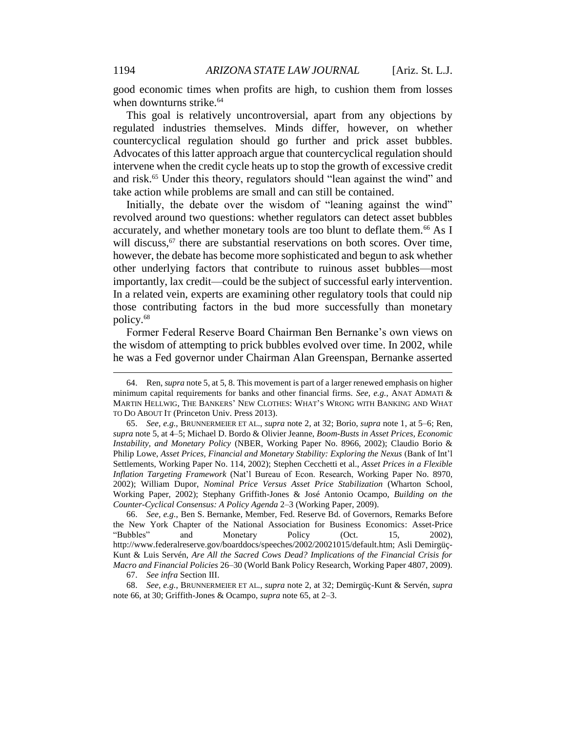good economic times when profits are high, to cushion them from losses when downturns strike.[64]

This goal is relatively uncontroversial, apart from any objections by regulated industries themselves. Minds differ, however, on whether countercyclical regulation should go further and prick asset bubbles. Advocates of this latter approach argue that countercyclical regulation should intervene when the credit cycle heats up to stop the growth of excessive credit and risk.[65] Under this theory, regulators should "lean against the wind" and take action while problems are small and can still be contained.

Initially, the debate over the wisdom of "leaning against the wind" revolved around two questions: whether regulators can detect asset bubbles accurately, and whether monetary tools are too blunt to deflate them.[66] As I will discuss,[67] there are substantial reservations on both scores. Over time, however, the debate has become more sophisticated and begun to ask whether other underlying factors that contribute to ruinous asset bubbles—most importantly, lax credit—could be the subject of successful early intervention. In a related vein, experts are examining other regulatory tools that could nip those contributing factors in the bud more successfully than monetary policy.[68]

Former Federal Reserve Board Chairman Ben Bernanke's own views on the wisdom of attempting to prick bubbles evolved over time. In 2002, while he was a Fed governor under Chairman Alan Greenspan, Bernanke asserted

---

64. Ren, *supra* note 5, at 5, 8. This movement is part of a larger renewed emphasis on higher minimum capital requirements for banks and other financial firms. *See, e.g.*, ANAT ADMATI & MARTIN HELLWIG, THE BANKERS' NEW CLOTHES: WHAT'S WRONG WITH BANKING AND WHAT TO DO ABOUT IT (Princeton Univ. Press 2013).

65. *See, e.g.*, BRUNNERMEIER ET AL., *supra* note 2, at 32; Borio, *supra* note 1, at 5–6; Ren, *supra* note 5, at 4–5; Michael D. Bordo & Olivier Jeanne, *Boom-Busts in Asset Prices, Economic Instability, and Monetary Policy* (NBER, Working Paper No. 8966, 2002); Claudio Borio & Philip Lowe, *Asset Prices, Financial and Monetary Stability: Exploring the Nexus* (Bank of Int'l Settlements, Working Paper No. 114, 2002); Stephen Cecchetti et al., *Asset Prices in a Flexible Inflation Targeting Framework* (Nat'l Bureau of Econ. Research, Working Paper No. 8970, 2002); William Dupor, *Nominal Price Versus Asset Price Stabilization* (Wharton School, Working Paper, 2002); Stephany Griffith-Jones & José Antonio Ocampo, *Building on the Counter-Cyclical Consensus: A Policy Agenda* 2–3 (Working Paper, 2009).

66. *See, e.g.*, Ben S. Bernanke, Member, Fed. Reserve Bd. of Governors, Remarks Before the New York Chapter of the National Association for Business Economics: Asset-Price "Bubbles" and Monetary Policy (Oct. 15, 2002), http://www.federalreserve.gov/boarddocs/speeches/2002/20021015/default.htm; Asli Demirgüç-Kunt & Luis Servén, *Are All the Sacred Cows Dead? Implications of the Financial Crisis for Macro and Financial Policies* 26–30 (World Bank Policy Research, Working Paper 4807, 2009).

67. *See infra* Section III.

68. *See, e.g.*, BRUNNERMEIER ET AL., *supra* note 2, at 32; Demirgüç-Kunt & Servén, *supra* note 66, at 30; Griffith-Jones & Ocampo, *supra* note 65, at 2–3.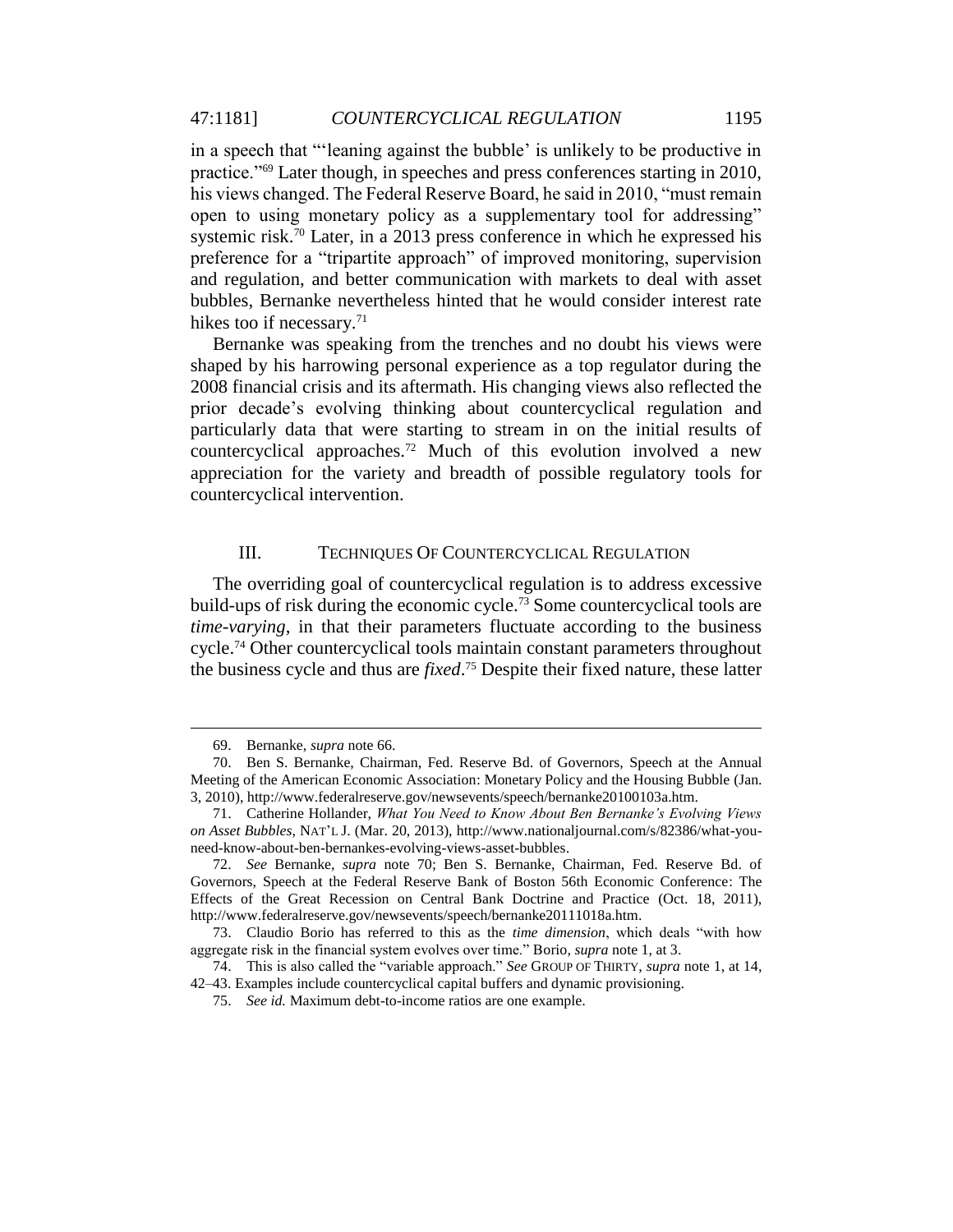in a speech that "'leaning against the bubble' is unlikely to be productive in practice."[69] Later though, in speeches and press conferences starting in 2010, his views changed. The Federal Reserve Board, he said in 2010, "must remain open to using monetary policy as a supplementary tool for addressing" systemic risk.[70] Later, in a 2013 press conference in which he expressed his preference for a "tripartite approach" of improved monitoring, supervision and regulation, and better communication with markets to deal with asset bubbles, Bernanke nevertheless hinted that he would consider interest rate hikes too if necessary.[71]

Bernanke was speaking from the trenches and no doubt his views were shaped by his harrowing personal experience as a top regulator during the 2008 financial crisis and its aftermath. His changing views also reflected the prior decade's evolving thinking about countercyclical regulation and particularly data that were starting to stream in on the initial results of countercyclical approaches.[72] Much of this evolution involved a new appreciation for the variety and breadth of possible regulatory tools for countercyclical intervention.

## III. TECHNIQUES OF COUNTERCYCLICAL REGULATION

The overriding goal of countercyclical regulation is to address excessive build-ups of risk during the economic cycle.[73] Some countercyclical tools are *time-varying*, in that their parameters fluctuate according to the business cycle.[74] Other countercyclical tools maintain constant parameters throughout the business cycle and thus are *fixed*.[75] Despite their fixed nature, these latter

---

69. Bernanke, *supra* note 66.

70. Ben S. Bernanke, Chairman, Fed. Reserve Bd. of Governors, Speech at the Annual Meeting of the American Economic Association: Monetary Policy and the Housing Bubble (Jan. 3, 2010), http://www.federalreserve.gov/newsevents/speech/bernanke20100103a.htm.

71. Catherine Hollander, *What You Need to Know About Ben Bernanke's Evolving Views on Asset Bubbles*, NAT'L J. (Mar. 20, 2013), http://www.nationaljournal.com/s/82386/what-you-need-know-about-ben-bernankes-evolving-views-asset-bubbles.

72. *See* Bernanke, *supra* note 70; Ben S. Bernanke, Chairman, Fed. Reserve Bd. of Governors, Speech at the Federal Reserve Bank of Boston 56th Economic Conference: The Effects of the Great Recession on Central Bank Doctrine and Practice (Oct. 18, 2011), http://www.federalreserve.gov/newsevents/speech/bernanke20111018a.htm.

73. Claudio Borio has referred to this as the *time dimension*, which deals "with how aggregate risk in the financial system evolves over time." Borio, *supra* note 1, at 3.

74. This is also called the "variable approach." *See* GROUP OF THIRTY, *supra* note 1, at 14, 42–43. Examples include countercyclical capital buffers and dynamic provisioning.

75. *See id.* Maximum debt-to-income ratios are one example.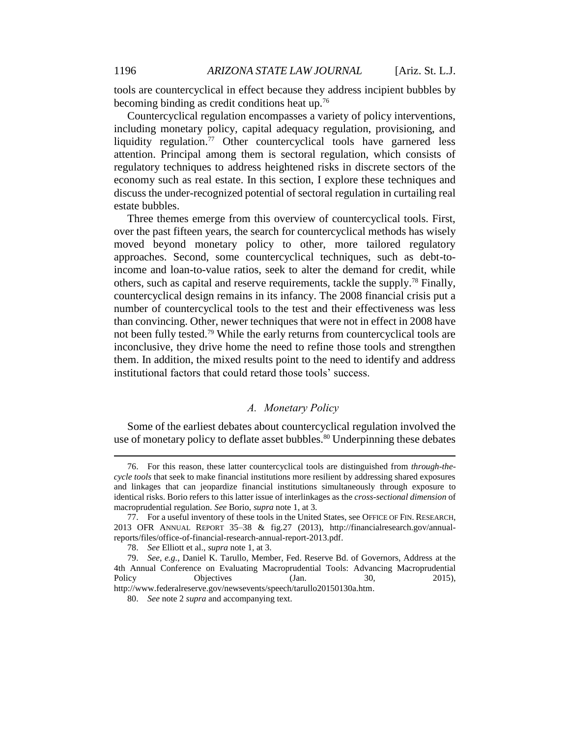tools are countercyclical in effect because they address incipient bubbles by becoming binding as credit conditions heat up.[76]

Countercyclical regulation encompasses a variety of policy interventions, including monetary policy, capital adequacy regulation, provisioning, and liquidity regulation.[77] Other countercyclical tools have garnered less attention. Principal among them is sectoral regulation, which consists of regulatory techniques to address heightened risks in discrete sectors of the economy such as real estate. In this section, I explore these techniques and discuss the under-recognized potential of sectoral regulation in curtailing real estate bubbles.

Three themes emerge from this overview of countercyclical tools. First, over the past fifteen years, the search for countercyclical methods has wisely moved beyond monetary policy to other, more tailored regulatory approaches. Second, some countercyclical techniques, such as debt-to-income and loan-to-value ratios, seek to alter the demand for credit, while others, such as capital and reserve requirements, tackle the supply.[78] Finally, countercyclical design remains in its infancy. The 2008 financial crisis put a number of countercyclical tools to the test and their effectiveness was less than convincing. Other, newer techniques that were not in effect in 2008 have not been fully tested.[79] While the early returns from countercyclical tools are inconclusive, they drive home the need to refine those tools and strengthen them. In addition, the mixed results point to the need to identify and address institutional factors that could retard those tools' success.

### *A. Monetary Policy*

Some of the earliest debates about countercyclical regulation involved the use of monetary policy to deflate asset bubbles.[80] Underpinning these debates

---

76. For this reason, these latter countercyclical tools are distinguished from *through-the-cycle tools* that seek to make financial institutions more resilient by addressing shared exposures and linkages that can jeopardize financial institutions simultaneously through exposure to identical risks. Borio refers to this latter issue of interlinkages as the *cross-sectional dimension* of macroprudential regulation. *See* Borio, *supra* note 1, at 3.

77. For a useful inventory of these tools in the United States, see OFFICE OF FIN. RESEARCH, 2013 OFR ANNUAL REPORT 35–38 & fig.27 (2013), http://financialresearch.gov/annual-reports/files/office-of-financial-research-annual-report-2013.pdf.

78. *See* Elliott et al., *supra* note 1, at 3.

79. *See, e.g.*, Daniel K. Tarullo, Member, Fed. Reserve Bd. of Governors, Address at the 4th Annual Conference on Evaluating Macroprudential Tools: Advancing Macroprudential Policy Objectives (Jan. 30, 2015), http://www.federalreserve.gov/newsevents/speech/tarullo20150130a.htm.

80. *See* note 2 *supra* and accompanying text.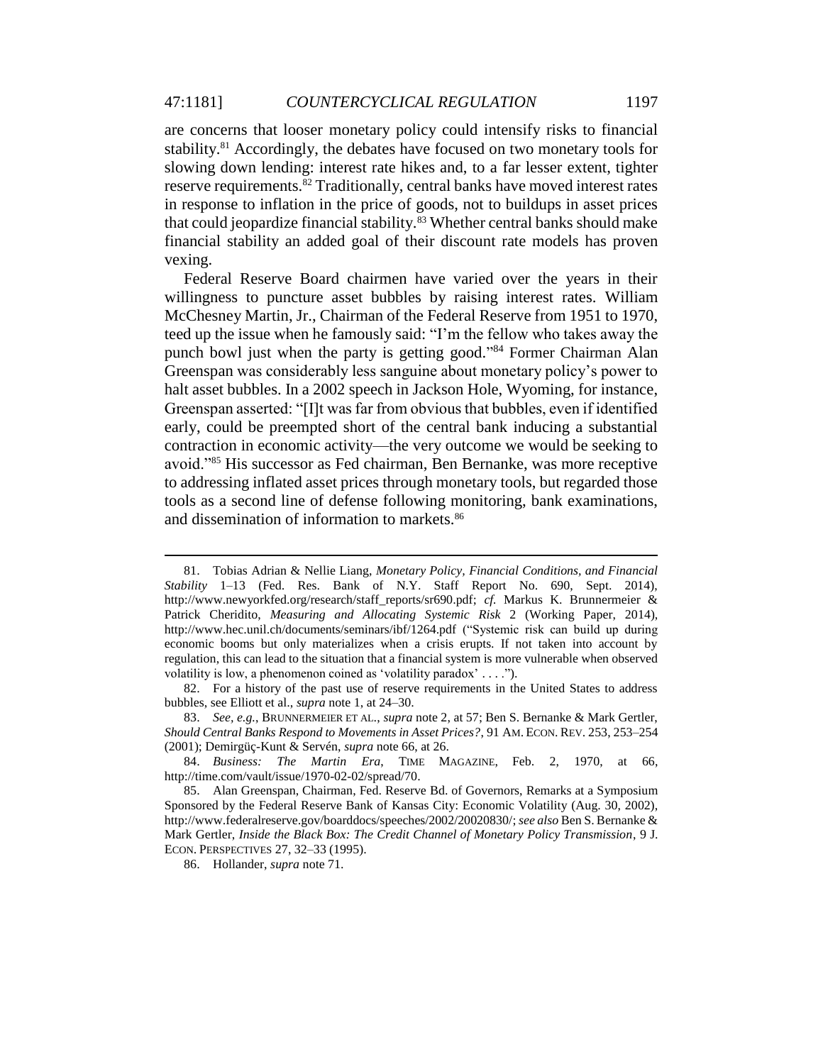are concerns that looser monetary policy could intensify risks to financial stability.[81] Accordingly, the debates have focused on two monetary tools for slowing down lending: interest rate hikes and, to a far lesser extent, tighter reserve requirements.[82] Traditionally, central banks have moved interest rates in response to inflation in the price of goods, not to buildups in asset prices that could jeopardize financial stability.[83] Whether central banks should make financial stability an added goal of their discount rate models has proven vexing.

Federal Reserve Board chairmen have varied over the years in their willingness to puncture asset bubbles by raising interest rates. William McChesney Martin, Jr., Chairman of the Federal Reserve from 1951 to 1970, teed up the issue when he famously said: "I'm the fellow who takes away the punch bowl just when the party is getting good."[84] Former Chairman Alan Greenspan was considerably less sanguine about monetary policy's power to halt asset bubbles. In a 2002 speech in Jackson Hole, Wyoming, for instance, Greenspan asserted: "[I]t was far from obvious that bubbles, even if identified early, could be preempted short of the central bank inducing a substantial contraction in economic activity—the very outcome we would be seeking to avoid."[85] His successor as Fed chairman, Ben Bernanke, was more receptive to addressing inflated asset prices through monetary tools, but regarded those tools as a second line of defense following monitoring, bank examinations, and dissemination of information to markets.[86]

---

81. Tobias Adrian & Nellie Liang, *Monetary Policy, Financial Conditions, and Financial Stability* 1–13 (Fed. Res. Bank of N.Y. Staff Report No. 690, Sept. 2014), http://www.newyorkfed.org/research/staff_reports/sr690.pdf; *cf.* Markus K. Brunnermeier & Patrick Cheridito, *Measuring and Allocating Systemic Risk* 2 (Working Paper, 2014), http://www.hec.unil.ch/documents/seminars/ibf/1264.pdf ("Systemic risk can build up during economic booms but only materializes when a crisis erupts. If not taken into account by regulation, this can lead to the situation that a financial system is more vulnerable when observed volatility is low, a phenomenon coined as 'volatility paradox' . . . .").

82. For a history of the past use of reserve requirements in the United States to address bubbles, see Elliott et al., *supra* note 1, at 24–30.

83. *See, e.g.*, BRUNNERMEIER ET AL., *supra* note 2, at 57; Ben S. Bernanke & Mark Gertler, *Should Central Banks Respond to Movements in Asset Prices?*, 91 AM. ECON. REV. 253, 253–254 (2001); Demirgüç-Kunt & Servén, *supra* note 66, at 26.

84. *Business: The Martin Era*, TIME MAGAZINE, Feb. 2, 1970, at 66, http://time.com/vault/issue/1970-02-02/spread/70.

85. Alan Greenspan, Chairman, Fed. Reserve Bd. of Governors, Remarks at a Symposium Sponsored by the Federal Reserve Bank of Kansas City: Economic Volatility (Aug. 30, 2002), http://www.federalreserve.gov/boarddocs/speeches/2002/20020830/; *see also* Ben S. Bernanke & Mark Gertler, *Inside the Black Box: The Credit Channel of Monetary Policy Transmission*, 9 J. ECON. PERSPECTIVES 27, 32–33 (1995).

86. Hollander, *supra* note 71.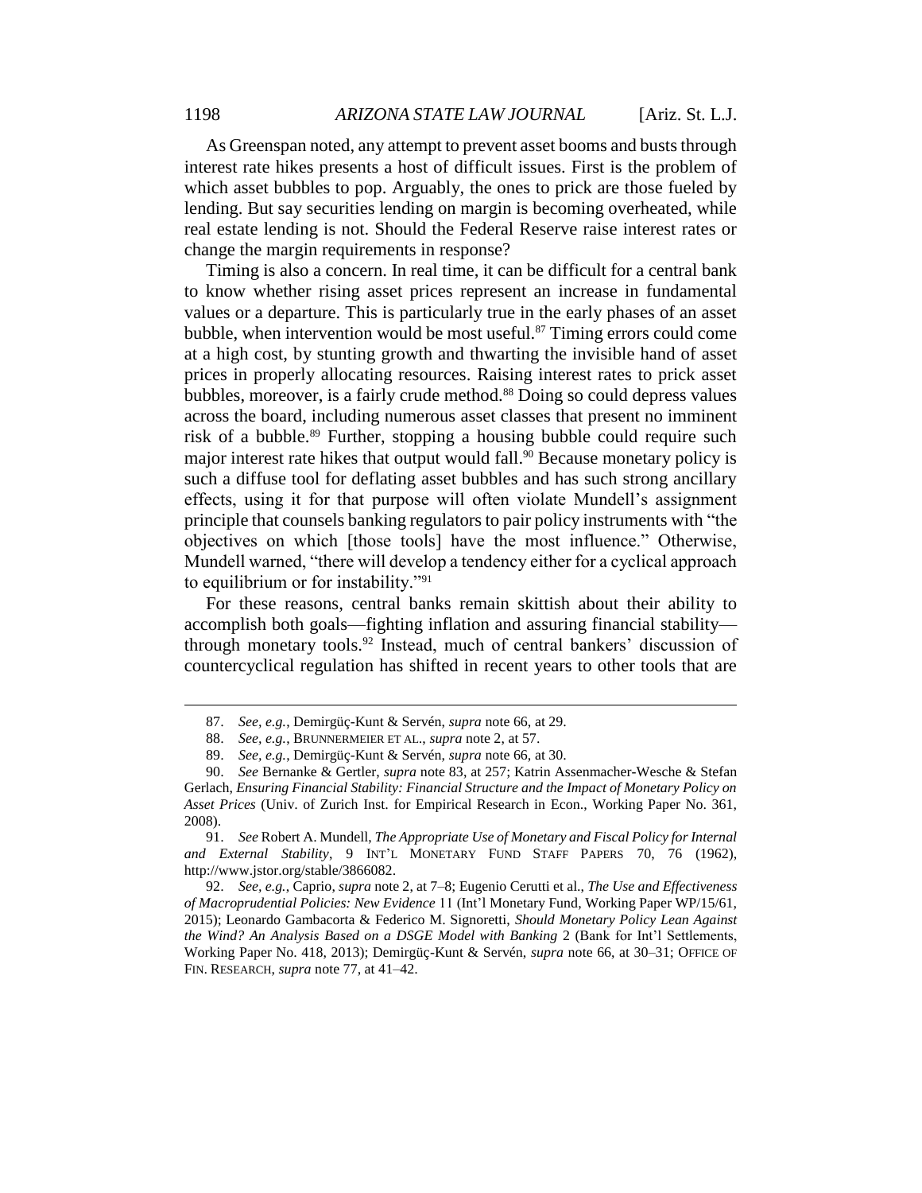As Greenspan noted, any attempt to prevent asset booms and busts through interest rate hikes presents a host of difficult issues. First is the problem of which asset bubbles to pop. Arguably, the ones to prick are those fueled by lending. But say securities lending on margin is becoming overheated, while real estate lending is not. Should the Federal Reserve raise interest rates or change the margin requirements in response?

Timing is also a concern. In real time, it can be difficult for a central bank to know whether rising asset prices represent an increase in fundamental values or a departure. This is particularly true in the early phases of an asset bubble, when intervention would be most useful.[87] Timing errors could come at a high cost, by stunting growth and thwarting the invisible hand of asset prices in properly allocating resources. Raising interest rates to prick asset bubbles, moreover, is a fairly crude method.[88] Doing so could depress values across the board, including numerous asset classes that present no imminent risk of a bubble.[89] Further, stopping a housing bubble could require such major interest rate hikes that output would fall.[90] Because monetary policy is such a diffuse tool for deflating asset bubbles and has such strong ancillary effects, using it for that purpose will often violate Mundell's assignment principle that counsels banking regulators to pair policy instruments with "the objectives on which [those tools] have the most influence." Otherwise, Mundell warned, "there will develop a tendency either for a cyclical approach to equilibrium or for instability."[91]

For these reasons, central banks remain skittish about their ability to accomplish both goals—fighting inflation and assuring financial stability—through monetary tools.[92] Instead, much of central bankers' discussion of countercyclical regulation has shifted in recent years to other tools that are

---

87. *See, e.g.*, Demirgüç-Kunt & Servén, *supra* note 66, at 29.

88. *See, e.g.*, BRUNNERMEIER ET AL., *supra* note 2, at 57.

89. *See, e.g.*, Demirgüç-Kunt & Servén, *supra* note 66, at 30.

90. *See* Bernanke & Gertler, *supra* note 83, at 257; Katrin Assenmacher-Wesche & Stefan Gerlach, *Ensuring Financial Stability: Financial Structure and the Impact of Monetary Policy on Asset Prices* (Univ. of Zurich Inst. for Empirical Research in Econ., Working Paper No. 361, 2008).

91. *See* Robert A. Mundell, *The Appropriate Use of Monetary and Fiscal Policy for Internal and External Stability*, 9 INT'L MONETARY FUND STAFF PAPERS 70, 76 (1962), http://www.jstor.org/stable/3866082.

92. *See, e.g.*, Caprio, *supra* note 2, at 7–8; Eugenio Cerutti et al., *The Use and Effectiveness of Macroprudential Policies: New Evidence* 11 (Int'l Monetary Fund, Working Paper WP/15/61, 2015); Leonardo Gambacorta & Federico M. Signoretti, *Should Monetary Policy Lean Against the Wind? An Analysis Based on a DSGE Model with Banking* 2 (Bank for Int'l Settlements, Working Paper No. 418, 2013); Demirgüç-Kunt & Servén, *supra* note 66, at 30–31; OFFICE OF FIN. RESEARCH, *supra* note 77, at 41–42.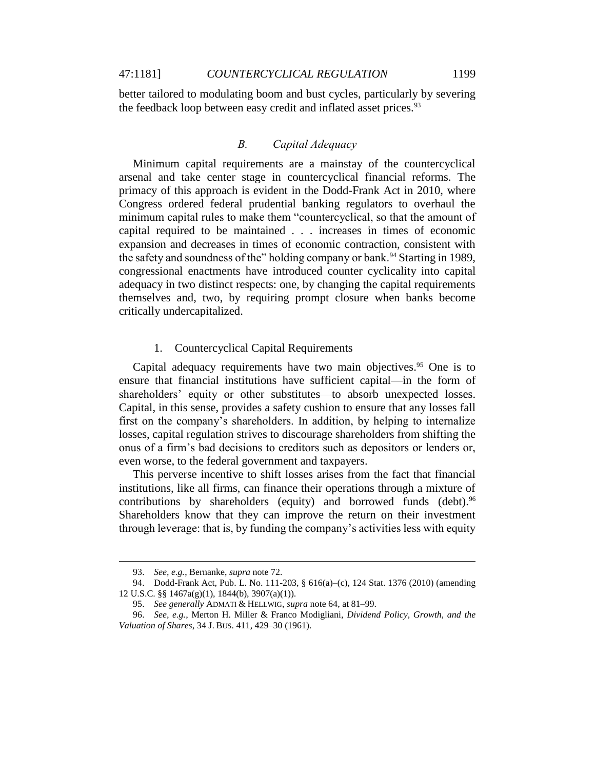better tailored to modulating boom and bust cycles, particularly by severing the feedback loop between easy credit and inflated asset prices.[93]

### *B. Capital Adequacy*

Minimum capital requirements are a mainstay of the countercyclical arsenal and take center stage in countercyclical financial reforms. The primacy of this approach is evident in the Dodd-Frank Act in 2010, where Congress ordered federal prudential banking regulators to overhaul the minimum capital rules to make them "countercyclical, so that the amount of capital required to be maintained . . . increases in times of economic expansion and decreases in times of economic contraction, consistent with the safety and soundness of the" holding company or bank.[94] Starting in 1989, congressional enactments have introduced counter cyclicality into capital adequacy in two distinct respects: one, by changing the capital requirements themselves and, two, by requiring prompt closure when banks become critically undercapitalized.

#### 1. Countercyclical Capital Requirements

Capital adequacy requirements have two main objectives.[95] One is to ensure that financial institutions have sufficient capital—in the form of shareholders' equity or other substitutes—to absorb unexpected losses. Capital, in this sense, provides a safety cushion to ensure that any losses fall first on the company's shareholders. In addition, by helping to internalize losses, capital regulation strives to discourage shareholders from shifting the onus of a firm's bad decisions to creditors such as depositors or lenders or, even worse, to the federal government and taxpayers.

This perverse incentive to shift losses arises from the fact that financial institutions, like all firms, can finance their operations through a mixture of contributions by shareholders (equity) and borrowed funds (debt).[96] Shareholders know that they can improve the return on their investment through leverage: that is, by funding the company's activities less with equity

---

93. *See, e.g.*, Bernanke, *supra* note 72.

94. Dodd-Frank Act, Pub. L. No. 111-203, § 616(a)–(c), 124 Stat. 1376 (2010) (amending 12 U.S.C. §§ 1467a(g)(1), 1844(b), 3907(a)(1)).

95. *See generally* ADMATI & HELLWIG, *supra* note 64, at 81–99.

96. *See, e.g.*, Merton H. Miller & Franco Modigliani, *Dividend Policy, Growth, and the Valuation of Shares*, 34 J. BUS. 411, 429–30 (1961).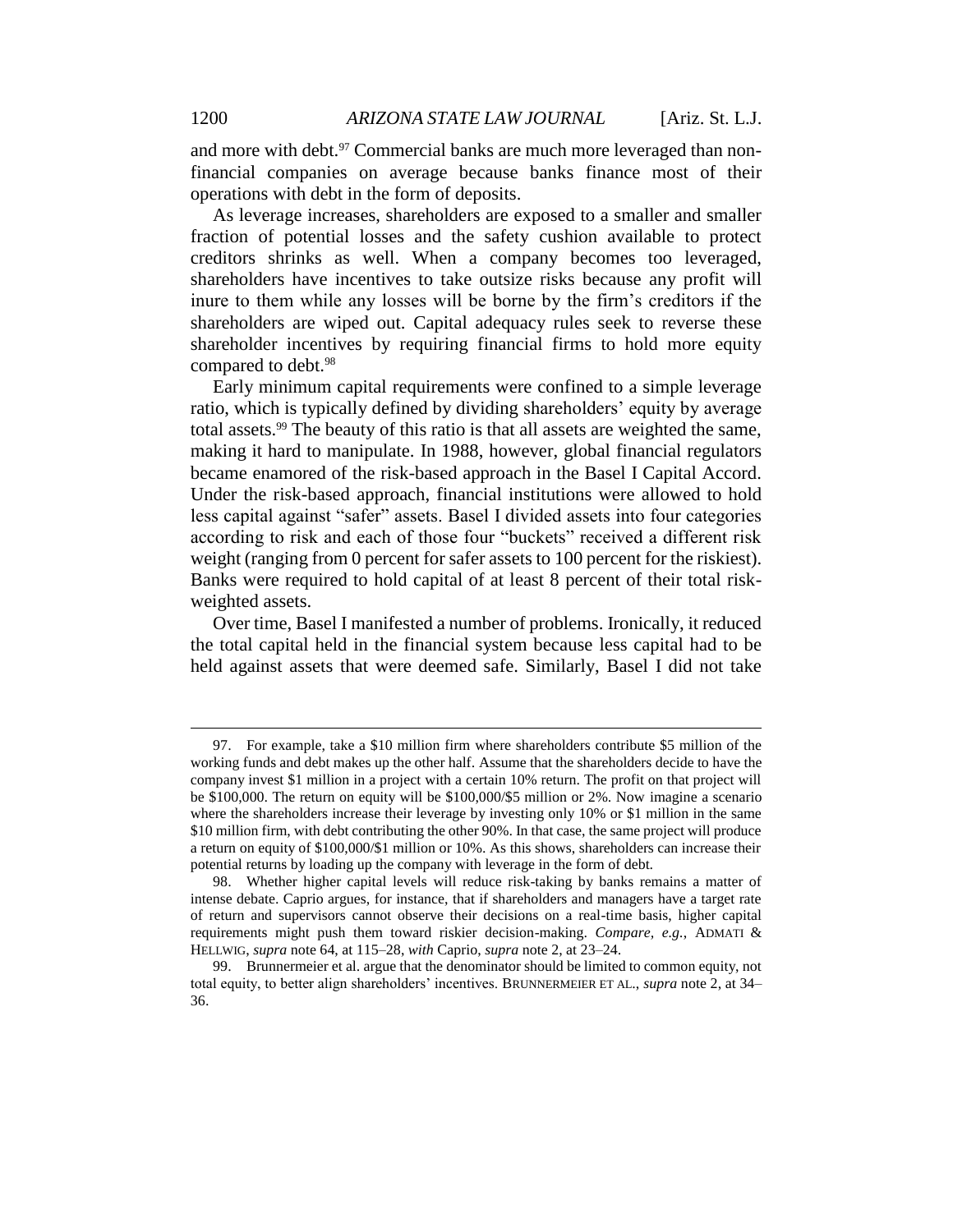and more with debt.[97] Commercial banks are much more leveraged than non-financial companies on average because banks finance most of their operations with debt in the form of deposits.

As leverage increases, shareholders are exposed to a smaller and smaller fraction of potential losses and the safety cushion available to protect creditors shrinks as well. When a company becomes too leveraged, shareholders have incentives to take outsize risks because any profit will inure to them while any losses will be borne by the firm's creditors if the shareholders are wiped out. Capital adequacy rules seek to reverse these shareholder incentives by requiring financial firms to hold more equity compared to debt.[98]

Early minimum capital requirements were confined to a simple leverage ratio, which is typically defined by dividing shareholders' equity by average total assets.[99] The beauty of this ratio is that all assets are weighted the same, making it hard to manipulate. In 1988, however, global financial regulators became enamored of the risk-based approach in the Basel I Capital Accord. Under the risk-based approach, financial institutions were allowed to hold less capital against "safer" assets. Basel I divided assets into four categories according to risk and each of those four "buckets" received a different risk weight (ranging from 0 percent for safer assets to 100 percent for the riskiest). Banks were required to hold capital of at least 8 percent of their total risk-weighted assets.

Over time, Basel I manifested a number of problems. Ironically, it reduced the total capital held in the financial system because less capital had to be held against assets that were deemed safe. Similarly, Basel I did not take

---

97. For example, take a $10 million firm where shareholders contribute $5 million of the working funds and debt makes up the other half. Assume that the shareholders decide to have the company invest $1 million in a project with a certain 10% return. The profit on that project will be $100,000. The return on equity will be $100,000/$5 million or 2%. Now imagine a scenario where the shareholders increase their leverage by investing only 10% or $1 million in the same $10 million firm, with debt contributing the other 90%. In that case, the same project will produce a return on equity of $100,000/$1 million or 10%. As this shows, shareholders can increase their potential returns by loading up the company with leverage in the form of debt.

98. Whether higher capital levels will reduce risk-taking by banks remains a matter of intense debate. Caprio argues, for instance, that if shareholders and managers have a target rate of return and supervisors cannot observe their decisions on a real-time basis, higher capital requirements might push them toward riskier decision-making. *Compare, e.g.*, ADMATI & HELLWIG, *supra* note 64, at 115–28, *with* Caprio, *supra* note 2, at 23–24.

99. Brunnermeier et al. argue that the denominator should be limited to common equity, not total equity, to better align shareholders' incentives. BRUNNERMEIER ET AL., *supra* note 2, at 34–36.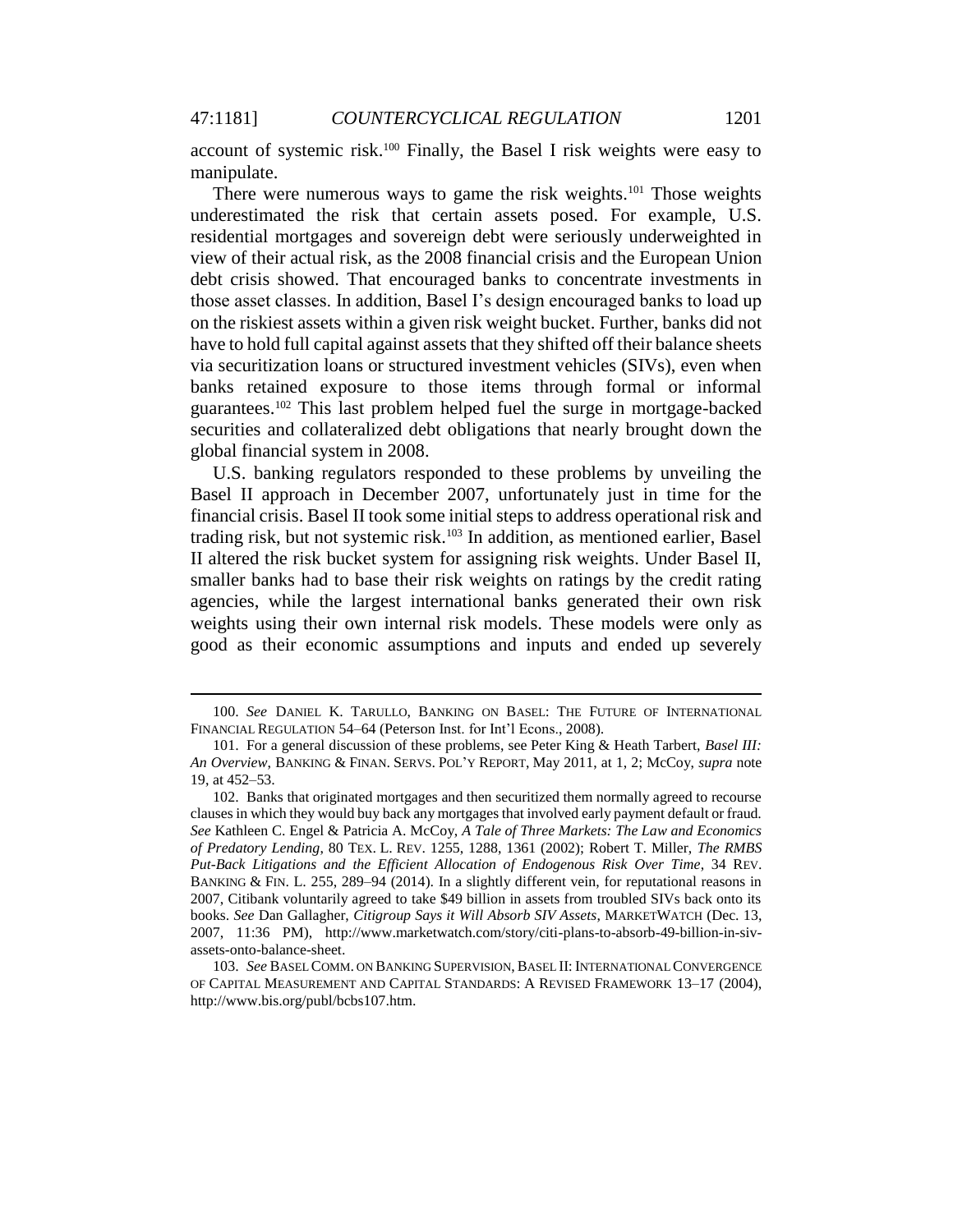account of systemic risk.[100] Finally, the Basel I risk weights were easy to manipulate.

There were numerous ways to game the risk weights.[101] Those weights underestimated the risk that certain assets posed. For example, U.S. residential mortgages and sovereign debt were seriously underweighted in view of their actual risk, as the 2008 financial crisis and the European Union debt crisis showed. That encouraged banks to concentrate investments in those asset classes. In addition, Basel I's design encouraged banks to load up on the riskiest assets within a given risk weight bucket. Further, banks did not have to hold full capital against assets that they shifted off their balance sheets via securitization loans or structured investment vehicles (SIVs), even when banks retained exposure to those items through formal or informal guarantees.[102] This last problem helped fuel the surge in mortgage-backed securities and collateralized debt obligations that nearly brought down the global financial system in 2008.

U.S. banking regulators responded to these problems by unveiling the Basel II approach in December 2007, unfortunately just in time for the financial crisis. Basel II took some initial steps to address operational risk and trading risk, but not systemic risk.[103] In addition, as mentioned earlier, Basel II altered the risk bucket system for assigning risk weights. Under Basel II, smaller banks had to base their risk weights on ratings by the credit rating agencies, while the largest international banks generated their own risk weights using their own internal risk models. These models were only as good as their economic assumptions and inputs and ended up severely

---

100. *See* DANIEL K. TARULLO, BANKING ON BASEL: THE FUTURE OF INTERNATIONAL FINANCIAL REGULATION 54–64 (Peterson Inst. for Int'l Econs., 2008).

101. For a general discussion of these problems, see Peter King & Heath Tarbert, *Basel III: An Overview*, BANKING & FINAN. SERVS. POL'Y REPORT, May 2011, at 1, 2; McCoy, *supra* note 19, at 452–53.

102. Banks that originated mortgages and then securitized them normally agreed to recourse clauses in which they would buy back any mortgages that involved early payment default or fraud. *See* Kathleen C. Engel & Patricia A. McCoy, *A Tale of Three Markets: The Law and Economics of Predatory Lending*, 80 TEX. L. REV. 1255, 1288, 1361 (2002); Robert T. Miller, *The RMBS Put-Back Litigations and the Efficient Allocation of Endogenous Risk Over Time*, 34 REV. BANKING & FIN. L. 255, 289–94 (2014). In a slightly different vein, for reputational reasons in 2007, Citibank voluntarily agreed to take $49 billion in assets from troubled SIVs back onto its books. *See* Dan Gallagher, *Citigroup Says it Will Absorb SIV Assets*, MARKETWATCH (Dec. 13, 2007, 11:36 PM), http://www.marketwatch.com/story/citi-plans-to-absorb-49-billion-in-siv-assets-onto-balance-sheet.

103. *See* BASEL COMM. ON BANKING SUPERVISION, BASEL II: INTERNATIONAL CONVERGENCE OF CAPITAL MEASUREMENT AND CAPITAL STANDARDS: A REVISED FRAMEWORK 13–17 (2004), http://www.bis.org/publ/bcbs107.htm.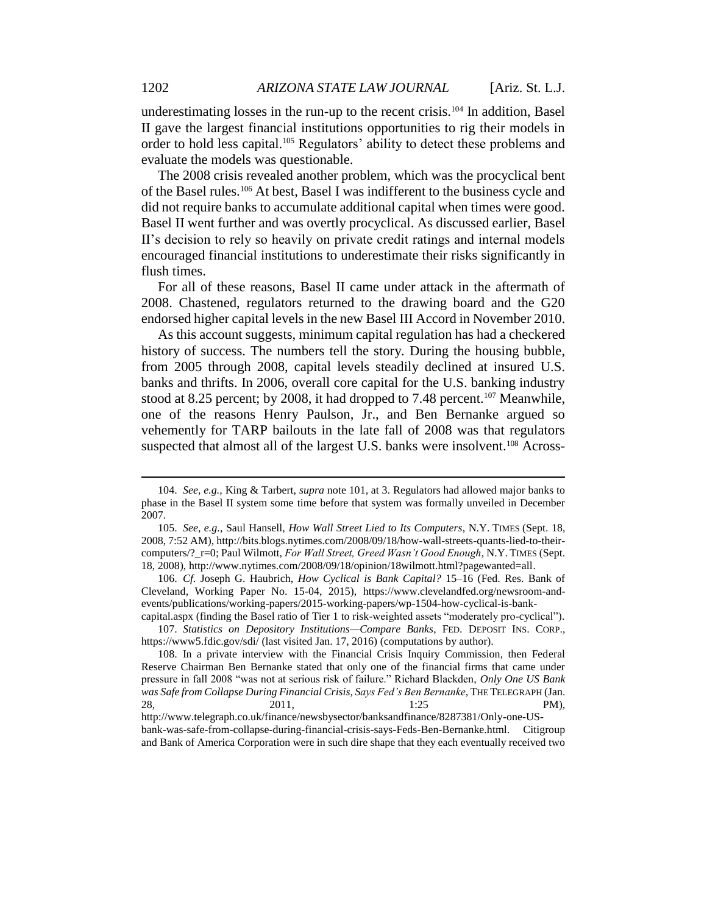underestimating losses in the run-up to the recent crisis.[104] In addition, Basel II gave the largest financial institutions opportunities to rig their models in order to hold less capital.[105] Regulators' ability to detect these problems and evaluate the models was questionable.

The 2008 crisis revealed another problem, which was the procyclical bent of the Basel rules.[106] At best, Basel I was indifferent to the business cycle and did not require banks to accumulate additional capital when times were good. Basel II went further and was overtly procyclical. As discussed earlier, Basel II's decision to rely so heavily on private credit ratings and internal models encouraged financial institutions to underestimate their risks significantly in flush times.

For all of these reasons, Basel II came under attack in the aftermath of 2008. Chastened, regulators returned to the drawing board and the G20 endorsed higher capital levels in the new Basel III Accord in November 2010.

As this account suggests, minimum capital regulation has had a checkered history of success. The numbers tell the story. During the housing bubble, from 2005 through 2008, capital levels steadily declined at insured U.S. banks and thrifts. In 2006, overall core capital for the U.S. banking industry stood at 8.25 percent; by 2008, it had dropped to 7.48 percent.[107] Meanwhile, one of the reasons Henry Paulson, Jr., and Ben Bernanke argued so vehemently for TARP bailouts in the late fall of 2008 was that regulators suspected that almost all of the largest U.S. banks were insolvent.[108] Across-

---

104. *See, e.g.*, King & Tarbert, *supra* note 101, at 3. Regulators had allowed major banks to phase in the Basel II system some time before that system was formally unveiled in December 2007.

105. *See, e.g.*, Saul Hansell, *How Wall Street Lied to Its Computers*, N.Y. TIMES (Sept. 18, 2008, 7:52 AM), http://bits.blogs.nytimes.com/2008/09/18/how-wall-streets-quants-lied-to-their-computers/?_r=0; Paul Wilmott, *For Wall Street, Greed Wasn't Good Enough*, N.Y. TIMES (Sept. 18, 2008), http://www.nytimes.com/2008/09/18/opinion/18wilmott.html?pagewanted=all.

106. *Cf.* Joseph G. Haubrich, *How Cyclical is Bank Capital?* 15–16 (Fed. Res. Bank of Cleveland, Working Paper No. 15-04, 2015), https://www.clevelandfed.org/newsroom-and-events/publications/working-papers/2015-working-papers/wp-1504-how-cyclical-is-bank-capital.aspx (finding the Basel ratio of Tier 1 to risk-weighted assets "moderately pro-cyclical").

107. *Statistics on Depository Institutions—Compare Banks*, FED. DEPOSIT INS. CORP., https://www5.fdic.gov/sdi/ (last visited Jan. 17, 2016) (computations by author).

108. In a private interview with the Financial Crisis Inquiry Commission, then Federal Reserve Chairman Ben Bernanke stated that only one of the financial firms that came under pressure in fall 2008 "was not at serious risk of failure." Richard Blackden, *Only One US Bank was Safe from Collapse During Financial Crisis, Says Fed's Ben Bernanke*, THE TELEGRAPH (Jan. 28, 2011, 1:25 PM), http://www.telegraph.co.uk/finance/newsbysector/banksandfinance/8287381/Only-one-US-bank-was-safe-from-collapse-during-financial-crisis-says-Feds-Ben-Bernanke.html. Citigroup and Bank of America Corporation were in such dire shape that they each eventually received two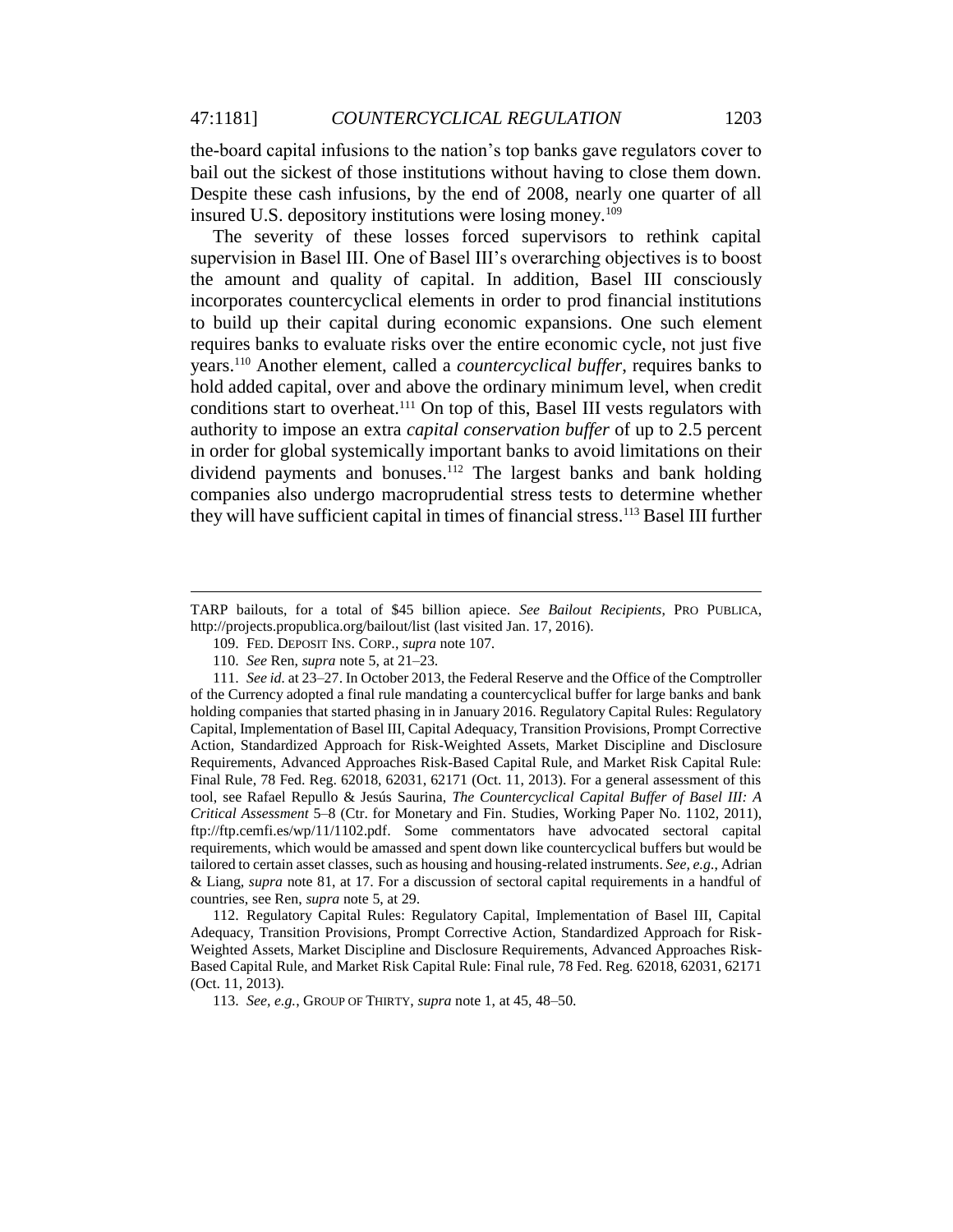the-board capital infusions to the nation's top banks gave regulators cover to bail out the sickest of those institutions without having to close them down. Despite these cash infusions, by the end of 2008, nearly one quarter of all insured U.S. depository institutions were losing money.[109]

The severity of these losses forced supervisors to rethink capital supervision in Basel III. One of Basel III's overarching objectives is to boost the amount and quality of capital. In addition, Basel III consciously incorporates countercyclical elements in order to prod financial institutions to build up their capital during economic expansions. One such element requires banks to evaluate risks over the entire economic cycle, not just five years.[110] Another element, called a *countercyclical buffer*, requires banks to hold added capital, over and above the ordinary minimum level, when credit conditions start to overheat.[111] On top of this, Basel III vests regulators with authority to impose an extra *capital conservation buffer* of up to 2.5 percent in order for global systemically important banks to avoid limitations on their dividend payments and bonuses.[112] The largest banks and bank holding companies also undergo macroprudential stress tests to determine whether they will have sufficient capital in times of financial stress.[113] Basel III further

---

TARP bailouts, for a total of $45 billion apiece. *See Bailout Recipients*, PRO PUBLICA, http://projects.propublica.org/bailout/list (last visited Jan. 17, 2016).

109. FED. DEPOSIT INS. CORP., *supra* note 107.

110. *See* Ren, *supra* note 5, at 21–23.

111. *See id.* at 23–27. In October 2013, the Federal Reserve and the Office of the Comptroller of the Currency adopted a final rule mandating a countercyclical buffer for large banks and bank holding companies that started phasing in in January 2016. Regulatory Capital Rules: Regulatory Capital, Implementation of Basel III, Capital Adequacy, Transition Provisions, Prompt Corrective Action, Standardized Approach for Risk-Weighted Assets, Market Discipline and Disclosure Requirements, Advanced Approaches Risk-Based Capital Rule, and Market Risk Capital Rule: Final Rule, 78 Fed. Reg. 62018, 62031, 62171 (Oct. 11, 2013). For a general assessment of this tool, see Rafael Repullo & Jesús Saurina, *The Countercyclical Capital Buffer of Basel III: A Critical Assessment* 5–8 (Ctr. for Monetary and Fin. Studies, Working Paper No. 1102, 2011), ftp://ftp.cemfi.es/wp/11/1102.pdf. Some commentators have advocated sectoral capital requirements, which would be amassed and spent down like countercyclical buffers but would be tailored to certain asset classes, such as housing and housing-related instruments. *See, e.g.*, Adrian & Liang, *supra* note 81, at 17. For a discussion of sectoral capital requirements in a handful of countries, see Ren, *supra* note 5, at 29.

112. Regulatory Capital Rules: Regulatory Capital, Implementation of Basel III, Capital Adequacy, Transition Provisions, Prompt Corrective Action, Standardized Approach for Risk-Weighted Assets, Market Discipline and Disclosure Requirements, Advanced Approaches Risk-Based Capital Rule, and Market Risk Capital Rule: Final rule, 78 Fed. Reg. 62018, 62031, 62171 (Oct. 11, 2013).

113. *See, e.g.*, GROUP OF THIRTY, *supra* note 1, at 45, 48–50.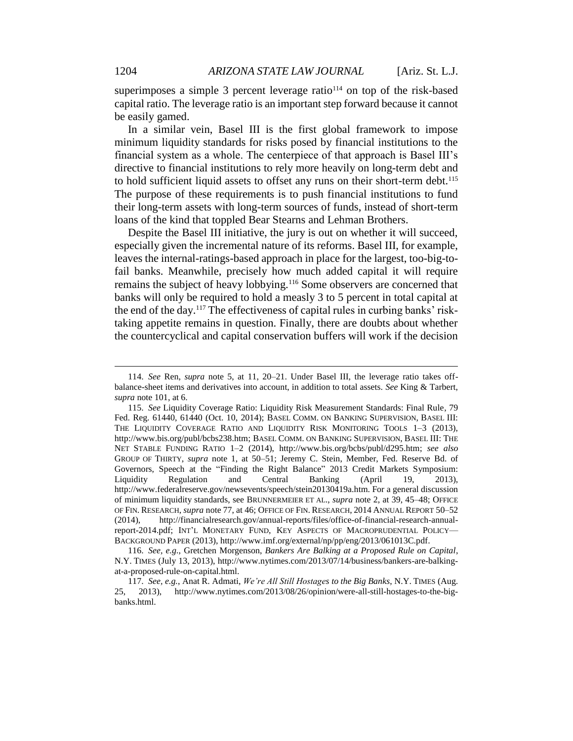superimposes a simple 3 percent leverage ratio[114] on top of the risk-based capital ratio. The leverage ratio is an important step forward because it cannot be easily gamed.

In a similar vein, Basel III is the first global framework to impose minimum liquidity standards for risks posed by financial institutions to the financial system as a whole. The centerpiece of that approach is Basel III's directive to financial institutions to rely more heavily on long-term debt and to hold sufficient liquid assets to offset any runs on their short-term debt.[115] The purpose of these requirements is to push financial institutions to fund their long-term assets with long-term sources of funds, instead of short-term loans of the kind that toppled Bear Stearns and Lehman Brothers.

Despite the Basel III initiative, the jury is out on whether it will succeed, especially given the incremental nature of its reforms. Basel III, for example, leaves the internal-ratings-based approach in place for the largest, too-big-to-fail banks. Meanwhile, precisely how much added capital it will require remains the subject of heavy lobbying.[116] Some observers are concerned that banks will only be required to hold a measly 3 to 5 percent in total capital at the end of the day.[117] The effectiveness of capital rules in curbing banks' risk-taking appetite remains in question. Finally, there are doubts about whether the countercyclical and capital conservation buffers will work if the decision

---

114. *See* Ren, *supra* note 5, at 11, 20–21. Under Basel III, the leverage ratio takes off-balance-sheet items and derivatives into account, in addition to total assets. *See* King & Tarbert, *supra* note 101, at 6.

115. *See* Liquidity Coverage Ratio: Liquidity Risk Measurement Standards: Final Rule, 79 Fed. Reg. 61440, 61440 (Oct. 10, 2014); BASEL COMM. ON BANKING SUPERVISION, BASEL III: THE LIQUIDITY COVERAGE RATIO AND LIQUIDITY RISK MONITORING TOOLS 1–3 (2013), http://www.bis.org/publ/bcbs238.htm; BASEL COMM. ON BANKING SUPERVISION, BASEL III: THE NET STABLE FUNDING RATIO 1–2 (2014), http://www.bis.org/bcbs/publ/d295.htm; *see also* GROUP OF THIRTY, *supra* note 1, at 50–51; Jeremy C. Stein, Member, Fed. Reserve Bd. of Governors, Speech at the "Finding the Right Balance" 2013 Credit Markets Symposium: Liquidity Regulation and Central Banking (April 19, 2013), http://www.federalreserve.gov/newsevents/speech/stein20130419a.htm. For a general discussion of minimum liquidity standards, see BRUNNERMEIER ET AL., *supra* note 2, at 39, 45–48; OFFICE OF FIN. RESEARCH, *supra* note 77, at 46; OFFICE OF FIN. RESEARCH, 2014 ANNUAL REPORT 50–52 (2014), http://financialresearch.gov/annual-reports/files/office-of-financial-research-annual-report-2014.pdf; INT'L MONETARY FUND, KEY ASPECTS OF MACROPRUDENTIAL POLICY—BACKGROUND PAPER (2013), http://www.imf.org/external/np/pp/eng/2013/061013C.pdf.

116. *See, e.g.*, Gretchen Morgenson, *Bankers Are Balking at a Proposed Rule on Capital*, N.Y. TIMES (July 13, 2013), http://www.nytimes.com/2013/07/14/business/bankers-are-balking-at-a-proposed-rule-on-capital.html.

117. *See, e.g.*, Anat R. Admati, *We're All Still Hostages to the Big Banks*, N.Y. TIMES (Aug. 25, 2013), http://www.nytimes.com/2013/08/26/opinion/were-all-still-hostages-to-the-big-banks.html.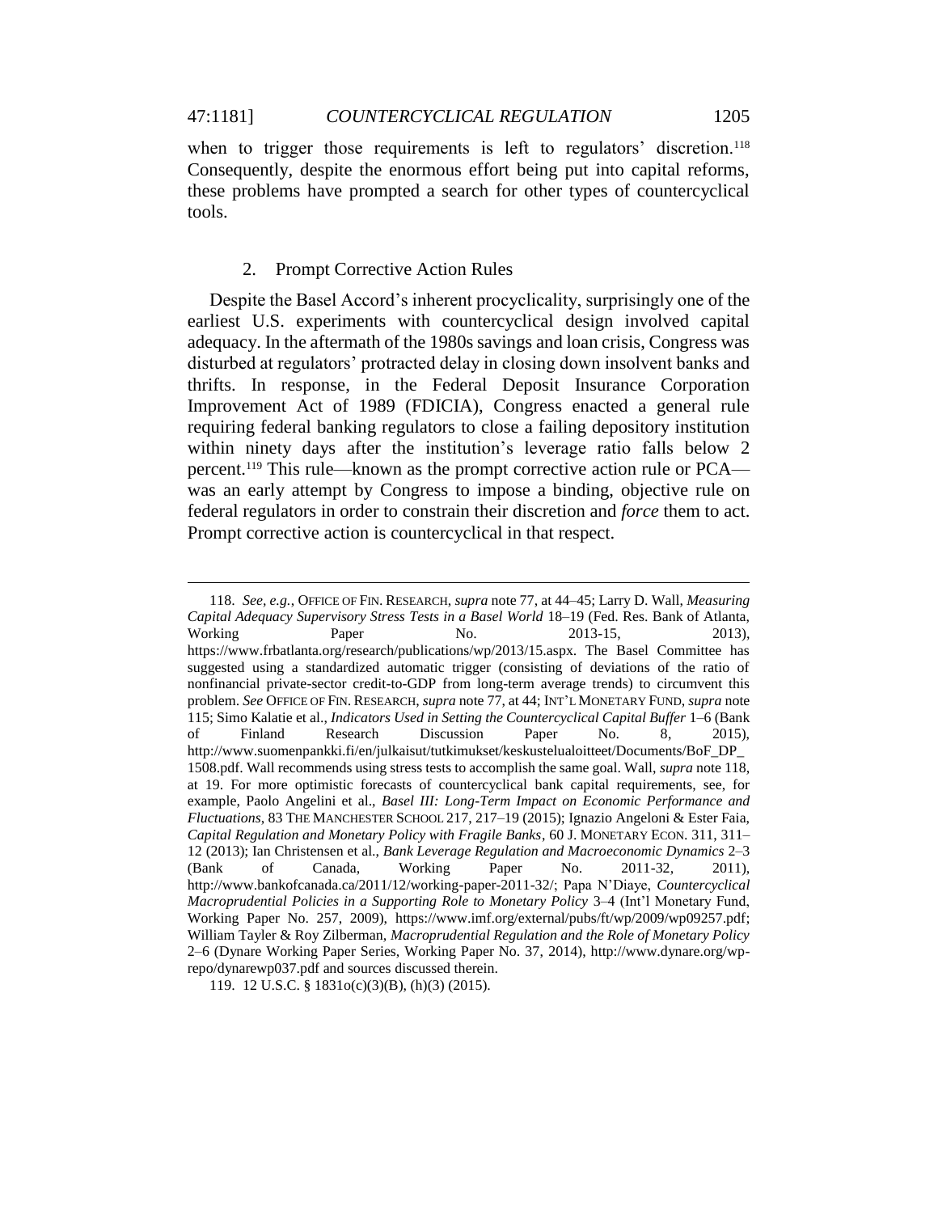when to trigger those requirements is left to regulators' discretion.[118] Consequently, despite the enormous effort being put into capital reforms, these problems have prompted a search for other types of countercyclical tools.

### 2. Prompt Corrective Action Rules

Despite the Basel Accord's inherent procyclicality, surprisingly one of the earliest U.S. experiments with countercyclical design involved capital adequacy. In the aftermath of the 1980s savings and loan crisis, Congress was disturbed at regulators' protracted delay in closing down insolvent banks and thrifts. In response, in the Federal Deposit Insurance Corporation Improvement Act of 1989 (FDICIA), Congress enacted a general rule requiring federal banking regulators to close a failing depository institution within ninety days after the institution's leverage ratio falls below 2 percent.[119] This rule—known as the prompt corrective action rule or PCA—was an early attempt by Congress to impose a binding, objective rule on federal regulators in order to constrain their discretion and *force* them to act. Prompt corrective action is countercyclical in that respect.

---

118. *See, e.g.*, OFFICE OF FIN. RESEARCH, *supra* note 77, at 44–45; Larry D. Wall, *Measuring Capital Adequacy Supervisory Stress Tests in a Basel World* 18–19 (Fed. Res. Bank of Atlanta, Working Paper No. 2013-15, 2013), https://www.frbatlanta.org/research/publications/wp/2013/15.aspx. The Basel Committee has suggested using a standardized automatic trigger (consisting of deviations of the ratio of nonfinancial private-sector credit-to-GDP from long-term average trends) to circumvent this problem. *See* OFFICE OF FIN. RESEARCH, *supra* note 77, at 44; INT'L MONETARY FUND, *supra* note 115; Simo Kalatie et al., *Indicators Used in Setting the Countercyclical Capital Buffer* 1–6 (Bank of Finland Research Discussion Paper No. 8, 2015), http://www.suomenpankki.fi/en/julkaisut/tutkimukset/keskustelualoitteet/Documents/BoF_DP_1508.pdf. Wall recommends using stress tests to accomplish the same goal. Wall, *supra* note 118, at 19. For more optimistic forecasts of countercyclical bank capital requirements, see, for example, Paolo Angelini et al., *Basel III: Long-Term Impact on Economic Performance and Fluctuations*, 83 THE MANCHESTER SCHOOL 217, 217–19 (2015); Ignazio Angeloni & Ester Faia, *Capital Regulation and Monetary Policy with Fragile Banks*, 60 J. MONETARY ECON. 311, 311–12 (2013); Ian Christensen et al., *Bank Leverage Regulation and Macroeconomic Dynamics* 2–3 (Bank of Canada, Working Paper No. 2011-32, 2011), http://www.bankofcanada.ca/2011/12/working-paper-2011-32/; Papa N'Diaye, *Countercyclical Macroprudential Policies in a Supporting Role to Monetary Policy* 3–4 (Int'l Monetary Fund, Working Paper No. 257, 2009), https://www.imf.org/external/pubs/ft/wp/2009/wp09257.pdf; William Tayler & Roy Zilberman, *Macroprudential Regulation and the Role of Monetary Policy* 2–6 (Dynare Working Paper Series, Working Paper No. 37, 2014), http://www.dynare.org/wp-repo/dynarewp037.pdf and sources discussed therein.

119. 12 U.S.C. § 1831o(c)(3)(B), (h)(3) (2015).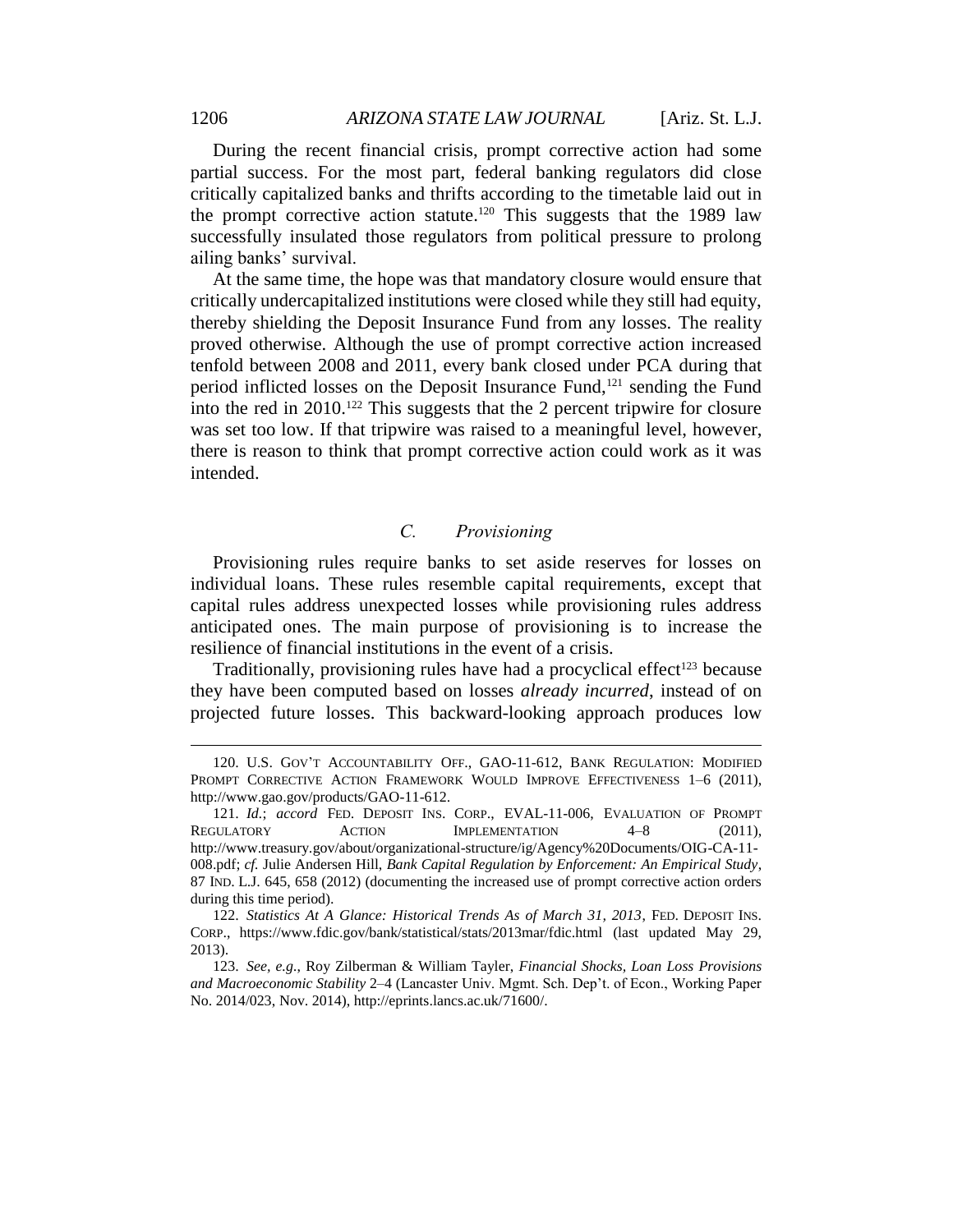During the recent financial crisis, prompt corrective action had some partial success. For the most part, federal banking regulators did close critically capitalized banks and thrifts according to the timetable laid out in the prompt corrective action statute.[120] This suggests that the 1989 law successfully insulated those regulators from political pressure to prolong ailing banks' survival.

At the same time, the hope was that mandatory closure would ensure that critically undercapitalized institutions were closed while they still had equity, thereby shielding the Deposit Insurance Fund from any losses. The reality proved otherwise. Although the use of prompt corrective action increased tenfold between 2008 and 2011, every bank closed under PCA during that period inflicted losses on the Deposit Insurance Fund,[121] sending the Fund into the red in 2010.[122] This suggests that the 2 percent tripwire for closure was set too low. If that tripwire was raised to a meaningful level, however, there is reason to think that prompt corrective action could work as it was intended.

### *C. Provisioning*

Provisioning rules require banks to set aside reserves for losses on individual loans. These rules resemble capital requirements, except that capital rules address unexpected losses while provisioning rules address anticipated ones. The main purpose of provisioning is to increase the resilience of financial institutions in the event of a crisis.

Traditionally, provisioning rules have had a procyclical effect[123] because they have been computed based on losses *already incurred*, instead of on projected future losses. This backward-looking approach produces low

---

120. U.S. GOV'T ACCOUNTABILITY OFF., GAO-11-612, BANK REGULATION: MODIFIED PROMPT CORRECTIVE ACTION FRAMEWORK WOULD IMPROVE EFFECTIVENESS 1–6 (2011), http://www.gao.gov/products/GAO-11-612.

121. *Id.*; *accord* FED. DEPOSIT INS. CORP., EVAL-11-006, EVALUATION OF PROMPT REGULATORY ACTION IMPLEMENTATION 4–8 (2011), http://www.treasury.gov/about/organizational-structure/ig/Agency%20Documents/OIG-CA-11-008.pdf; *cf.* Julie Andersen Hill, *Bank Capital Regulation by Enforcement: An Empirical Study*, 87 IND. L.J. 645, 658 (2012) (documenting the increased use of prompt corrective action orders during this time period).

122. *Statistics At A Glance: Historical Trends As of March 31, 2013*, FED. DEPOSIT INS. CORP., https://www.fdic.gov/bank/statistical/stats/2013mar/fdic.html (last updated May 29, 2013).

123. *See, e.g.*, Roy Zilberman & William Tayler, *Financial Shocks, Loan Loss Provisions and Macroeconomic Stability* 2–4 (Lancaster Univ. Mgmt. Sch. Dep't. of Econ., Working Paper No. 2014/023, Nov. 2014), http://eprints.lancs.ac.uk/71600/.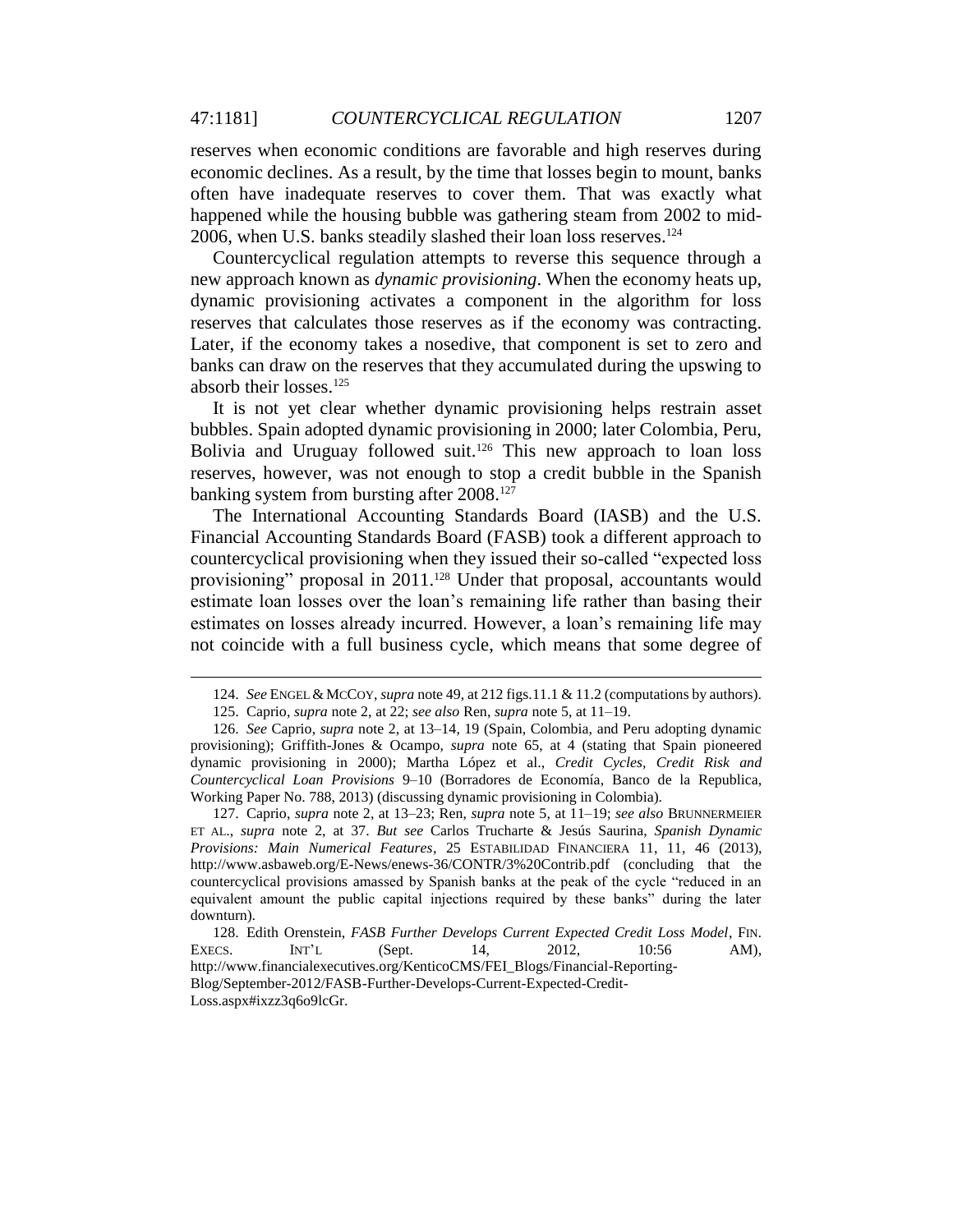reserves when economic conditions are favorable and high reserves during economic declines. As a result, by the time that losses begin to mount, banks often have inadequate reserves to cover them. That was exactly what happened while the housing bubble was gathering steam from 2002 to mid-2006, when U.S. banks steadily slashed their loan loss reserves.[124]

Countercyclical regulation attempts to reverse this sequence through a new approach known as *dynamic provisioning*. When the economy heats up, dynamic provisioning activates a component in the algorithm for loss reserves that calculates those reserves as if the economy was contracting. Later, if the economy takes a nosedive, that component is set to zero and banks can draw on the reserves that they accumulated during the upswing to absorb their losses.[125]

It is not yet clear whether dynamic provisioning helps restrain asset bubbles. Spain adopted dynamic provisioning in 2000; later Colombia, Peru, Bolivia and Uruguay followed suit.[126] This new approach to loan loss reserves, however, was not enough to stop a credit bubble in the Spanish banking system from bursting after 2008.[127]

The International Accounting Standards Board (IASB) and the U.S. Financial Accounting Standards Board (FASB) took a different approach to countercyclical provisioning when they issued their so-called "expected loss provisioning" proposal in 2011.[128] Under that proposal, accountants would estimate loan losses over the loan's remaining life rather than basing their estimates on losses already incurred. However, a loan's remaining life may not coincide with a full business cycle, which means that some degree of

---

124. *See* ENGEL & MCCOY, *supra* note 49, at 212 figs.11.1 & 11.2 (computations by authors).

125. Caprio, *supra* note 2, at 22; *see also* Ren, *supra* note 5, at 11–19.

126. *See* Caprio, *supra* note 2, at 13–14, 19 (Spain, Colombia, and Peru adopting dynamic provisioning); Griffith-Jones & Ocampo, *supra* note 65, at 4 (stating that Spain pioneered dynamic provisioning in 2000); Martha López et al., *Credit Cycles, Credit Risk and Countercyclical Loan Provisions* 9–10 (Borradores de Economía, Banco de la Republica, Working Paper No. 788, 2013) (discussing dynamic provisioning in Colombia).

127. Caprio, *supra* note 2, at 13–23; Ren, *supra* note 5, at 11–19; *see also* BRUNNERMEIER ET AL., *supra* note 2, at 37. *But see* Carlos Trucharte & Jesús Saurina, *Spanish Dynamic Provisions: Main Numerical Features*, 25 ESTABILIDAD FINANCIERA 11, 11, 46 (2013), http://www.asbaweb.org/E-News/enews-36/CONTR/3%20Contrib.pdf (concluding that the countercyclical provisions amassed by Spanish banks at the peak of the cycle "reduced in an equivalent amount the public capital injections required by these banks" during the later downturn).

128. Edith Orenstein, *FASB Further Develops Current Expected Credit Loss Model*, FIN. EXECS. INT'L (Sept. 14, 2012, 10:56 AM), http://www.financialexecutives.org/KenticoCMS/FEI_Blogs/Financial-Reporting-Blog/September-2012/FASB-Further-Develops-Current-Expected-Credit-Loss.aspx#ixzz3q6o9lcGr.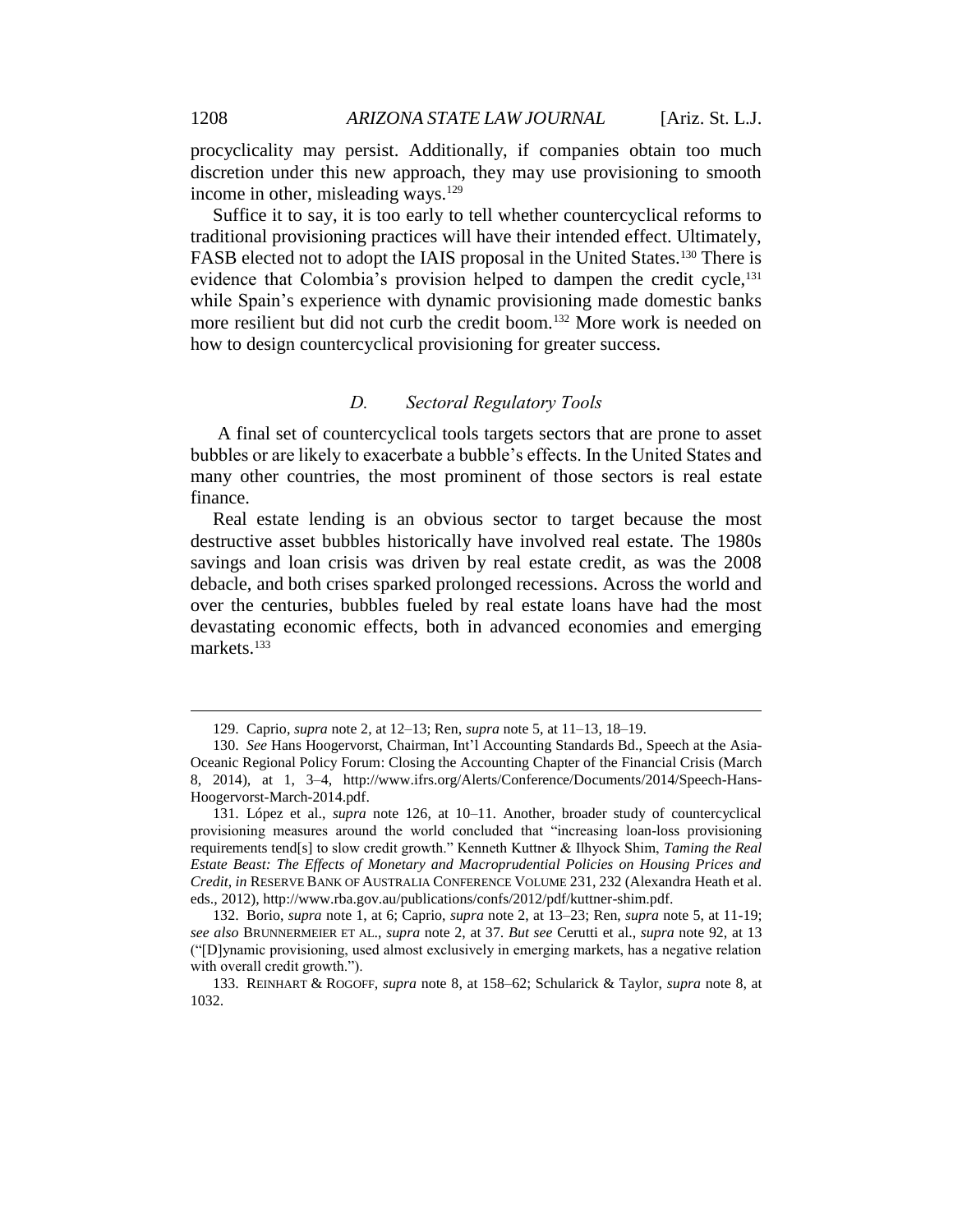procyclicality may persist. Additionally, if companies obtain too much discretion under this new approach, they may use provisioning to smooth income in other, misleading ways.[129]

Suffice it to say, it is too early to tell whether countercyclical reforms to traditional provisioning practices will have their intended effect. Ultimately, FASB elected not to adopt the IAIS proposal in the United States.[130] There is evidence that Colombia's provision helped to dampen the credit cycle,[131] while Spain's experience with dynamic provisioning made domestic banks more resilient but did not curb the credit boom.[132] More work is needed on how to design countercyclical provisioning for greater success.

### *D. Sectoral Regulatory Tools*

A final set of countercyclical tools targets sectors that are prone to asset bubbles or are likely to exacerbate a bubble's effects. In the United States and many other countries, the most prominent of those sectors is real estate finance.

Real estate lending is an obvious sector to target because the most destructive asset bubbles historically have involved real estate. The 1980s savings and loan crisis was driven by real estate credit, as was the 2008 debacle, and both crises sparked prolonged recessions. Across the world and over the centuries, bubbles fueled by real estate loans have had the most devastating economic effects, both in advanced economies and emerging markets.[133]

---

129. Caprio, *supra* note 2, at 12–13; Ren, *supra* note 5, at 11–13, 18–19.

130. *See* Hans Hoogervorst, Chairman, Int'l Accounting Standards Bd., Speech at the Asia-Oceanic Regional Policy Forum: Closing the Accounting Chapter of the Financial Crisis (March 8, 2014), at 1, 3–4, http://www.ifrs.org/Alerts/Conference/Documents/2014/Speech-Hans-Hoogervorst-March-2014.pdf.

131. López et al., *supra* note 126, at 10–11. Another, broader study of countercyclical provisioning measures around the world concluded that "increasing loan-loss provisioning requirements tend[s] to slow credit growth." Kenneth Kuttner & Ilhyock Shim, *Taming the Real Estate Beast: The Effects of Monetary and Macroprudential Policies on Housing Prices and Credit*, *in* RESERVE BANK OF AUSTRALIA CONFERENCE VOLUME 231, 232 (Alexandra Heath et al. eds., 2012), http://www.rba.gov.au/publications/confs/2012/pdf/kuttner-shim.pdf.

132. Borio, *supra* note 1, at 6; Caprio, *supra* note 2, at 13–23; Ren, *supra* note 5, at 11-19; *see also* BRUNNERMEIER ET AL., *supra* note 2, at 37. *But see* Cerutti et al., *supra* note 92, at 13 ("[D]ynamic provisioning, used almost exclusively in emerging markets, has a negative relation with overall credit growth.").

133. REINHART & ROGOFF, *supra* note 8, at 158–62; Schularick & Taylor, *supra* note 8, at 1032.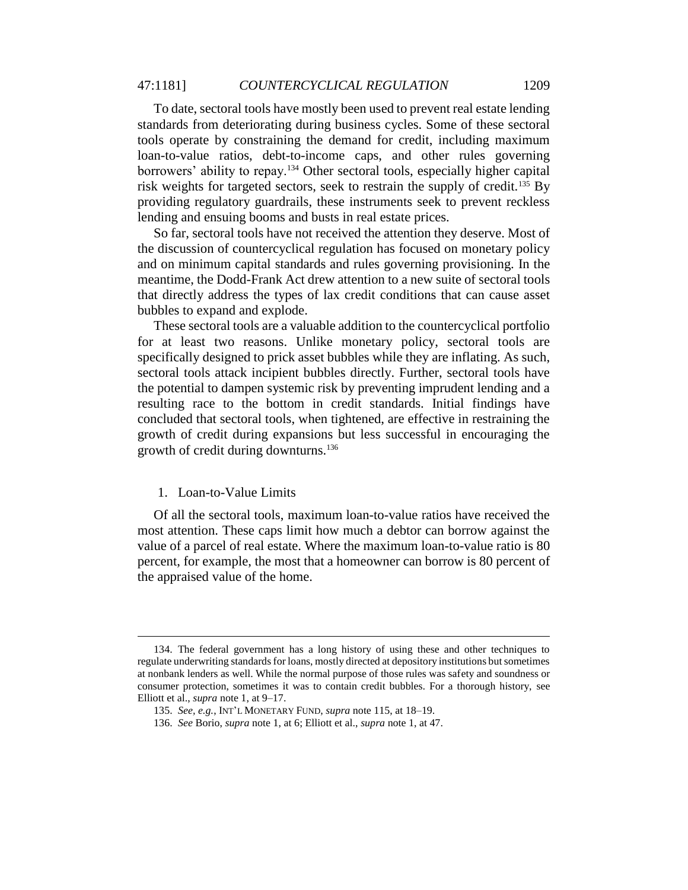To date, sectoral tools have mostly been used to prevent real estate lending standards from deteriorating during business cycles. Some of these sectoral tools operate by constraining the demand for credit, including maximum loan-to-value ratios, debt-to-income caps, and other rules governing borrowers' ability to repay.[134] Other sectoral tools, especially higher capital risk weights for targeted sectors, seek to restrain the supply of credit.[135] By providing regulatory guardrails, these instruments seek to prevent reckless lending and ensuing booms and busts in real estate prices.

So far, sectoral tools have not received the attention they deserve. Most of the discussion of countercyclical regulation has focused on monetary policy and on minimum capital standards and rules governing provisioning. In the meantime, the Dodd-Frank Act drew attention to a new suite of sectoral tools that directly address the types of lax credit conditions that can cause asset bubbles to expand and explode.

These sectoral tools are a valuable addition to the countercyclical portfolio for at least two reasons. Unlike monetary policy, sectoral tools are specifically designed to prick asset bubbles while they are inflating. As such, sectoral tools attack incipient bubbles directly. Further, sectoral tools have the potential to dampen systemic risk by preventing imprudent lending and a resulting race to the bottom in credit standards. Initial findings have concluded that sectoral tools, when tightened, are effective in restraining the growth of credit during expansions but less successful in encouraging the growth of credit during downturns.[136]

### 1. Loan-to-Value Limits

Of all the sectoral tools, maximum loan-to-value ratios have received the most attention. These caps limit how much a debtor can borrow against the value of a parcel of real estate. Where the maximum loan-to-value ratio is 80 percent, for example, the most that a homeowner can borrow is 80 percent of the appraised value of the home.

---

134. The federal government has a long history of using these and other techniques to regulate underwriting standards for loans, mostly directed at depository institutions but sometimes at nonbank lenders as well. While the normal purpose of those rules was safety and soundness or consumer protection, sometimes it was to contain credit bubbles. For a thorough history, see Elliott et al., *supra* note 1, at 9–17.

135. *See, e.g.*, INT'L MONETARY FUND, *supra* note 115, at 18–19.

136. *See* Borio, *supra* note 1, at 6; Elliott et al., *supra* note 1, at 47.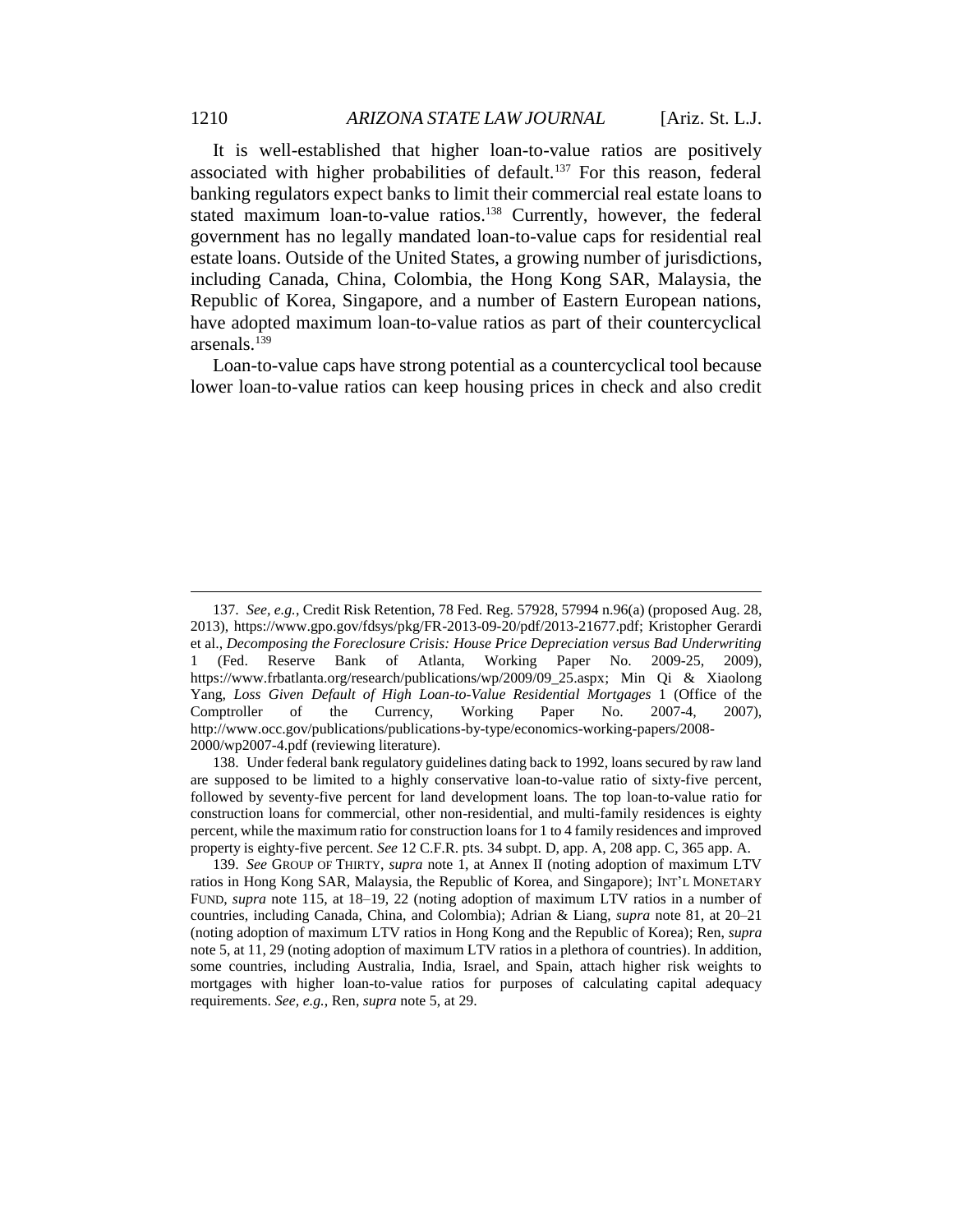It is well-established that higher loan-to-value ratios are positively associated with higher probabilities of default.[137] For this reason, federal banking regulators expect banks to limit their commercial real estate loans to stated maximum loan-to-value ratios.[138] Currently, however, the federal government has no legally mandated loan-to-value caps for residential real estate loans. Outside of the United States, a growing number of jurisdictions, including Canada, China, Colombia, the Hong Kong SAR, Malaysia, the Republic of Korea, Singapore, and a number of Eastern European nations, have adopted maximum loan-to-value ratios as part of their countercyclical arsenals.[139]

Loan-to-value caps have strong potential as a countercyclical tool because lower loan-to-value ratios can keep housing prices in check and also credit

---

137. *See, e.g.*, Credit Risk Retention, 78 Fed. Reg. 57928, 57994 n.96(a) (proposed Aug. 28, 2013), https://www.gpo.gov/fdsys/pkg/FR-2013-09-20/pdf/2013-21677.pdf; Kristopher Gerardi et al., *Decomposing the Foreclosure Crisis: House Price Depreciation versus Bad Underwriting* 1 (Fed. Reserve Bank of Atlanta, Working Paper No. 2009-25, 2009), https://www.frbatlanta.org/research/publications/wp/2009/09_25.aspx; Min Qi & Xiaolong Yang, *Loss Given Default of High Loan-to-Value Residential Mortgages* 1 (Office of the Comptroller of the Currency, Working Paper No. 2007-4, 2007), http://www.occ.gov/publications/publications-by-type/economics-working-papers/2008-2000/wp2007-4.pdf (reviewing literature).

138. Under federal bank regulatory guidelines dating back to 1992, loans secured by raw land are supposed to be limited to a highly conservative loan-to-value ratio of sixty-five percent, followed by seventy-five percent for land development loans. The top loan-to-value ratio for construction loans for commercial, other non-residential, and multi-family residences is eighty percent, while the maximum ratio for construction loans for 1 to 4 family residences and improved property is eighty-five percent. *See* 12 C.F.R. pts. 34 subpt. D, app. A, 208 app. C, 365 app. A.

139. *See* GROUP OF THIRTY, *supra* note 1, at Annex II (noting adoption of maximum LTV ratios in Hong Kong SAR, Malaysia, the Republic of Korea, and Singapore); INT'L MONETARY FUND, *supra* note 115, at 18–19, 22 (noting adoption of maximum LTV ratios in a number of countries, including Canada, China, and Colombia); Adrian & Liang, *supra* note 81, at 20–21 (noting adoption of maximum LTV ratios in Hong Kong and the Republic of Korea); Ren, *supra* note 5, at 11, 29 (noting adoption of maximum LTV ratios in a plethora of countries). In addition, some countries, including Australia, India, Israel, and Spain, attach higher risk weights to mortgages with higher loan-to-value ratios for purposes of calculating capital adequacy requirements. *See, e.g.*, Ren, *supra* note 5, at 29.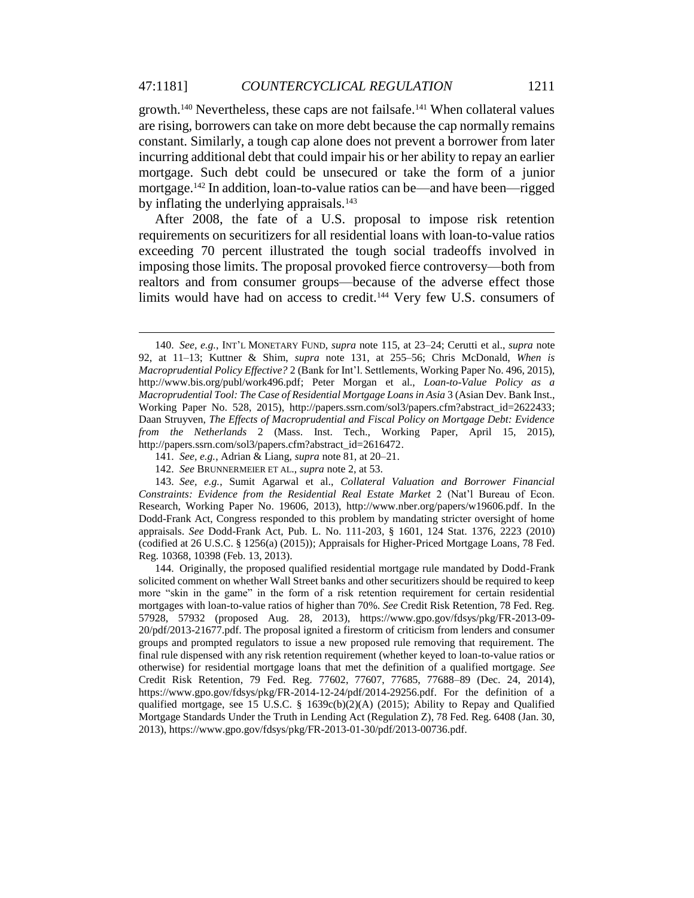growth.[140] Nevertheless, these caps are not failsafe.[141] When collateral values are rising, borrowers can take on more debt because the cap normally remains constant. Similarly, a tough cap alone does not prevent a borrower from later incurring additional debt that could impair his or her ability to repay an earlier mortgage. Such debt could be unsecured or take the form of a junior mortgage.[142] In addition, loan-to-value ratios can be—and have been—rigged by inflating the underlying appraisals.[143]

After 2008, the fate of a U.S. proposal to impose risk retention requirements on securitizers for all residential loans with loan-to-value ratios exceeding 70 percent illustrated the tough social tradeoffs involved in imposing those limits. The proposal provoked fierce controversy—both from realtors and from consumer groups—because of the adverse effect those limits would have had on access to credit.[144] Very few U.S. consumers of

---

140. *See, e.g.*, INT'L MONETARY FUND, *supra* note 115, at 23–24; Cerutti et al., *supra* note 92, at 11–13; Kuttner & Shim, *supra* note 131, at 255–56; Chris McDonald, *When is Macroprudential Policy Effective?* 2 (Bank for Int'l. Settlements, Working Paper No. 496, 2015), http://www.bis.org/publ/work496.pdf; Peter Morgan et al., *Loan-to-Value Policy as a Macroprudential Tool: The Case of Residential Mortgage Loans in Asia* 3 (Asian Dev. Bank Inst., Working Paper No. 528, 2015), http://papers.ssrn.com/sol3/papers.cfm?abstract_id=2622433; Daan Struyven, *The Effects of Macroprudential and Fiscal Policy on Mortgage Debt: Evidence from the Netherlands* 2 (Mass. Inst. Tech., Working Paper, April 15, 2015), http://papers.ssrn.com/sol3/papers.cfm?abstract_id=2616472.

141. *See, e.g.*, Adrian & Liang, *supra* note 81, at 20–21.

142. *See* BRUNNERMEIER ET AL., *supra* note 2, at 53.

143. *See, e.g.*, Sumit Agarwal et al., *Collateral Valuation and Borrower Financial Constraints: Evidence from the Residential Real Estate Market* 2 (Nat'l Bureau of Econ. Research, Working Paper No. 19606, 2013), http://www.nber.org/papers/w19606.pdf. In the Dodd-Frank Act, Congress responded to this problem by mandating stricter oversight of home appraisals. *See* Dodd-Frank Act, Pub. L. No. 111-203, § 1601, 124 Stat. 1376, 2223 (2010) (codified at 26 U.S.C. § 1256(a) (2015)); Appraisals for Higher-Priced Mortgage Loans, 78 Fed. Reg. 10368, 10398 (Feb. 13, 2013).

144. Originally, the proposed qualified residential mortgage rule mandated by Dodd-Frank solicited comment on whether Wall Street banks and other securitizers should be required to keep more "skin in the game" in the form of a risk retention requirement for certain residential mortgages with loan-to-value ratios of higher than 70%. *See* Credit Risk Retention, 78 Fed. Reg. 57928, 57932 (proposed Aug. 28, 2013), https://www.gpo.gov/fdsys/pkg/FR-2013-09-20/pdf/2013-21677.pdf. The proposal ignited a firestorm of criticism from lenders and consumer groups and prompted regulators to issue a new proposed rule removing that requirement. The final rule dispensed with any risk retention requirement (whether keyed to loan-to-value ratios or otherwise) for residential mortgage loans that met the definition of a qualified mortgage. *See* Credit Risk Retention, 79 Fed. Reg. 77602, 77607, 77685, 77688–89 (Dec. 24, 2014), https://www.gpo.gov/fdsys/pkg/FR-2014-12-24/pdf/2014-29256.pdf. For the definition of a qualified mortgage, see 15 U.S.C. § 1639c(b)(2)(A) (2015); Ability to Repay and Qualified Mortgage Standards Under the Truth in Lending Act (Regulation Z), 78 Fed. Reg. 6408 (Jan. 30, 2013), https://www.gpo.gov/fdsys/pkg/FR-2013-01-30/pdf/2013-00736.pdf.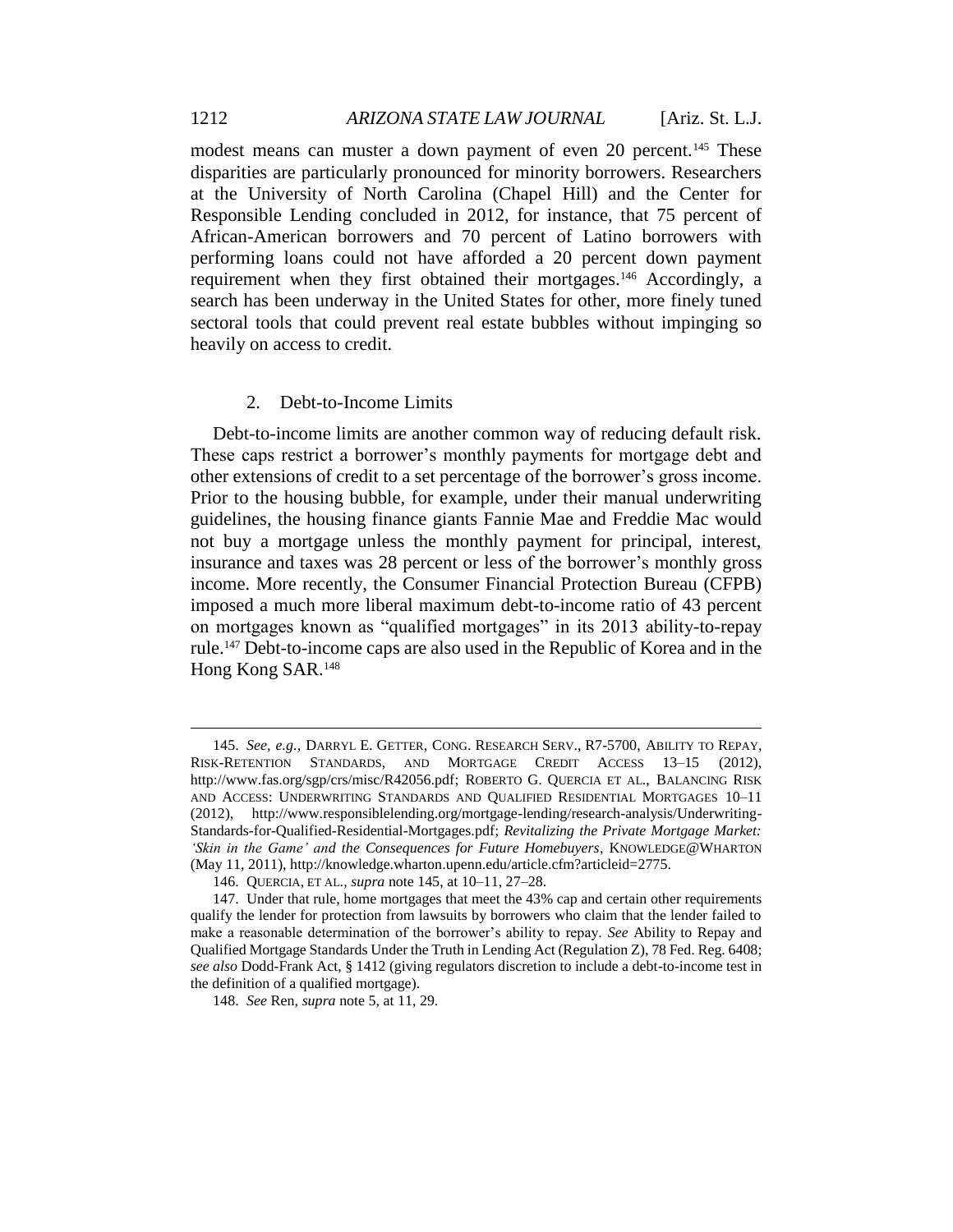modest means can muster a down payment of even 20 percent.[145] These disparities are particularly pronounced for minority borrowers. Researchers at the University of North Carolina (Chapel Hill) and the Center for Responsible Lending concluded in 2012, for instance, that 75 percent of African-American borrowers and 70 percent of Latino borrowers with performing loans could not have afforded a 20 percent down payment requirement when they first obtained their mortgages.[146] Accordingly, a search has been underway in the United States for other, more finely tuned sectoral tools that could prevent real estate bubbles without impinging so heavily on access to credit.

### 2. Debt-to-Income Limits

Debt-to-income limits are another common way of reducing default risk. These caps restrict a borrower's monthly payments for mortgage debt and other extensions of credit to a set percentage of the borrower's gross income. Prior to the housing bubble, for example, under their manual underwriting guidelines, the housing finance giants Fannie Mae and Freddie Mac would not buy a mortgage unless the monthly payment for principal, interest, insurance and taxes was 28 percent or less of the borrower's monthly gross income. More recently, the Consumer Financial Protection Bureau (CFPB) imposed a much more liberal maximum debt-to-income ratio of 43 percent on mortgages known as "qualified mortgages" in its 2013 ability-to-repay rule.[147] Debt-to-income caps are also used in the Republic of Korea and in the Hong Kong SAR.[148]

---

145. *See, e.g.*, DARRYL E. GETTER, CONG. RESEARCH SERV., R7-5700, ABILITY TO REPAY, RISK-RETENTION STANDARDS, AND MORTGAGE CREDIT ACCESS 13–15 (2012), http://www.fas.org/sgp/crs/misc/R42056.pdf; ROBERTO G. QUERCIA ET AL., BALANCING RISK AND ACCESS: UNDERWRITING STANDARDS AND QUALIFIED RESIDENTIAL MORTGAGES 10–11 (2012), http://www.responsiblelending.org/mortgage-lending/research-analysis/Underwriting-Standards-for-Qualified-Residential-Mortgages.pdf; *Revitalizing the Private Mortgage Market: 'Skin in the Game' and the Consequences for Future Homebuyers*, KNOWLEDGE@WHARTON (May 11, 2011), http://knowledge.wharton.upenn.edu/article.cfm?articleid=2775.

146. QUERCIA, ET AL., *supra* note 145, at 10–11, 27–28.

147. Under that rule, home mortgages that meet the 43% cap and certain other requirements qualify the lender for protection from lawsuits by borrowers who claim that the lender failed to make a reasonable determination of the borrower's ability to repay. *See* Ability to Repay and Qualified Mortgage Standards Under the Truth in Lending Act (Regulation Z), 78 Fed. Reg. 6408; *see also* Dodd-Frank Act, § 1412 (giving regulators discretion to include a debt-to-income test in the definition of a qualified mortgage).

148. *See* Ren, *supra* note 5, at 11, 29.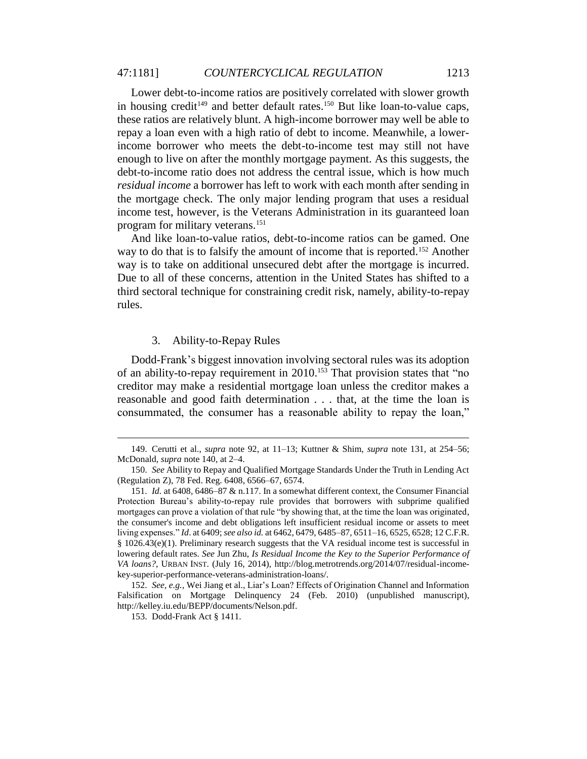Lower debt-to-income ratios are positively correlated with slower growth in housing credit[149] and better default rates.[150] But like loan-to-value caps, these ratios are relatively blunt. A high-income borrower may well be able to repay a loan even with a high ratio of debt to income. Meanwhile, a lower-income borrower who meets the debt-to-income test may still not have enough to live on after the monthly mortgage payment. As this suggests, the debt-to-income ratio does not address the central issue, which is how much *residual income* a borrower has left to work with each month after sending in the mortgage check. The only major lending program that uses a residual income test, however, is the Veterans Administration in its guaranteed loan program for military veterans.[151]

And like loan-to-value ratios, debt-to-income ratios can be gamed. One way to do that is to falsify the amount of income that is reported.[152] Another way is to take on additional unsecured debt after the mortgage is incurred. Due to all of these concerns, attention in the United States has shifted to a third sectoral technique for constraining credit risk, namely, ability-to-repay rules.

### 3. Ability-to-Repay Rules

Dodd-Frank's biggest innovation involving sectoral rules was its adoption of an ability-to-repay requirement in 2010.[153] That provision states that "no creditor may make a residential mortgage loan unless the creditor makes a reasonable and good faith determination . . . that, at the time the loan is consummated, the consumer has a reasonable ability to repay the loan,"

---

149. Cerutti et al., *supra* note 92, at 11–13; Kuttner & Shim, *supra* note 131, at 254–56; McDonald, *supra* note 140, at 2–4.

150. *See* Ability to Repay and Qualified Mortgage Standards Under the Truth in Lending Act (Regulation Z), 78 Fed. Reg. 6408, 6566–67, 6574.

151. *Id.* at 6408, 6486–87 & n.117. In a somewhat different context, the Consumer Financial Protection Bureau's ability-to-repay rule provides that borrowers with subprime qualified mortgages can prove a violation of that rule "by showing that, at the time the loan was originated, the consumer's income and debt obligations left insufficient residual income or assets to meet living expenses." *Id*. at 6409; *see also id.* at 6462, 6479, 6485–87, 6511–16, 6525, 6528; 12 C.F.R. § 1026.43(e)(1). Preliminary research suggests that the VA residual income test is successful in lowering default rates. *See* Jun Zhu, *Is Residual Income the Key to the Superior Performance of VA loans?*, URBAN INST. (July 16, 2014), http://blog.metrotrends.org/2014/07/residual-income-key-superior-performance-veterans-administration-loans/.

152. *See, e.g.*, Wei Jiang et al., Liar's Loan? Effects of Origination Channel and Information Falsification on Mortgage Delinquency 24 (Feb. 2010) (unpublished manuscript), http://kelley.iu.edu/BEPP/documents/Nelson.pdf.

153. Dodd-Frank Act § 1411.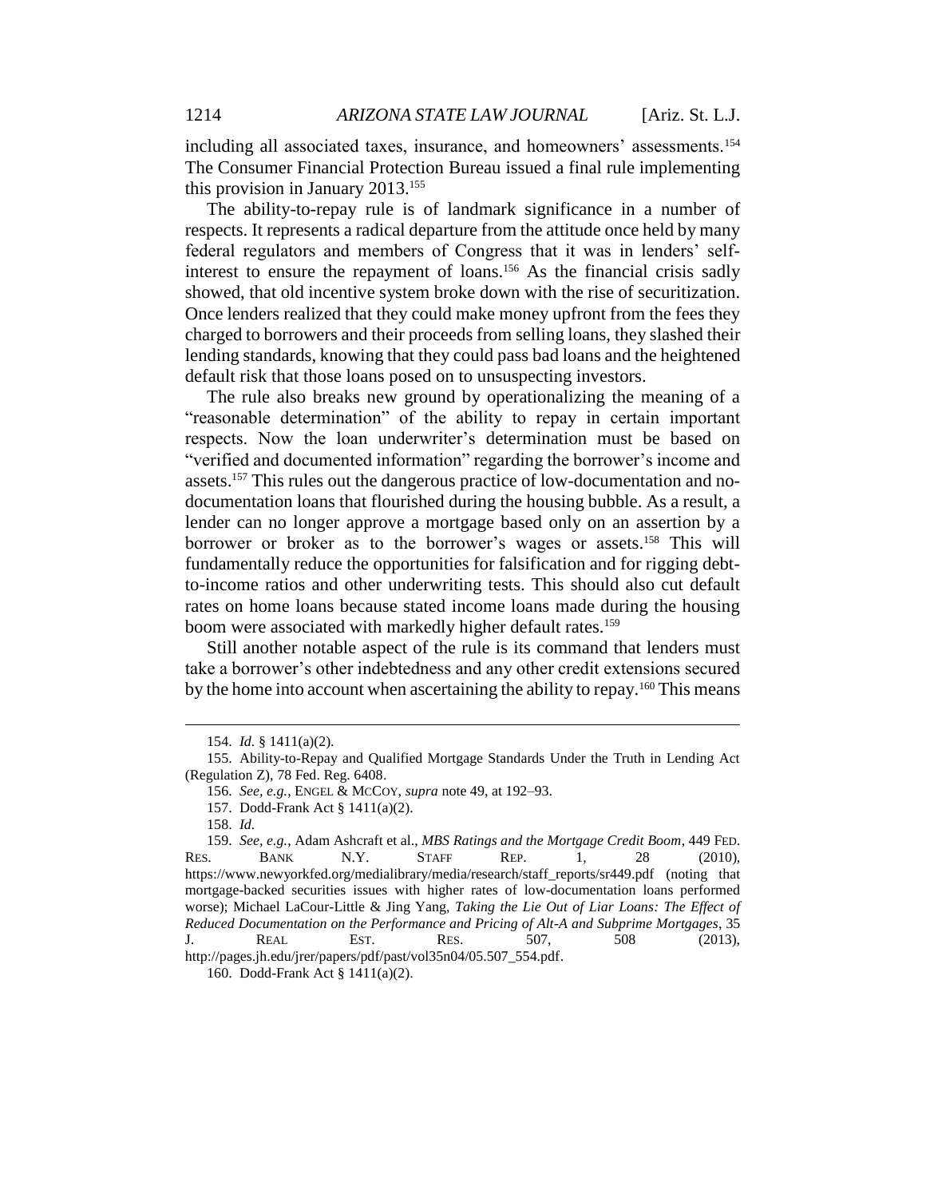including all associated taxes, insurance, and homeowners' assessments.[154] The Consumer Financial Protection Bureau issued a final rule implementing this provision in January 2013.[155]

The ability-to-repay rule is of landmark significance in a number of respects. It represents a radical departure from the attitude once held by many federal regulators and members of Congress that it was in lenders' self-interest to ensure the repayment of loans.[156] As the financial crisis sadly showed, that old incentive system broke down with the rise of securitization. Once lenders realized that they could make money upfront from the fees they charged to borrowers and their proceeds from selling loans, they slashed their lending standards, knowing that they could pass bad loans and the heightened default risk that those loans posed on to unsuspecting investors.

The rule also breaks new ground by operationalizing the meaning of a "reasonable determination" of the ability to repay in certain important respects. Now the loan underwriter's determination must be based on "verified and documented information" regarding the borrower's income and assets.[157] This rules out the dangerous practice of low-documentation and no-documentation loans that flourished during the housing bubble. As a result, a lender can no longer approve a mortgage based only on an assertion by a borrower or broker as to the borrower's wages or assets.[158] This will fundamentally reduce the opportunities for falsification and for rigging debt-to-income ratios and other underwriting tests. This should also cut default rates on home loans because stated income loans made during the housing boom were associated with markedly higher default rates.[159]

Still another notable aspect of the rule is its command that lenders must take a borrower's other indebtedness and any other credit extensions secured by the home into account when ascertaining the ability to repay.[160] This means

---

154. *Id.* § 1411(a)(2).

155. Ability-to-Repay and Qualified Mortgage Standards Under the Truth in Lending Act (Regulation Z), 78 Fed. Reg. 6408.

156. *See, e.g.*, ENGEL & MCCOY, *supra* note 49, at 192–93.

157. Dodd-Frank Act § 1411(a)(2).

158. *Id.*

159. *See, e.g.*, Adam Ashcraft et al., *MBS Ratings and the Mortgage Credit Boom*, 449 FED. RES. BANK N.Y. STAFF REP. 1, 28 (2010), https://www.newyorkfed.org/medialibrary/media/research/staff_reports/sr449.pdf (noting that mortgage-backed securities issues with higher rates of low-documentation loans performed worse); Michael LaCour-Little & Jing Yang, *Taking the Lie Out of Liar Loans: The Effect of Reduced Documentation on the Performance and Pricing of Alt-A and Subprime Mortgages*, 35 J. REAL EST. RES. 507, 508 (2013), http://pages.jh.edu/jrer/papers/pdf/past/vol35n04/05.507_554.pdf.

160. Dodd-Frank Act § 1411(a)(2).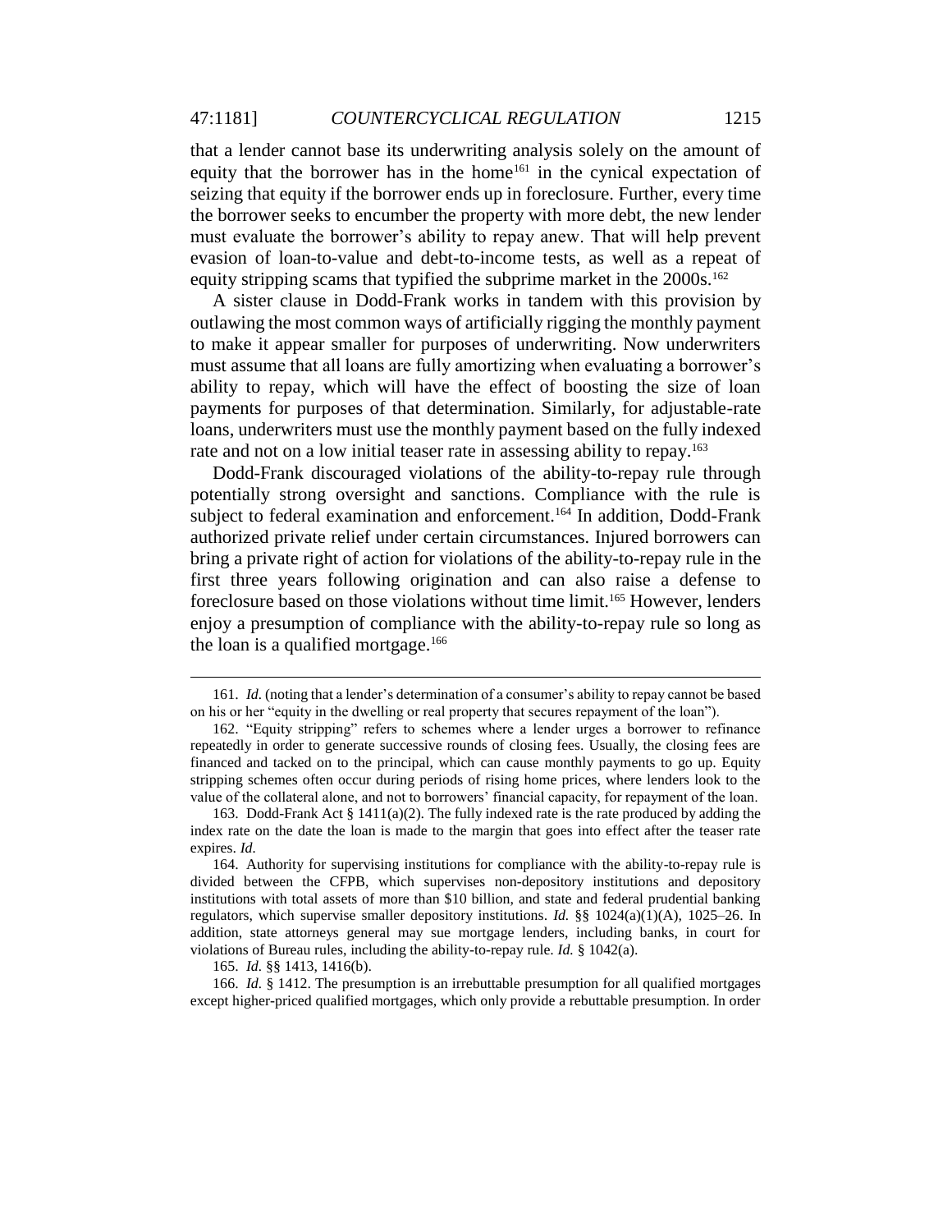that a lender cannot base its underwriting analysis solely on the amount of equity that the borrower has in the home[161] in the cynical expectation of seizing that equity if the borrower ends up in foreclosure. Further, every time the borrower seeks to encumber the property with more debt, the new lender must evaluate the borrower's ability to repay anew. That will help prevent evasion of loan-to-value and debt-to-income tests, as well as a repeat of equity stripping scams that typified the subprime market in the 2000s.[162]

A sister clause in Dodd-Frank works in tandem with this provision by outlawing the most common ways of artificially rigging the monthly payment to make it appear smaller for purposes of underwriting. Now underwriters must assume that all loans are fully amortizing when evaluating a borrower's ability to repay, which will have the effect of boosting the size of loan payments for purposes of that determination. Similarly, for adjustable-rate loans, underwriters must use the monthly payment based on the fully indexed rate and not on a low initial teaser rate in assessing ability to repay.[163]

Dodd-Frank discouraged violations of the ability-to-repay rule through potentially strong oversight and sanctions. Compliance with the rule is subject to federal examination and enforcement.[164] In addition, Dodd-Frank authorized private relief under certain circumstances. Injured borrowers can bring a private right of action for violations of the ability-to-repay rule in the first three years following origination and can also raise a defense to foreclosure based on those violations without time limit.[165] However, lenders enjoy a presumption of compliance with the ability-to-repay rule so long as the loan is a qualified mortgage.[166]

---

161. *Id.* (noting that a lender's determination of a consumer's ability to repay cannot be based on his or her "equity in the dwelling or real property that secures repayment of the loan").

162. "Equity stripping" refers to schemes where a lender urges a borrower to refinance repeatedly in order to generate successive rounds of closing fees. Usually, the closing fees are financed and tacked on to the principal, which can cause monthly payments to go up. Equity stripping schemes often occur during periods of rising home prices, where lenders look to the value of the collateral alone, and not to borrowers' financial capacity, for repayment of the loan.

163. Dodd-Frank Act § 1411(a)(2). The fully indexed rate is the rate produced by adding the index rate on the date the loan is made to the margin that goes into effect after the teaser rate expires. *Id.*

164. Authority for supervising institutions for compliance with the ability-to-repay rule is divided between the CFPB, which supervises non-depository institutions and depository institutions with total assets of more than $10 billion, and state and federal prudential banking regulators, which supervise smaller depository institutions. *Id.* §§ 1024(a)(1)(A), 1025–26. In addition, state attorneys general may sue mortgage lenders, including banks, in court for violations of Bureau rules, including the ability-to-repay rule. *Id.* § 1042(a).

165. *Id.* §§ 1413, 1416(b).

166. *Id.* § 1412. The presumption is an irrebuttable presumption for all qualified mortgages except higher-priced qualified mortgages, which only provide a rebuttable presumption. In order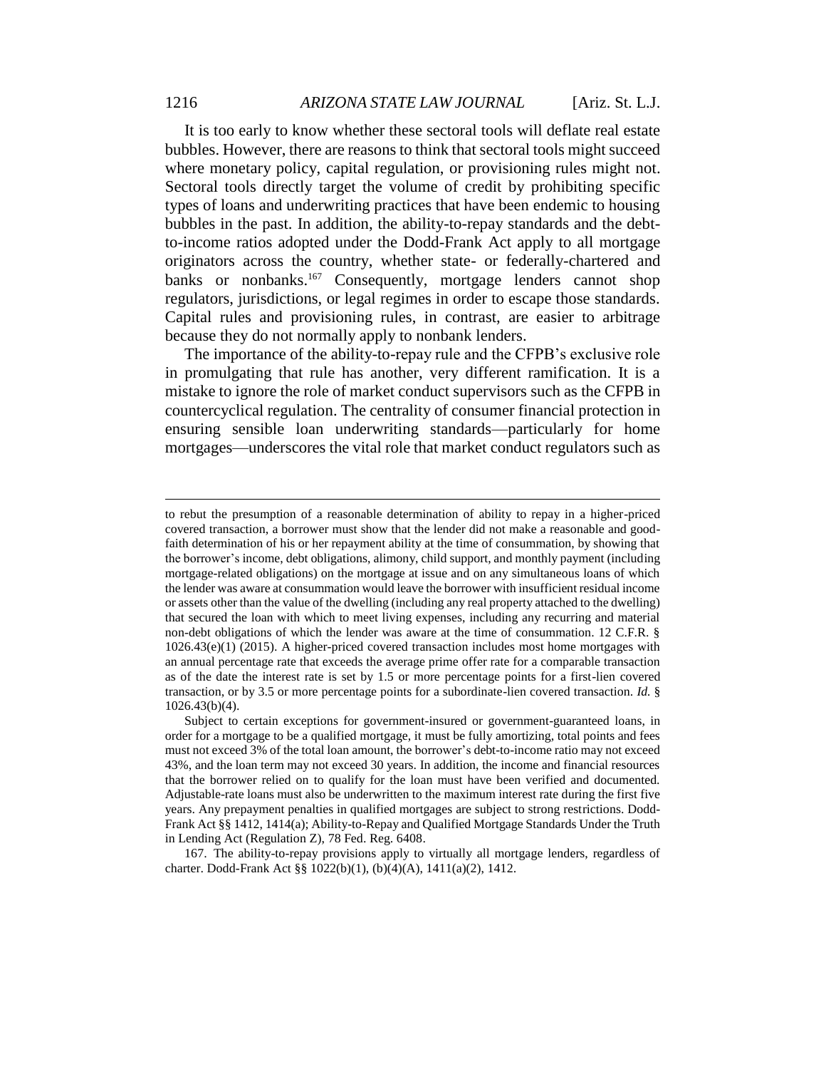It is too early to know whether these sectoral tools will deflate real estate bubbles. However, there are reasons to think that sectoral tools might succeed where monetary policy, capital regulation, or provisioning rules might not. Sectoral tools directly target the volume of credit by prohibiting specific types of loans and underwriting practices that have been endemic to housing bubbles in the past. In addition, the ability-to-repay standards and the debt-to-income ratios adopted under the Dodd-Frank Act apply to all mortgage originators across the country, whether state- or federally-chartered and banks or nonbanks.[167] Consequently, mortgage lenders cannot shop regulators, jurisdictions, or legal regimes in order to escape those standards. Capital rules and provisioning rules, in contrast, are easier to arbitrage because they do not normally apply to nonbank lenders.

The importance of the ability-to-repay rule and the CFPB's exclusive role in promulgating that rule has another, very different ramification. It is a mistake to ignore the role of market conduct supervisors such as the CFPB in countercyclical regulation. The centrality of consumer financial protection in ensuring sensible loan underwriting standards—particularly for home mortgages—underscores the vital role that market conduct regulators such as

---

to rebut the presumption of a reasonable determination of ability to repay in a higher-priced covered transaction, a borrower must show that the lender did not make a reasonable and good-faith determination of his or her repayment ability at the time of consummation, by showing that the borrower's income, debt obligations, alimony, child support, and monthly payment (including mortgage-related obligations) on the mortgage at issue and on any simultaneous loans of which the lender was aware at consummation would leave the borrower with insufficient residual income or assets other than the value of the dwelling (including any real property attached to the dwelling) that secured the loan with which to meet living expenses, including any recurring and material non-debt obligations of which the lender was aware at the time of consummation. 12 C.F.R. § 1026.43(e)(1) (2015). A higher-priced covered transaction includes most home mortgages with an annual percentage rate that exceeds the average prime offer rate for a comparable transaction as of the date the interest rate is set by 1.5 or more percentage points for a first-lien covered transaction, or by 3.5 or more percentage points for a subordinate-lien covered transaction. *Id.* § 1026.43(b)(4).

Subject to certain exceptions for government-insured or government-guaranteed loans, in order for a mortgage to be a qualified mortgage, it must be fully amortizing, total points and fees must not exceed 3% of the total loan amount, the borrower's debt-to-income ratio may not exceed 43%, and the loan term may not exceed 30 years. In addition, the income and financial resources that the borrower relied on to qualify for the loan must have been verified and documented. Adjustable-rate loans must also be underwritten to the maximum interest rate during the first five years. Any prepayment penalties in qualified mortgages are subject to strong restrictions. Dodd-Frank Act §§ 1412, 1414(a); Ability-to-Repay and Qualified Mortgage Standards Under the Truth in Lending Act (Regulation Z), 78 Fed. Reg. 6408.

167. The ability-to-repay provisions apply to virtually all mortgage lenders, regardless of charter. Dodd-Frank Act §§ 1022(b)(1), (b)(4)(A), 1411(a)(2), 1412.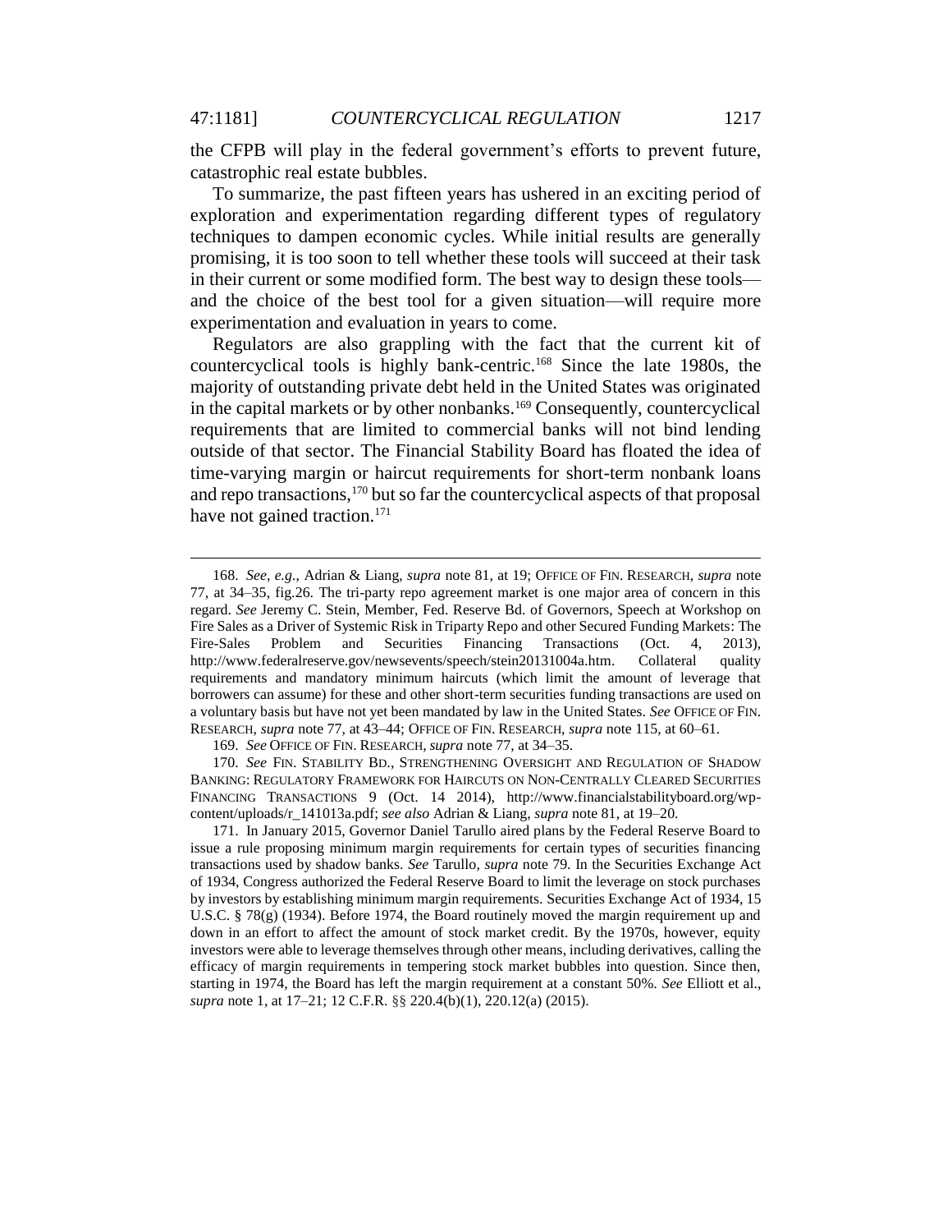the CFPB will play in the federal government's efforts to prevent future, catastrophic real estate bubbles.

To summarize, the past fifteen years has ushered in an exciting period of exploration and experimentation regarding different types of regulatory techniques to dampen economic cycles. While initial results are generally promising, it is too soon to tell whether these tools will succeed at their task in their current or some modified form. The best way to design these tools—and the choice of the best tool for a given situation—will require more experimentation and evaluation in years to come.

Regulators are also grappling with the fact that the current kit of countercyclical tools is highly bank-centric.[168] Since the late 1980s, the majority of outstanding private debt held in the United States was originated in the capital markets or by other nonbanks.[169] Consequently, countercyclical requirements that are limited to commercial banks will not bind lending outside of that sector. The Financial Stability Board has floated the idea of time-varying margin or haircut requirements for short-term nonbank loans and repo transactions,[170] but so far the countercyclical aspects of that proposal have not gained traction.[171]

---

168. *See, e.g.*, Adrian & Liang, *supra* note 81, at 19; OFFICE OF FIN. RESEARCH, *supra* note 77, at 34–35, fig.26. The tri-party repo agreement market is one major area of concern in this regard. *See* Jeremy C. Stein, Member, Fed. Reserve Bd. of Governors, Speech at Workshop on Fire Sales as a Driver of Systemic Risk in Triparty Repo and other Secured Funding Markets: The Fire-Sales Problem and Securities Financing Transactions (Oct. 4, 2013), http://www.federalreserve.gov/newsevents/speech/stein20131004a.htm. Collateral quality requirements and mandatory minimum haircuts (which limit the amount of leverage that borrowers can assume) for these and other short-term securities funding transactions are used on a voluntary basis but have not yet been mandated by law in the United States. *See* OFFICE OF FIN. RESEARCH, *supra* note 77, at 43–44; OFFICE OF FIN. RESEARCH, *supra* note 115, at 60–61.

169. *See* OFFICE OF FIN. RESEARCH, *supra* note 77, at 34–35.

170. *See* FIN. STABILITY BD., STRENGTHENING OVERSIGHT AND REGULATION OF SHADOW BANKING: REGULATORY FRAMEWORK FOR HAIRCUTS ON NON-CENTRALLY CLEARED SECURITIES FINANCING TRANSACTIONS 9 (Oct. 14 2014), http://www.financialstabilityboard.org/wp-content/uploads/r_141013a.pdf; *see also* Adrian & Liang, *supra* note 81, at 19–20.

171. In January 2015, Governor Daniel Tarullo aired plans by the Federal Reserve Board to issue a rule proposing minimum margin requirements for certain types of securities financing transactions used by shadow banks. *See* Tarullo, *supra* note 79. In the Securities Exchange Act of 1934, Congress authorized the Federal Reserve Board to limit the leverage on stock purchases by investors by establishing minimum margin requirements. Securities Exchange Act of 1934, 15 U.S.C. § 78(g) (1934). Before 1974, the Board routinely moved the margin requirement up and down in an effort to affect the amount of stock market credit. By the 1970s, however, equity investors were able to leverage themselves through other means, including derivatives, calling the efficacy of margin requirements in tempering stock market bubbles into question. Since then, starting in 1974, the Board has left the margin requirement at a constant 50%. *See* Elliott et al., *supra* note 1, at 17–21; 12 C.F.R. §§ 220.4(b)(1), 220.12(a) (2015).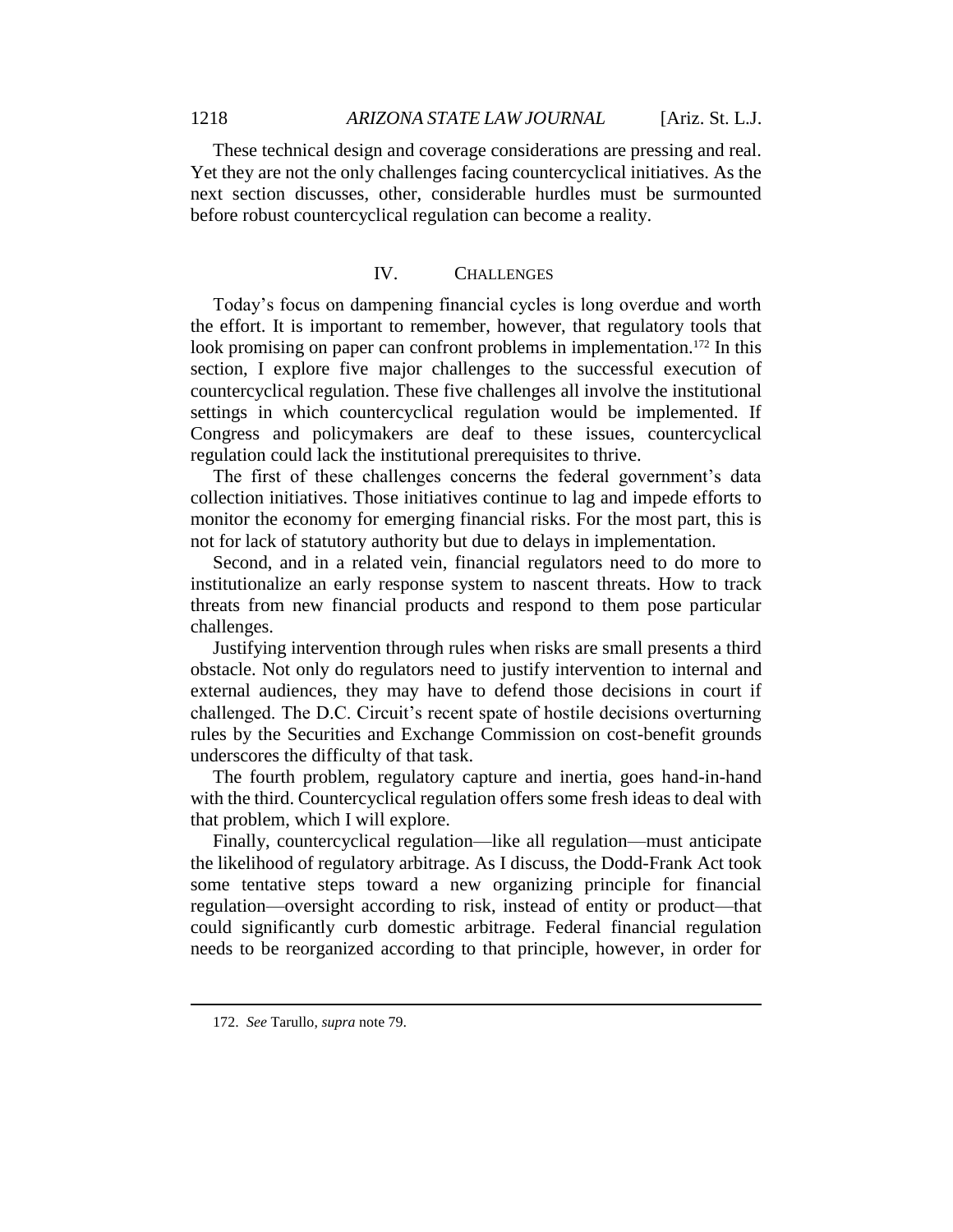These technical design and coverage considerations are pressing and real. Yet they are not the only challenges facing countercyclical initiatives. As the next section discusses, other, considerable hurdles must be surmounted before robust countercyclical regulation can become a reality.

## IV. CHALLENGES

Today's focus on dampening financial cycles is long overdue and worth the effort. It is important to remember, however, that regulatory tools that look promising on paper can confront problems in implementation.[172] In this section, I explore five major challenges to the successful execution of countercyclical regulation. These five challenges all involve the institutional settings in which countercyclical regulation would be implemented. If Congress and policymakers are deaf to these issues, countercyclical regulation could lack the institutional prerequisites to thrive.

The first of these challenges concerns the federal government's data collection initiatives. Those initiatives continue to lag and impede efforts to monitor the economy for emerging financial risks. For the most part, this is not for lack of statutory authority but due to delays in implementation.

Second, and in a related vein, financial regulators need to do more to institutionalize an early response system to nascent threats. How to track threats from new financial products and respond to them pose particular challenges.

Justifying intervention through rules when risks are small presents a third obstacle. Not only do regulators need to justify intervention to internal and external audiences, they may have to defend those decisions in court if challenged. The D.C. Circuit's recent spate of hostile decisions overturning rules by the Securities and Exchange Commission on cost-benefit grounds underscores the difficulty of that task.

The fourth problem, regulatory capture and inertia, goes hand-in-hand with the third. Countercyclical regulation offers some fresh ideas to deal with that problem, which I will explore.

Finally, countercyclical regulation—like all regulation—must anticipate the likelihood of regulatory arbitrage. As I discuss, the Dodd-Frank Act took some tentative steps toward a new organizing principle for financial regulation—oversight according to risk, instead of entity or product—that could significantly curb domestic arbitrage. Federal financial regulation needs to be reorganized according to that principle, however, in order for

---

172. *See* Tarullo, *supra* note 79.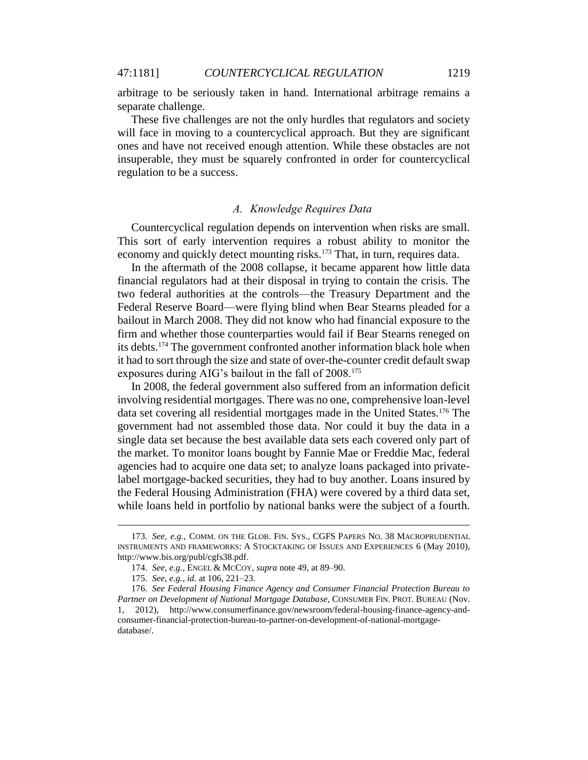arbitrage to be seriously taken in hand. International arbitrage remains a separate challenge.

These five challenges are not the only hurdles that regulators and society will face in moving to a countercyclical approach. But they are significant ones and have not received enough attention. While these obstacles are not insuperable, they must be squarely confronted in order for countercyclical regulation to be a success.

### *A. Knowledge Requires Data*

Countercyclical regulation depends on intervention when risks are small. This sort of early intervention requires a robust ability to monitor the economy and quickly detect mounting risks.[173] That, in turn, requires data.

In the aftermath of the 2008 collapse, it became apparent how little data financial regulators had at their disposal in trying to contain the crisis. The two federal authorities at the controls—the Treasury Department and the Federal Reserve Board—were flying blind when Bear Stearns pleaded for a bailout in March 2008. They did not know who had financial exposure to the firm and whether those counterparties would fail if Bear Stearns reneged on its debts.[174] The government confronted another information black hole when it had to sort through the size and state of over-the-counter credit default swap exposures during AIG's bailout in the fall of 2008.[175]

In 2008, the federal government also suffered from an information deficit involving residential mortgages. There was no one, comprehensive loan-level data set covering all residential mortgages made in the United States.[176] The government had not assembled those data. Nor could it buy the data in a single data set because the best available data sets each covered only part of the market. To monitor loans bought by Fannie Mae or Freddie Mac, federal agencies had to acquire one data set; to analyze loans packaged into private-label mortgage-backed securities, they had to buy another. Loans insured by the Federal Housing Administration (FHA) were covered by a third data set, while loans held in portfolio by national banks were the subject of a fourth.

---

173. *See, e.g.*, COMM. ON THE GLOB. FIN. SYS., CGFS PAPERS NO. 38 MACROPRUDENTIAL INSTRUMENTS AND FRAMEWORKS: A STOCKTAKING OF ISSUES AND EXPERIENCES 6 (May 2010), http://www.bis.org/publ/cgfs38.pdf.

174. *See, e.g.*, ENGEL & MCCOY, *supra* note 49, at 89–90.

175. *See, e.g.*, *id.* at 106, 221–23.

176. *See Federal Housing Finance Agency and Consumer Financial Protection Bureau to Partner on Development of National Mortgage Database*, CONSUMER FIN. PROT. BUREAU (Nov. 1, 2012), http://www.consumerfinance.gov/newsroom/federal-housing-finance-agency-and-consumer-financial-protection-bureau-to-partner-on-development-of-national-mortgage-database/.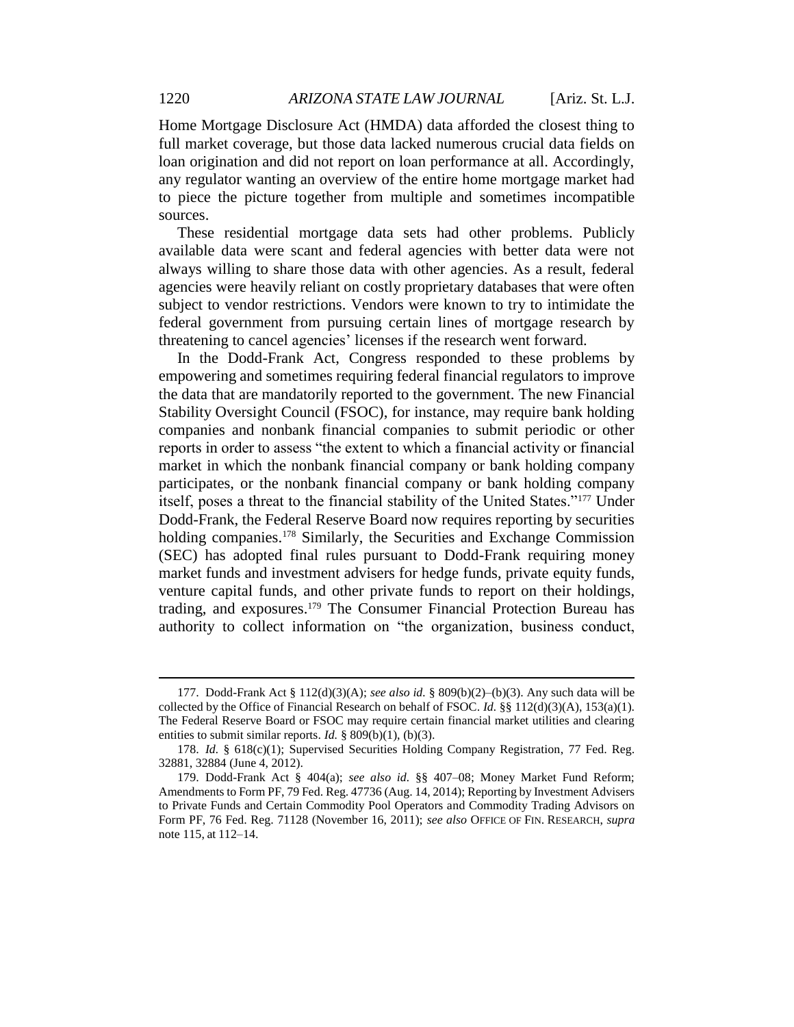Home Mortgage Disclosure Act (HMDA) data afforded the closest thing to full market coverage, but those data lacked numerous crucial data fields on loan origination and did not report on loan performance at all. Accordingly, any regulator wanting an overview of the entire home mortgage market had to piece the picture together from multiple and sometimes incompatible sources.

These residential mortgage data sets had other problems. Publicly available data were scant and federal agencies with better data were not always willing to share those data with other agencies. As a result, federal agencies were heavily reliant on costly proprietary databases that were often subject to vendor restrictions. Vendors were known to try to intimidate the federal government from pursuing certain lines of mortgage research by threatening to cancel agencies' licenses if the research went forward.

In the Dodd-Frank Act, Congress responded to these problems by empowering and sometimes requiring federal financial regulators to improve the data that are mandatorily reported to the government. The new Financial Stability Oversight Council (FSOC), for instance, may require bank holding companies and nonbank financial companies to submit periodic or other reports in order to assess "the extent to which a financial activity or financial market in which the nonbank financial company or bank holding company participates, or the nonbank financial company or bank holding company itself, poses a threat to the financial stability of the United States."[177] Under Dodd-Frank, the Federal Reserve Board now requires reporting by securities holding companies.[178] Similarly, the Securities and Exchange Commission (SEC) has adopted final rules pursuant to Dodd-Frank requiring money market funds and investment advisers for hedge funds, private equity funds, venture capital funds, and other private funds to report on their holdings, trading, and exposures.[179] The Consumer Financial Protection Bureau has authority to collect information on "the organization, business conduct,

---

177. Dodd-Frank Act § 112(d)(3)(A); *see also id.* § 809(b)(2)–(b)(3). Any such data will be collected by the Office of Financial Research on behalf of FSOC. *Id.* §§ 112(d)(3)(A), 153(a)(1). The Federal Reserve Board or FSOC may require certain financial market utilities and clearing entities to submit similar reports. *Id.* § 809(b)(1), (b)(3).

178. *Id.* § 618(c)(1); Supervised Securities Holding Company Registration, 77 Fed. Reg. 32881, 32884 (June 4, 2012).

179. Dodd-Frank Act § 404(a); *see also id.* §§ 407–08; Money Market Fund Reform; Amendments to Form PF, 79 Fed. Reg. 47736 (Aug. 14, 2014); Reporting by Investment Advisers to Private Funds and Certain Commodity Pool Operators and Commodity Trading Advisors on Form PF, 76 Fed. Reg. 71128 (November 16, 2011); *see also* OFFICE OF FIN. RESEARCH, *supra* note 115, at 112–14.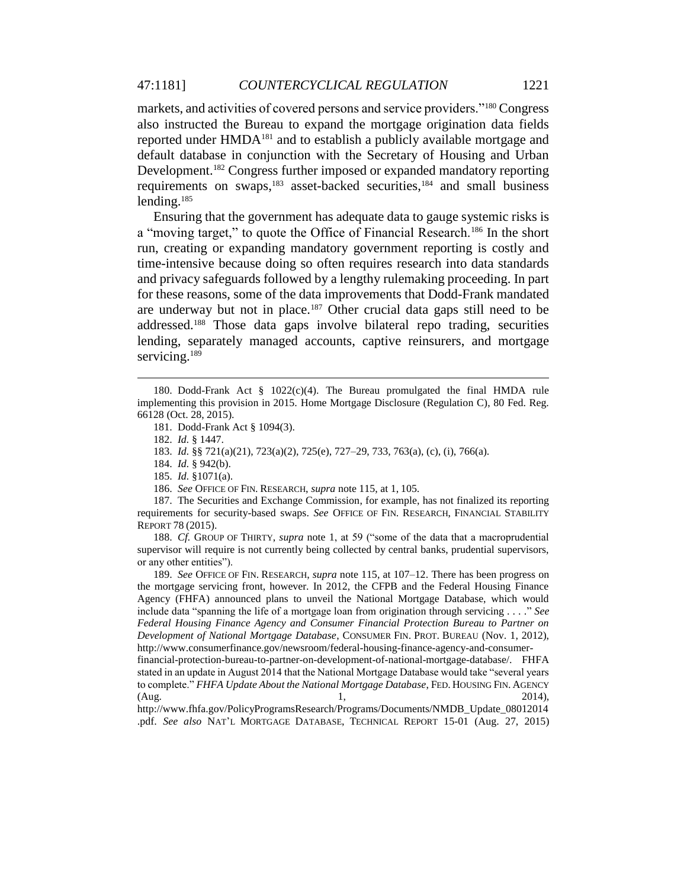markets, and activities of covered persons and service providers."[180] Congress also instructed the Bureau to expand the mortgage origination data fields reported under HMDA[181] and to establish a publicly available mortgage and default database in conjunction with the Secretary of Housing and Urban Development.[182] Congress further imposed or expanded mandatory reporting requirements on swaps,[183] asset-backed securities,[184] and small business lending.[185]

Ensuring that the government has adequate data to gauge systemic risks is a "moving target," to quote the Office of Financial Research.[186] In the short run, creating or expanding mandatory government reporting is costly and time-intensive because doing so often requires research into data standards and privacy safeguards followed by a lengthy rulemaking proceeding. In part for these reasons, some of the data improvements that Dodd-Frank mandated are underway but not in place.[187] Other crucial data gaps still need to be addressed.[188] Those data gaps involve bilateral repo trading, securities lending, separately managed accounts, captive reinsurers, and mortgage servicing.[189]

---

180. Dodd-Frank Act § 1022(c)(4). The Bureau promulgated the final HMDA rule implementing this provision in 2015. Home Mortgage Disclosure (Regulation C), 80 Fed. Reg. 66128 (Oct. 28, 2015).

181. Dodd-Frank Act § 1094(3).

182. *Id.* § 1447.

183. *Id.* §§ 721(a)(21), 723(a)(2), 725(e), 727–29, 733, 763(a), (c), (i), 766(a).

184. *Id.* § 942(b).

185. *Id.* §1071(a).

186. *See* OFFICE OF FIN. RESEARCH, *supra* note 115, at 1, 105.

187. The Securities and Exchange Commission, for example, has not finalized its reporting requirements for security-based swaps. *See* OFFICE OF FIN. RESEARCH, FINANCIAL STABILITY REPORT 78 (2015).

188. *Cf.* GROUP OF THIRTY, *supra* note 1, at 59 ("some of the data that a macroprudential supervisor will require is not currently being collected by central banks, prudential supervisors, or any other entities").

189. *See* OFFICE OF FIN. RESEARCH, *supra* note 115, at 107–12. There has been progress on the mortgage servicing front, however. In 2012, the CFPB and the Federal Housing Finance Agency (FHFA) announced plans to unveil the National Mortgage Database, which would include data "spanning the life of a mortgage loan from origination through servicing . . . ." *See Federal Housing Finance Agency and Consumer Financial Protection Bureau to Partner on Development of National Mortgage Database*, CONSUMER FIN. PROT. BUREAU (Nov. 1, 2012), http://www.consumerfinance.gov/newsroom/federal-housing-finance-agency-and-consumer-financial-protection-bureau-to-partner-on-development-of-national-mortgage-database/. FHFA stated in an update in August 2014 that the National Mortgage Database would take "several years to complete." *FHFA Update About the National Mortgage Database*, FED. HOUSING FIN. AGENCY (Aug. 1, 2014), http://www.fhfa.gov/PolicyProgramsResearch/Programs/Documents/NMDB_Update_08012014.pdf. *See also* NAT'L MORTGAGE DATABASE, TECHNICAL REPORT 15-01 (Aug. 27, 2015)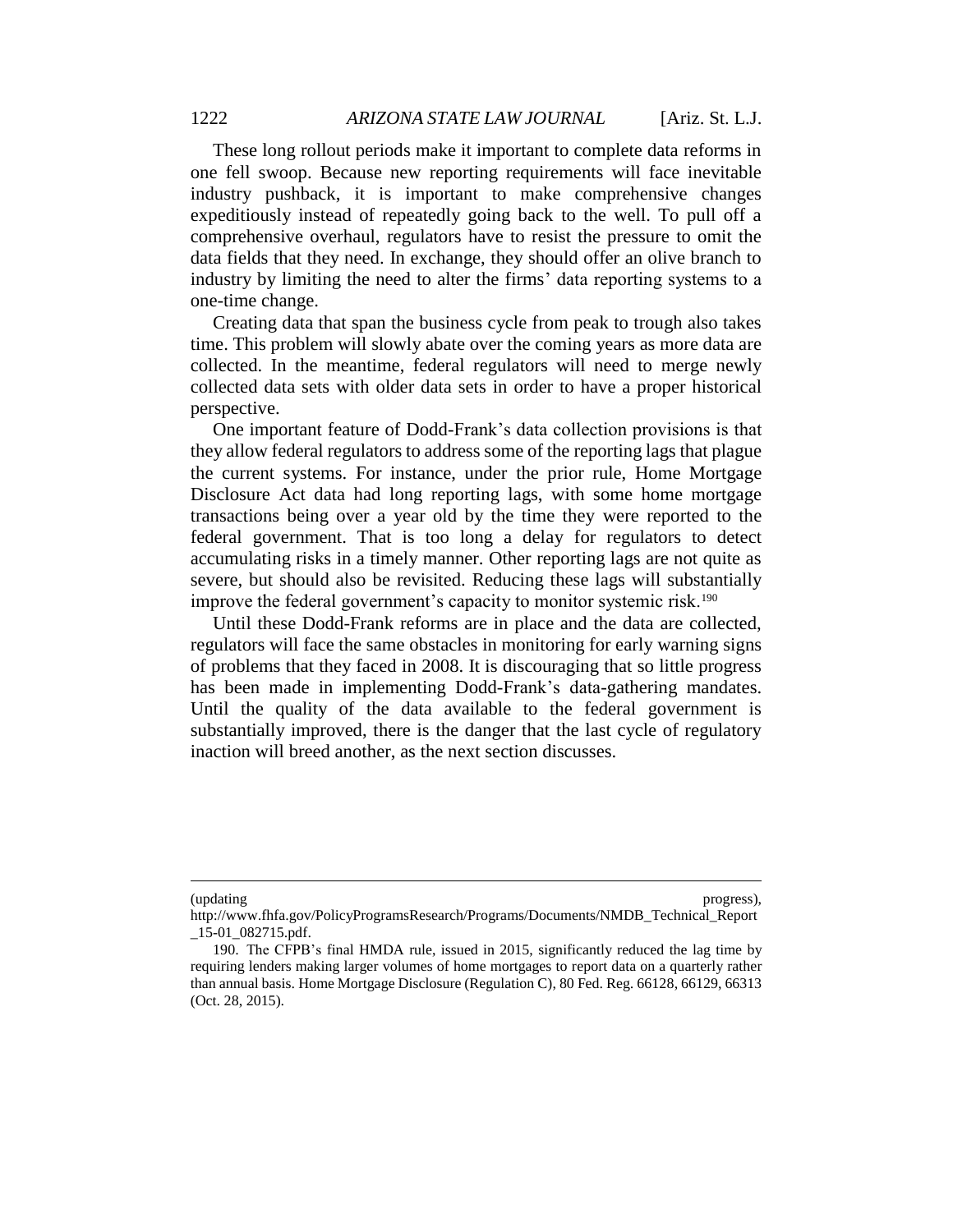These long rollout periods make it important to complete data reforms in one fell swoop. Because new reporting requirements will face inevitable industry pushback, it is important to make comprehensive changes expeditiously instead of repeatedly going back to the well. To pull off a comprehensive overhaul, regulators have to resist the pressure to omit the data fields that they need. In exchange, they should offer an olive branch to industry by limiting the need to alter the firms' data reporting systems to a one-time change.

Creating data that span the business cycle from peak to trough also takes time. This problem will slowly abate over the coming years as more data are collected. In the meantime, federal regulators will need to merge newly collected data sets with older data sets in order to have a proper historical perspective.

One important feature of Dodd-Frank's data collection provisions is that they allow federal regulators to address some of the reporting lags that plague the current systems. For instance, under the prior rule, Home Mortgage Disclosure Act data had long reporting lags, with some home mortgage transactions being over a year old by the time they were reported to the federal government. That is too long a delay for regulators to detect accumulating risks in a timely manner. Other reporting lags are not quite as severe, but should also be revisited. Reducing these lags will substantially improve the federal government's capacity to monitor systemic risk.[190]

Until these Dodd-Frank reforms are in place and the data are collected, regulators will face the same obstacles in monitoring for early warning signs of problems that they faced in 2008. It is discouraging that so little progress has been made in implementing Dodd-Frank's data-gathering mandates. Until the quality of the data available to the federal government is substantially improved, there is the danger that the last cycle of regulatory inaction will breed another, as the next section discusses.

---

(updating progress), http://www.fhfa.gov/PolicyProgramsResearch/Programs/Documents/NMDB_Technical_Report_15-01_082715.pdf.

190. The CFPB's final HMDA rule, issued in 2015, significantly reduced the lag time by requiring lenders making larger volumes of home mortgages to report data on a quarterly rather than annual basis. Home Mortgage Disclosure (Regulation C), 80 Fed. Reg. 66128, 66129, 66313 (Oct. 28, 2015).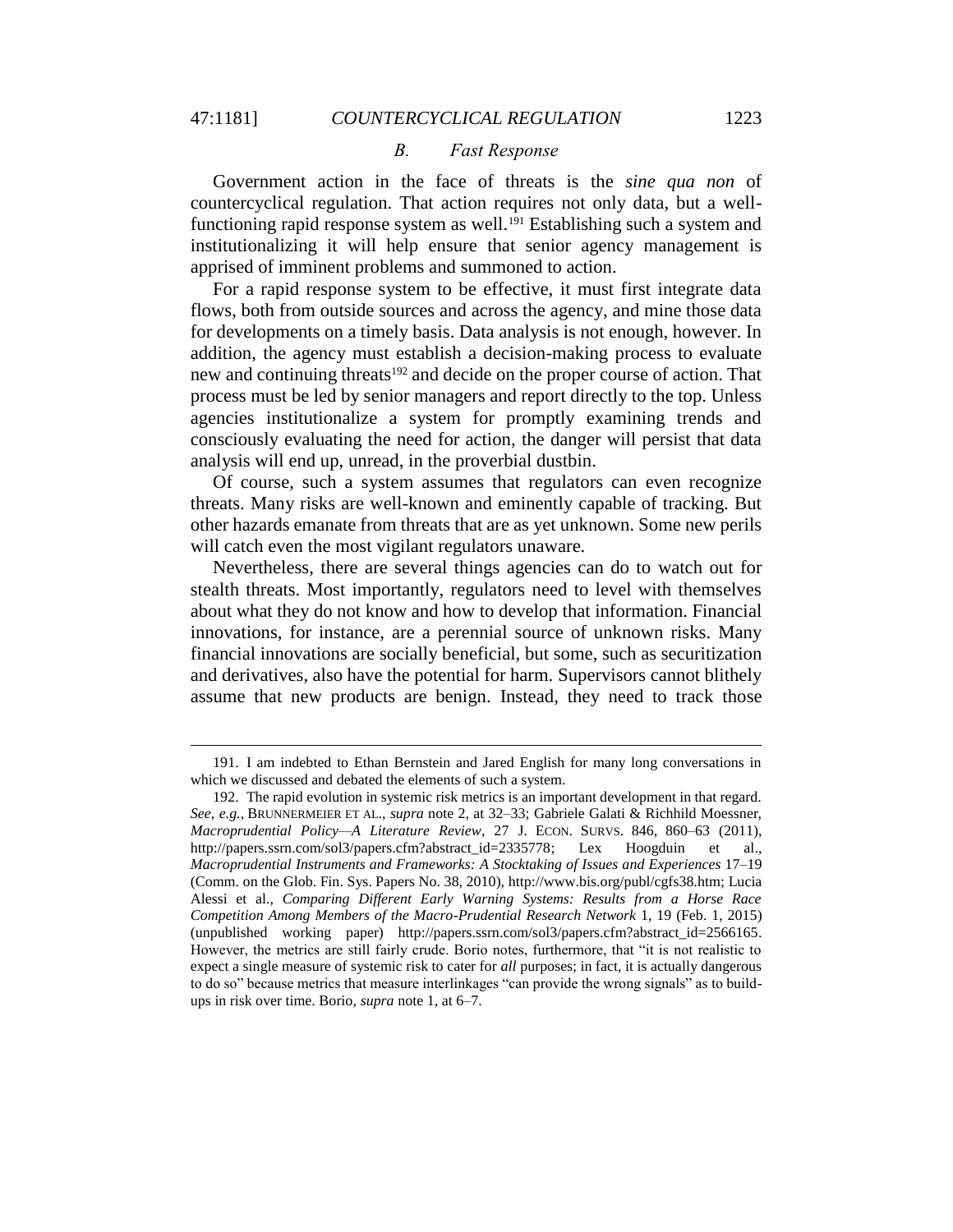### *B. Fast Response*

Government action in the face of threats is the *sine qua non* of countercyclical regulation. That action requires not only data, but a well-functioning rapid response system as well.[191] Establishing such a system and institutionalizing it will help ensure that senior agency management is apprised of imminent problems and summoned to action.

For a rapid response system to be effective, it must first integrate data flows, both from outside sources and across the agency, and mine those data for developments on a timely basis. Data analysis is not enough, however. In addition, the agency must establish a decision-making process to evaluate new and continuing threats[192] and decide on the proper course of action. That process must be led by senior managers and report directly to the top. Unless agencies institutionalize a system for promptly examining trends and consciously evaluating the need for action, the danger will persist that data analysis will end up, unread, in the proverbial dustbin.

Of course, such a system assumes that regulators can even recognize threats. Many risks are well-known and eminently capable of tracking. But other hazards emanate from threats that are as yet unknown. Some new perils will catch even the most vigilant regulators unaware.

Nevertheless, there are several things agencies can do to watch out for stealth threats. Most importantly, regulators need to level with themselves about what they do not know and how to develop that information. Financial innovations, for instance, are a perennial source of unknown risks. Many financial innovations are socially beneficial, but some, such as securitization and derivatives, also have the potential for harm. Supervisors cannot blithely assume that new products are benign. Instead, they need to track those

---

191. I am indebted to Ethan Bernstein and Jared English for many long conversations in which we discussed and debated the elements of such a system.

192. The rapid evolution in systemic risk metrics is an important development in that regard. *See, e.g.*, BRUNNERMEIER ET AL., *supra* note 2, at 32–33; Gabriele Galati & Richhild Moessner, *Macroprudential Policy—A Literature Review*, 27 J. ECON. SURVS. 846, 860–63 (2011), http://papers.ssrn.com/sol3/papers.cfm?abstract_id=2335778; Lex Hoogduin et al., *Macroprudential Instruments and Frameworks: A Stocktaking of Issues and Experiences* 17–19 (Comm. on the Glob. Fin. Sys. Papers No. 38, 2010), http://www.bis.org/publ/cgfs38.htm; Lucia Alessi et al., *Comparing Different Early Warning Systems: Results from a Horse Race Competition Among Members of the Macro-Prudential Research Network* 1, 19 (Feb. 1, 2015) (unpublished working paper) http://papers.ssrn.com/sol3/papers.cfm?abstract_id=2566165. However, the metrics are still fairly crude. Borio notes, furthermore, that "it is not realistic to expect a single measure of systemic risk to cater for *all* purposes; in fact, it is actually dangerous to do so" because metrics that measure interlinkages "can provide the wrong signals" as to build-ups in risk over time. Borio, *supra* note 1, at 6–7.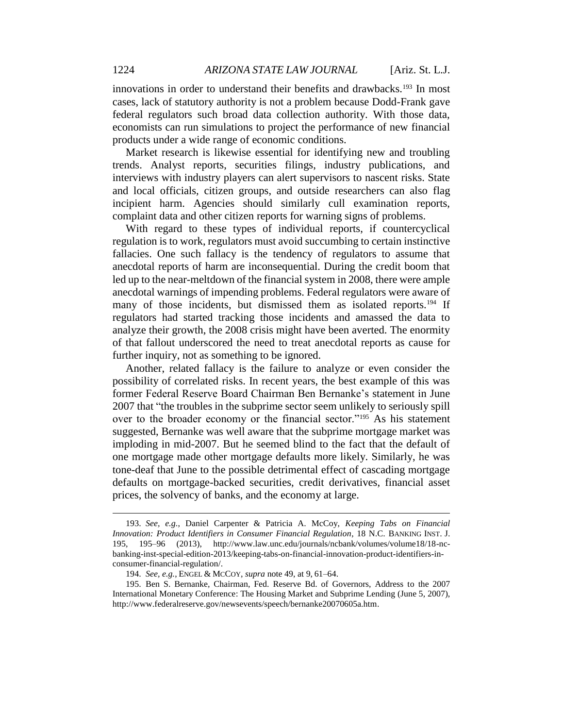innovations in order to understand their benefits and drawbacks.[193] In most cases, lack of statutory authority is not a problem because Dodd-Frank gave federal regulators such broad data collection authority. With those data, economists can run simulations to project the performance of new financial products under a wide range of economic conditions.

Market research is likewise essential for identifying new and troubling trends. Analyst reports, securities filings, industry publications, and interviews with industry players can alert supervisors to nascent risks. State and local officials, citizen groups, and outside researchers can also flag incipient harm. Agencies should similarly cull examination reports, complaint data and other citizen reports for warning signs of problems.

With regard to these types of individual reports, if countercyclical regulation is to work, regulators must avoid succumbing to certain instinctive fallacies. One such fallacy is the tendency of regulators to assume that anecdotal reports of harm are inconsequential. During the credit boom that led up to the near-meltdown of the financial system in 2008, there were ample anecdotal warnings of impending problems. Federal regulators were aware of many of those incidents, but dismissed them as isolated reports.[194] If regulators had started tracking those incidents and amassed the data to analyze their growth, the 2008 crisis might have been averted. The enormity of that fallout underscored the need to treat anecdotal reports as cause for further inquiry, not as something to be ignored.

Another, related fallacy is the failure to analyze or even consider the possibility of correlated risks. In recent years, the best example of this was former Federal Reserve Board Chairman Ben Bernanke's statement in June 2007 that "the troubles in the subprime sector seem unlikely to seriously spill over to the broader economy or the financial sector."[195] As his statement suggested, Bernanke was well aware that the subprime mortgage market was imploding in mid-2007. But he seemed blind to the fact that the default of one mortgage made other mortgage defaults more likely. Similarly, he was tone-deaf that June to the possible detrimental effect of cascading mortgage defaults on mortgage-backed securities, credit derivatives, financial asset prices, the solvency of banks, and the economy at large.

---

193. *See, e.g.*, Daniel Carpenter & Patricia A. McCoy, *Keeping Tabs on Financial Innovation: Product Identifiers in Consumer Financial Regulation*, 18 N.C. BANKING INST. J. 195, 195–96 (2013), http://www.law.unc.edu/journals/ncbank/volumes/volume18/18-nc-banking-inst-special-edition-2013/keeping-tabs-on-financial-innovation-product-identifiers-in-consumer-financial-regulation/.

194. *See, e.g.*, ENGEL & MCCOY, *supra* note 49, at 9, 61–64.

195. Ben S. Bernanke, Chairman, Fed. Reserve Bd. of Governors, Address to the 2007 International Monetary Conference: The Housing Market and Subprime Lending (June 5, 2007), http://www.federalreserve.gov/newsevents/speech/bernanke20070605a.htm.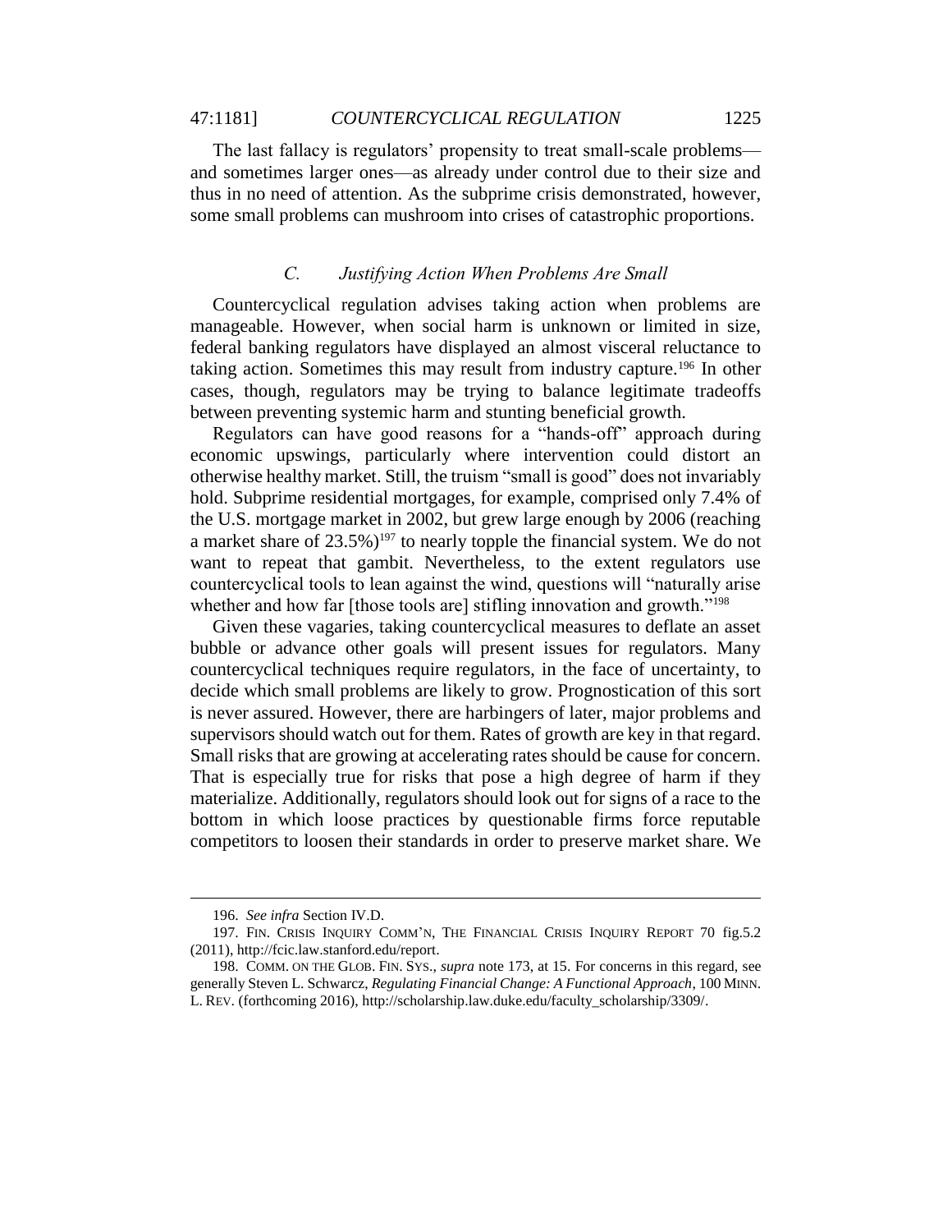The last fallacy is regulators' propensity to treat small-scale problems—and sometimes larger ones—as already under control due to their size and thus in no need of attention. As the subprime crisis demonstrated, however, some small problems can mushroom into crises of catastrophic proportions.

### *C. Justifying Action When Problems Are Small*

Countercyclical regulation advises taking action when problems are manageable. However, when social harm is unknown or limited in size, federal banking regulators have displayed an almost visceral reluctance to taking action. Sometimes this may result from industry capture.[196] In other cases, though, regulators may be trying to balance legitimate tradeoffs between preventing systemic harm and stunting beneficial growth.

Regulators can have good reasons for a "hands-off" approach during economic upswings, particularly where intervention could distort an otherwise healthy market. Still, the truism "small is good" does not invariably hold. Subprime residential mortgages, for example, comprised only 7.4% of the U.S. mortgage market in 2002, but grew large enough by 2006 (reaching a market share of 23.5%)[197] to nearly topple the financial system. We do not want to repeat that gambit. Nevertheless, to the extent regulators use countercyclical tools to lean against the wind, questions will "naturally arise whether and how far [those tools are] stifling innovation and growth."[198]

Given these vagaries, taking countercyclical measures to deflate an asset bubble or advance other goals will present issues for regulators. Many countercyclical techniques require regulators, in the face of uncertainty, to decide which small problems are likely to grow. Prognostication of this sort is never assured. However, there are harbingers of later, major problems and supervisors should watch out for them. Rates of growth are key in that regard. Small risks that are growing at accelerating rates should be cause for concern. That is especially true for risks that pose a high degree of harm if they materialize. Additionally, regulators should look out for signs of a race to the bottom in which loose practices by questionable firms force reputable competitors to loosen their standards in order to preserve market share. We

---

196. *See infra* Section IV.D.

197. FIN. CRISIS INQUIRY COMM'N, THE FINANCIAL CRISIS INQUIRY REPORT 70 fig.5.2 (2011), http://fcic.law.stanford.edu/report.

198. COMM. ON THE GLOB. FIN. SYS., *supra* note 173, at 15. For concerns in this regard, see generally Steven L. Schwarcz, *Regulating Financial Change: A Functional Approach*, 100 MINN. L. REV. (forthcoming 2016), http://scholarship.law.duke.edu/faculty_scholarship/3309/.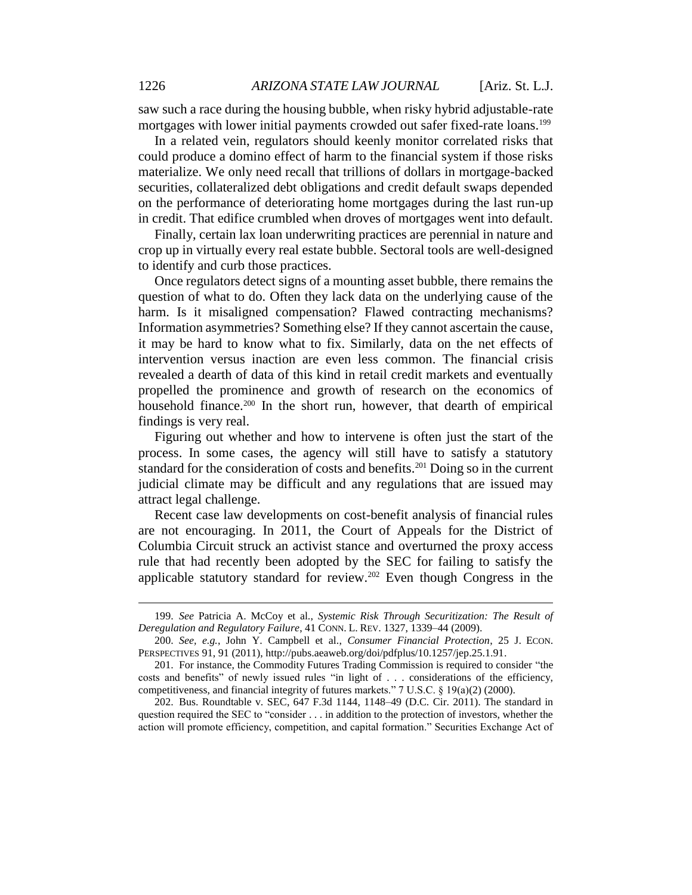saw such a race during the housing bubble, when risky hybrid adjustable-rate mortgages with lower initial payments crowded out safer fixed-rate loans.[199]

In a related vein, regulators should keenly monitor correlated risks that could produce a domino effect of harm to the financial system if those risks materialize. We only need recall that trillions of dollars in mortgage-backed securities, collateralized debt obligations and credit default swaps depended on the performance of deteriorating home mortgages during the last run-up in credit. That edifice crumbled when droves of mortgages went into default.

Finally, certain lax loan underwriting practices are perennial in nature and crop up in virtually every real estate bubble. Sectoral tools are well-designed to identify and curb those practices.

Once regulators detect signs of a mounting asset bubble, there remains the question of what to do. Often they lack data on the underlying cause of the harm. Is it misaligned compensation? Flawed contracting mechanisms? Information asymmetries? Something else? If they cannot ascertain the cause, it may be hard to know what to fix. Similarly, data on the net effects of intervention versus inaction are even less common. The financial crisis revealed a dearth of data of this kind in retail credit markets and eventually propelled the prominence and growth of research on the economics of household finance.[200] In the short run, however, that dearth of empirical findings is very real.

Figuring out whether and how to intervene is often just the start of the process. In some cases, the agency will still have to satisfy a statutory standard for the consideration of costs and benefits.[201] Doing so in the current judicial climate may be difficult and any regulations that are issued may attract legal challenge.

Recent case law developments on cost-benefit analysis of financial rules are not encouraging. In 2011, the Court of Appeals for the District of Columbia Circuit struck an activist stance and overturned the proxy access rule that had recently been adopted by the SEC for failing to satisfy the applicable statutory standard for review.[202] Even though Congress in the

---

199. *See* Patricia A. McCoy et al., *Systemic Risk Through Securitization: The Result of Deregulation and Regulatory Failure*, 41 CONN. L. REV. 1327, 1339–44 (2009).

200. *See, e.g.*, John Y. Campbell et al., *Consumer Financial Protection*, 25 J. ECON. PERSPECTIVES 91, 91 (2011), http://pubs.aeaweb.org/doi/pdfplus/10.1257/jep.25.1.91.

201. For instance, the Commodity Futures Trading Commission is required to consider "the costs and benefits" of newly issued rules "in light of . . . considerations of the efficiency, competitiveness, and financial integrity of futures markets." 7 U.S.C. § 19(a)(2) (2000).

202. Bus. Roundtable v. SEC, 647 F.3d 1144, 1148–49 (D.C. Cir. 2011). The standard in question required the SEC to "consider . . . in addition to the protection of investors, whether the action will promote efficiency, competition, and capital formation." Securities Exchange Act of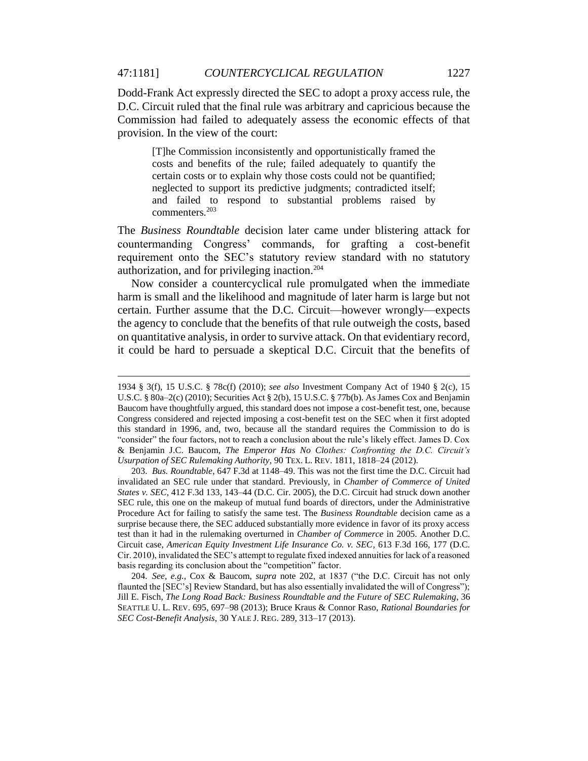Dodd-Frank Act expressly directed the SEC to adopt a proxy access rule, the D.C. Circuit ruled that the final rule was arbitrary and capricious because the Commission had failed to adequately assess the economic effects of that provision. In the view of the court:

> [T]he Commission inconsistently and opportunistically framed the costs and benefits of the rule; failed adequately to quantify the certain costs or to explain why those costs could not be quantified; neglected to support its predictive judgments; contradicted itself; and failed to respond to substantial problems raised by commenters.[203]

The *Business Roundtable* decision later came under blistering attack for countermanding Congress' commands, for grafting a cost-benefit requirement onto the SEC's statutory review standard with no statutory authorization, and for privileging inaction.[204]

Now consider a countercyclical rule promulgated when the immediate harm is small and the likelihood and magnitude of later harm is large but not certain. Further assume that the D.C. Circuit—however wrongly—expects the agency to conclude that the benefits of that rule outweigh the costs, based on quantitative analysis, in order to survive attack. On that evidentiary record, it could be hard to persuade a skeptical D.C. Circuit that the benefits of

---

1934 § 3(f), 15 U.S.C. § 78c(f) (2010); *see also* Investment Company Act of 1940 § 2(c), 15 U.S.C. § 80a–2(c) (2010); Securities Act § 2(b), 15 U.S.C. § 77b(b). As James Cox and Benjamin Baucom have thoughtfully argued, this standard does not impose a cost-benefit test, one, because Congress considered and rejected imposing a cost-benefit test on the SEC when it first adopted this standard in 1996, and, two, because all the standard requires the Commission to do is "consider" the four factors, not to reach a conclusion about the rule's likely effect. James D. Cox & Benjamin J.C. Baucom, *The Emperor Has No Clothes: Confronting the D.C. Circuit's Usurpation of SEC Rulemaking Authority*, 90 TEX. L. REV. 1811, 1818–24 (2012).

203. *Bus. Roundtable*, 647 F.3d at 1148–49. This was not the first time the D.C. Circuit had invalidated an SEC rule under that standard. Previously, in *Chamber of Commerce of United States v. SEC*, 412 F.3d 133, 143–44 (D.C. Cir. 2005), the D.C. Circuit had struck down another SEC rule, this one on the makeup of mutual fund boards of directors, under the Administrative Procedure Act for failing to satisfy the same test. The *Business Roundtable* decision came as a surprise because there, the SEC adduced substantially more evidence in favor of its proxy access test than it had in the rulemaking overturned in *Chamber of Commerce* in 2005. Another D.C. Circuit case, *American Equity Investment Life Insurance Co. v. SEC*, 613 F.3d 166, 177 (D.C. Cir. 2010), invalidated the SEC's attempt to regulate fixed indexed annuities for lack of a reasoned basis regarding its conclusion about the "competition" factor.

204. *See, e.g.*, Cox & Baucom, *supra* note 202, at 1837 ("the D.C. Circuit has not only flaunted the [SEC's] Review Standard, but has also essentially invalidated the will of Congress"); Jill E. Fisch, *The Long Road Back: Business Roundtable and the Future of SEC Rulemaking*, 36 SEATTLE U. L. REV. 695, 697–98 (2013); Bruce Kraus & Connor Raso, *Rational Boundaries for SEC Cost-Benefit Analysis*, 30 YALE J. REG. 289, 313–17 (2013).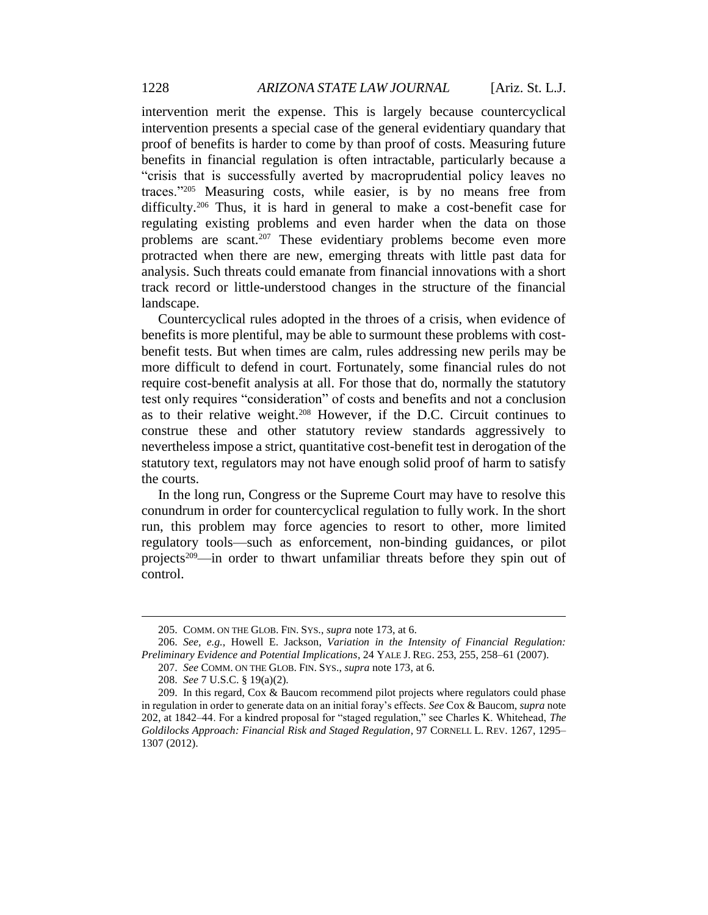intervention merit the expense. This is largely because countercyclical intervention presents a special case of the general evidentiary quandary that proof of benefits is harder to come by than proof of costs. Measuring future benefits in financial regulation is often intractable, particularly because a "crisis that is successfully averted by macroprudential policy leaves no traces."[205] Measuring costs, while easier, is by no means free from difficulty.[206] Thus, it is hard in general to make a cost-benefit case for regulating existing problems and even harder when the data on those problems are scant.[207] These evidentiary problems become even more protracted when there are new, emerging threats with little past data for analysis. Such threats could emanate from financial innovations with a short track record or little-understood changes in the structure of the financial landscape.

Countercyclical rules adopted in the throes of a crisis, when evidence of benefits is more plentiful, may be able to surmount these problems with cost-benefit tests. But when times are calm, rules addressing new perils may be more difficult to defend in court. Fortunately, some financial rules do not require cost-benefit analysis at all. For those that do, normally the statutory test only requires "consideration" of costs and benefits and not a conclusion as to their relative weight.[208] However, if the D.C. Circuit continues to construe these and other statutory review standards aggressively to nevertheless impose a strict, quantitative cost-benefit test in derogation of the statutory text, regulators may not have enough solid proof of harm to satisfy the courts.

In the long run, Congress or the Supreme Court may have to resolve this conundrum in order for countercyclical regulation to fully work. In the short run, this problem may force agencies to resort to other, more limited regulatory tools—such as enforcement, non-binding guidances, or pilot projects[209]—in order to thwart unfamiliar threats before they spin out of control.

---

205. COMM. ON THE GLOB. FIN. SYS., *supra* note 173, at 6.

206. *See, e.g.*, Howell E. Jackson, *Variation in the Intensity of Financial Regulation: Preliminary Evidence and Potential Implications*, 24 YALE J. REG. 253, 255, 258–61 (2007).

207. *See* COMM. ON THE GLOB. FIN. SYS., *supra* note 173, at 6.

208. *See* 7 U.S.C. § 19(a)(2).

209. In this regard, Cox & Baucom recommend pilot projects where regulators could phase in regulation in order to generate data on an initial foray's effects. *See* Cox & Baucom, *supra* note 202, at 1842–44. For a kindred proposal for "staged regulation," see Charles K. Whitehead, *The Goldilocks Approach: Financial Risk and Staged Regulation*, 97 CORNELL L. REV. 1267, 1295–1307 (2012).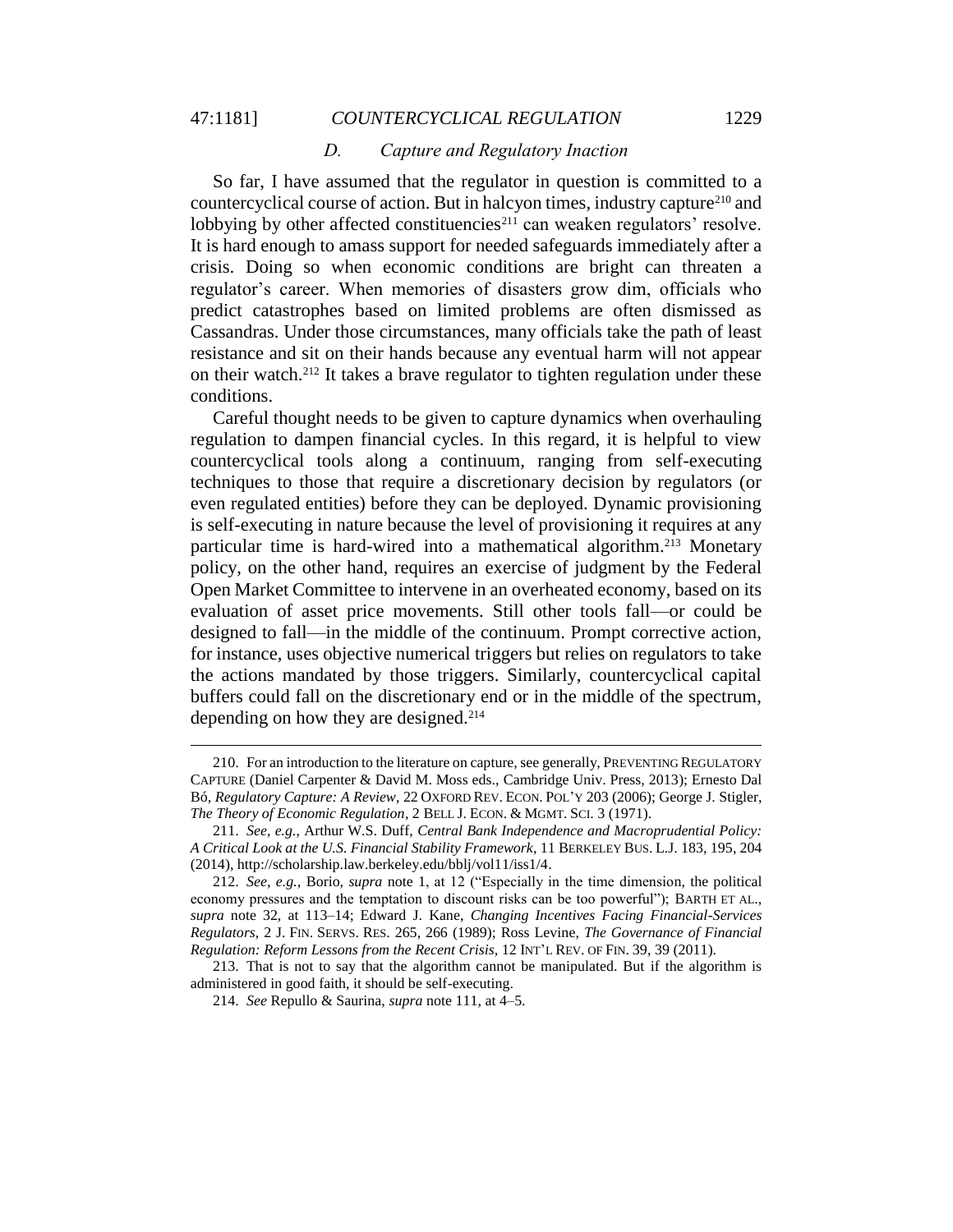### *D. Capture and Regulatory Inaction*

So far, I have assumed that the regulator in question is committed to a countercyclical course of action. But in halcyon times, industry capture[210] and lobbying by other affected constituencies[211] can weaken regulators' resolve. It is hard enough to amass support for needed safeguards immediately after a crisis. Doing so when economic conditions are bright can threaten a regulator's career. When memories of disasters grow dim, officials who predict catastrophes based on limited problems are often dismissed as Cassandras. Under those circumstances, many officials take the path of least resistance and sit on their hands because any eventual harm will not appear on their watch.[212] It takes a brave regulator to tighten regulation under these conditions.

Careful thought needs to be given to capture dynamics when overhauling regulation to dampen financial cycles. In this regard, it is helpful to view countercyclical tools along a continuum, ranging from self-executing techniques to those that require a discretionary decision by regulators (or even regulated entities) before they can be deployed. Dynamic provisioning is self-executing in nature because the level of provisioning it requires at any particular time is hard-wired into a mathematical algorithm.[213] Monetary policy, on the other hand, requires an exercise of judgment by the Federal Open Market Committee to intervene in an overheated economy, based on its evaluation of asset price movements. Still other tools fall—or could be designed to fall—in the middle of the continuum. Prompt corrective action, for instance, uses objective numerical triggers but relies on regulators to take the actions mandated by those triggers. Similarly, countercyclical capital buffers could fall on the discretionary end or in the middle of the spectrum, depending on how they are designed.[214]

---

210. For an introduction to the literature on capture, see generally, PREVENTING REGULATORY CAPTURE (Daniel Carpenter & David M. Moss eds., Cambridge Univ. Press, 2013); Ernesto Dal Bó, *Regulatory Capture: A Review*, 22 OXFORD REV. ECON. POL'Y 203 (2006); George J. Stigler, *The Theory of Economic Regulation*, 2 BELL J. ECON. & MGMT. SCI. 3 (1971).

211. *See, e.g.*, Arthur W.S. Duff, *Central Bank Independence and Macroprudential Policy: A Critical Look at the U.S. Financial Stability Framework*, 11 BERKELEY BUS. L.J. 183, 195, 204 (2014), http://scholarship.law.berkeley.edu/bblj/vol11/iss1/4.

212. *See, e.g.*, Borio, *supra* note 1, at 12 ("Especially in the time dimension, the political economy pressures and the temptation to discount risks can be too powerful"); BARTH ET AL., *supra* note 32, at 113–14; Edward J. Kane, *Changing Incentives Facing Financial-Services Regulators*, 2 J. FIN. SERVS. RES. 265, 266 (1989); Ross Levine, *The Governance of Financial Regulation: Reform Lessons from the Recent Crisis*, 12 INT'L REV. OF FIN. 39, 39 (2011).

213. That is not to say that the algorithm cannot be manipulated. But if the algorithm is administered in good faith, it should be self-executing.

214. *See* Repullo & Saurina, *supra* note 111, at 4–5.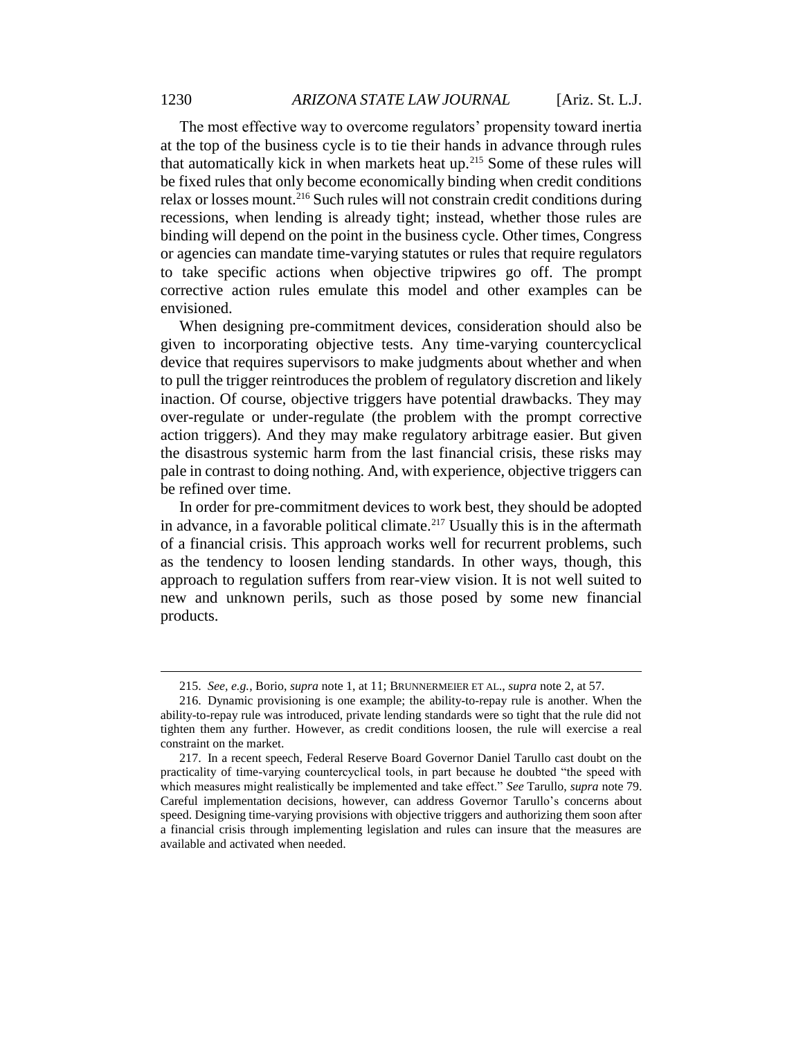The most effective way to overcome regulators' propensity toward inertia at the top of the business cycle is to tie their hands in advance through rules that automatically kick in when markets heat up.[215] Some of these rules will be fixed rules that only become economically binding when credit conditions relax or losses mount.[216] Such rules will not constrain credit conditions during recessions, when lending is already tight; instead, whether those rules are binding will depend on the point in the business cycle. Other times, Congress or agencies can mandate time-varying statutes or rules that require regulators to take specific actions when objective tripwires go off. The prompt corrective action rules emulate this model and other examples can be envisioned.

When designing pre-commitment devices, consideration should also be given to incorporating objective tests. Any time-varying countercyclical device that requires supervisors to make judgments about whether and when to pull the trigger reintroduces the problem of regulatory discretion and likely inaction. Of course, objective triggers have potential drawbacks. They may over-regulate or under-regulate (the problem with the prompt corrective action triggers). And they may make regulatory arbitrage easier. But given the disastrous systemic harm from the last financial crisis, these risks may pale in contrast to doing nothing. And, with experience, objective triggers can be refined over time.

In order for pre-commitment devices to work best, they should be adopted in advance, in a favorable political climate.[217] Usually this is in the aftermath of a financial crisis. This approach works well for recurrent problems, such as the tendency to loosen lending standards. In other ways, though, this approach to regulation suffers from rear-view vision. It is not well suited to new and unknown perils, such as those posed by some new financial products.

---

215. *See, e.g.*, Borio, *supra* note 1, at 11; BRUNNERMEIER ET AL., *supra* note 2, at 57.

216. Dynamic provisioning is one example; the ability-to-repay rule is another. When the ability-to-repay rule was introduced, private lending standards were so tight that the rule did not tighten them any further. However, as credit conditions loosen, the rule will exercise a real constraint on the market.

217. In a recent speech, Federal Reserve Board Governor Daniel Tarullo cast doubt on the practicality of time-varying countercyclical tools, in part because he doubted "the speed with which measures might realistically be implemented and take effect." *See* Tarullo, *supra* note 79. Careful implementation decisions, however, can address Governor Tarullo's concerns about speed. Designing time-varying provisions with objective triggers and authorizing them soon after a financial crisis through implementing legislation and rules can insure that the measures are available and activated when needed.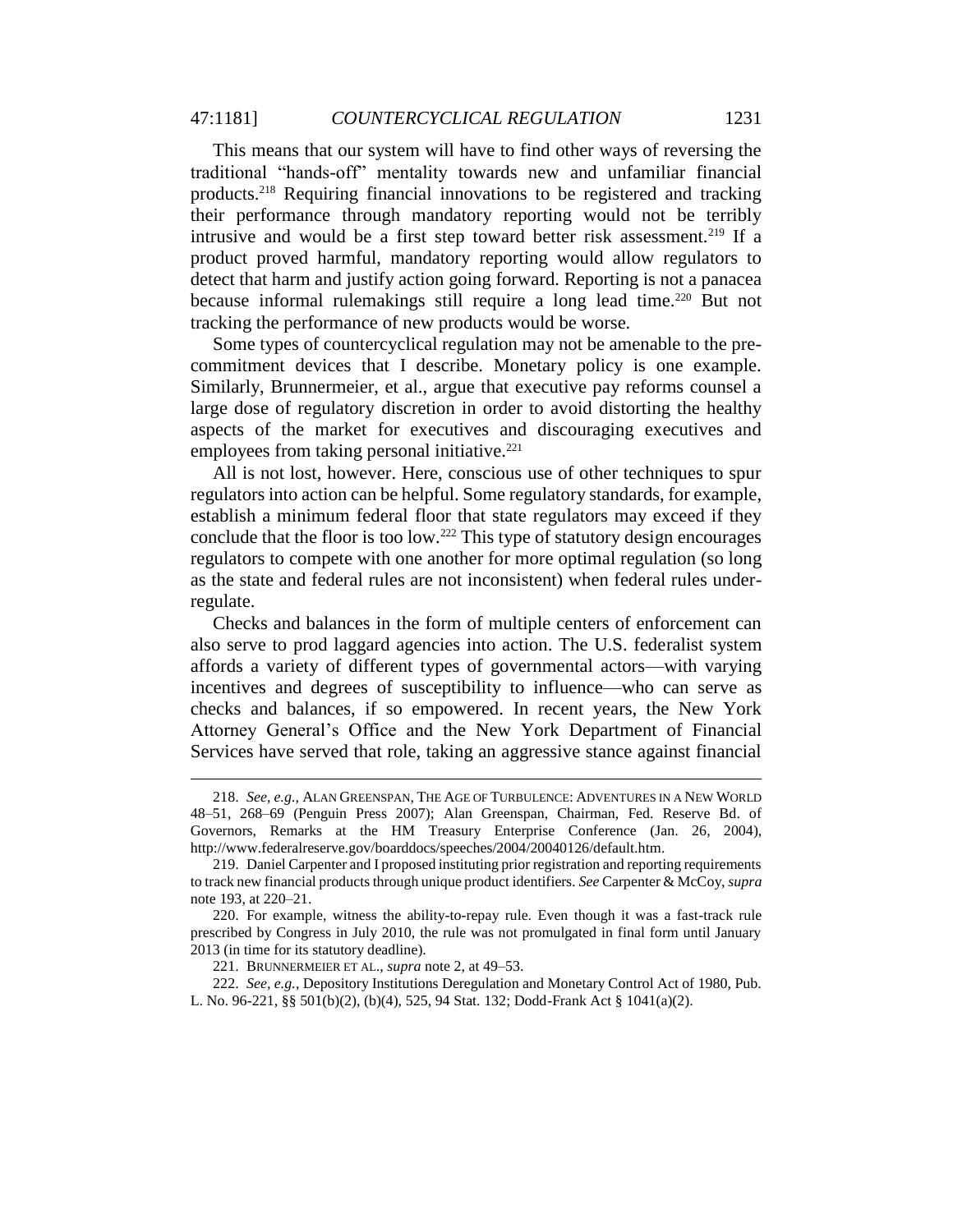This means that our system will have to find other ways of reversing the traditional "hands-off" mentality towards new and unfamiliar financial products.[218] Requiring financial innovations to be registered and tracking their performance through mandatory reporting would not be terribly intrusive and would be a first step toward better risk assessment.[219] If a product proved harmful, mandatory reporting would allow regulators to detect that harm and justify action going forward. Reporting is not a panacea because informal rulemakings still require a long lead time.[220] But not tracking the performance of new products would be worse.

Some types of countercyclical regulation may not be amenable to the pre-commitment devices that I describe. Monetary policy is one example. Similarly, Brunnermeier, et al., argue that executive pay reforms counsel a large dose of regulatory discretion in order to avoid distorting the healthy aspects of the market for executives and discouraging executives and employees from taking personal initiative.[221]

All is not lost, however. Here, conscious use of other techniques to spur regulators into action can be helpful. Some regulatory standards, for example, establish a minimum federal floor that state regulators may exceed if they conclude that the floor is too low.[222] This type of statutory design encourages regulators to compete with one another for more optimal regulation (so long as the state and federal rules are not inconsistent) when federal rules under-regulate.

Checks and balances in the form of multiple centers of enforcement can also serve to prod laggard agencies into action. The U.S. federalist system affords a variety of different types of governmental actors—with varying incentives and degrees of susceptibility to influence—who can serve as checks and balances, if so empowered. In recent years, the New York Attorney General's Office and the New York Department of Financial Services have served that role, taking an aggressive stance against financial

---

218. *See, e.g.*, ALAN GREENSPAN, THE AGE OF TURBULENCE: ADVENTURES IN A NEW WORLD 48–51, 268–69 (Penguin Press 2007); Alan Greenspan, Chairman, Fed. Reserve Bd. of Governors, Remarks at the HM Treasury Enterprise Conference (Jan. 26, 2004), http://www.federalreserve.gov/boarddocs/speeches/2004/20040126/default.htm.

219. Daniel Carpenter and I proposed instituting prior registration and reporting requirements to track new financial products through unique product identifiers. *See* Carpenter & McCoy, *supra* note 193, at 220–21.

220. For example, witness the ability-to-repay rule. Even though it was a fast-track rule prescribed by Congress in July 2010, the rule was not promulgated in final form until January 2013 (in time for its statutory deadline).

221. BRUNNERMEIER ET AL., *supra* note 2, at 49–53.

222. *See, e.g.*, Depository Institutions Deregulation and Monetary Control Act of 1980, Pub. L. No. 96-221, §§ 501(b)(2), (b)(4), 525, 94 Stat. 132; Dodd-Frank Act § 1041(a)(2).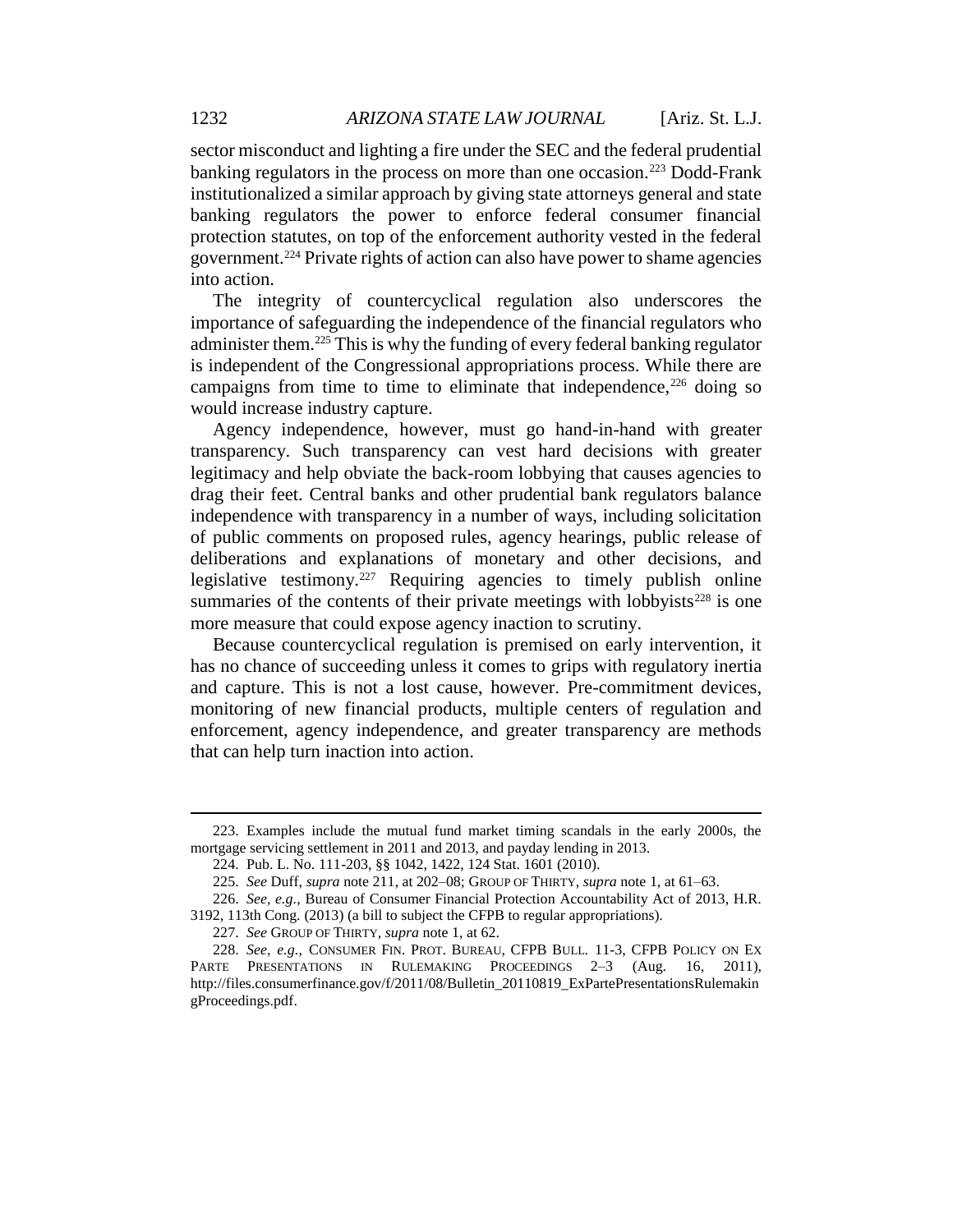sector misconduct and lighting a fire under the SEC and the federal prudential banking regulators in the process on more than one occasion.[223] Dodd-Frank institutionalized a similar approach by giving state attorneys general and state banking regulators the power to enforce federal consumer financial protection statutes, on top of the enforcement authority vested in the federal government.[224] Private rights of action can also have power to shame agencies into action.

The integrity of countercyclical regulation also underscores the importance of safeguarding the independence of the financial regulators who administer them.[225] This is why the funding of every federal banking regulator is independent of the Congressional appropriations process. While there are campaigns from time to time to eliminate that independence,[226] doing so would increase industry capture.

Agency independence, however, must go hand-in-hand with greater transparency. Such transparency can vest hard decisions with greater legitimacy and help obviate the back-room lobbying that causes agencies to drag their feet. Central banks and other prudential bank regulators balance independence with transparency in a number of ways, including solicitation of public comments on proposed rules, agency hearings, public release of deliberations and explanations of monetary and other decisions, and legislative testimony.[227] Requiring agencies to timely publish online summaries of the contents of their private meetings with lobbyists[228] is one more measure that could expose agency inaction to scrutiny.

Because countercyclical regulation is premised on early intervention, it has no chance of succeeding unless it comes to grips with regulatory inertia and capture. This is not a lost cause, however. Pre-commitment devices, monitoring of new financial products, multiple centers of regulation and enforcement, agency independence, and greater transparency are methods that can help turn inaction into action.

---

223. Examples include the mutual fund market timing scandals in the early 2000s, the mortgage servicing settlement in 2011 and 2013, and payday lending in 2013.

224. Pub. L. No. 111-203, §§ 1042, 1422, 124 Stat. 1601 (2010).

225. *See* Duff, *supra* note 211, at 202–08; GROUP OF THIRTY, *supra* note 1, at 61–63.

226. *See, e.g.*, Bureau of Consumer Financial Protection Accountability Act of 2013, H.R. 3192, 113th Cong. (2013) (a bill to subject the CFPB to regular appropriations).

227. *See* GROUP OF THIRTY, *supra* note 1, at 62.

228. *See, e.g.*, CONSUMER FIN. PROT. BUREAU, CFPB BULL. 11-3, CFPB POLICY ON EX PARTE PRESENTATIONS IN RULEMAKING PROCEEDINGS 2–3 (Aug. 16, 2011), http://files.consumerfinance.gov/f/2011/08/Bulletin_20110819_ExPartePresentationsRulemakingProceedings.pdf.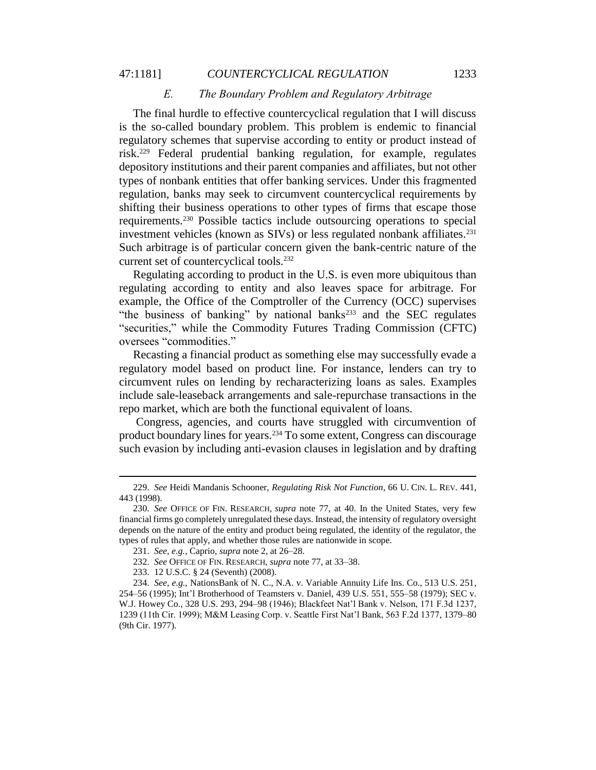### *E. The Boundary Problem and Regulatory Arbitrage*

The final hurdle to effective countercyclical regulation that I will discuss is the so-called boundary problem. This problem is endemic to financial regulatory schemes that supervise according to entity or product instead of risk.[229] Federal prudential banking regulation, for example, regulates depository institutions and their parent companies and affiliates, but not other types of nonbank entities that offer banking services. Under this fragmented regulation, banks may seek to circumvent countercyclical requirements by shifting their business operations to other types of firms that escape those requirements.[230] Possible tactics include outsourcing operations to special investment vehicles (known as SIVs) or less regulated nonbank affiliates.[231] Such arbitrage is of particular concern given the bank-centric nature of the current set of countercyclical tools.[232]

Regulating according to product in the U.S. is even more ubiquitous than regulating according to entity and also leaves space for arbitrage. For example, the Office of the Comptroller of the Currency (OCC) supervises "the business of banking" by national banks[233] and the SEC regulates "securities," while the Commodity Futures Trading Commission (CFTC) oversees "commodities."

Recasting a financial product as something else may successfully evade a regulatory model based on product line. For instance, lenders can try to circumvent rules on lending by recharacterizing loans as sales. Examples include sale-leaseback arrangements and sale-repurchase transactions in the repo market, which are both the functional equivalent of loans.

Congress, agencies, and courts have struggled with circumvention of product boundary lines for years.[234] To some extent, Congress can discourage such evasion by including anti-evasion clauses in legislation and by drafting

---

229. *See* Heidi Mandanis Schooner, *Regulating Risk Not Function*, 66 U. CIN. L. REV. 441, 443 (1998).

230. *See* OFFICE OF FIN. RESEARCH, *supra* note 77, at 40. In the United States, very few financial firms go completely unregulated these days. Instead, the intensity of regulatory oversight depends on the nature of the entity and product being regulated, the identity of the regulator, the types of rules that apply, and whether those rules are nationwide in scope.

231. *See, e.g.*, Caprio, *supra* note 2, at 26–28.

232. *See* OFFICE OF FIN. RESEARCH, *supra* note 77, at 33–38.

233. 12 U.S.C. § 24 (Seventh) (2008).

234. *See, e.g.*, NationsBank of N. C., N.A. v. Variable Annuity Life Ins. Co., 513 U.S. 251, 254–56 (1995); Int'l Brotherhood of Teamsters v. Daniel, 439 U.S. 551, 555–58 (1979); SEC v. W.J. Howey Co., 328 U.S. 293, 294–98 (1946); Blackfeet Nat'l Bank v. Nelson, 171 F.3d 1237, 1239 (11th Cir. 1999); M&M Leasing Corp. v. Seattle First Nat'l Bank, 563 F.2d 1377, 1379–80 (9th Cir. 1977).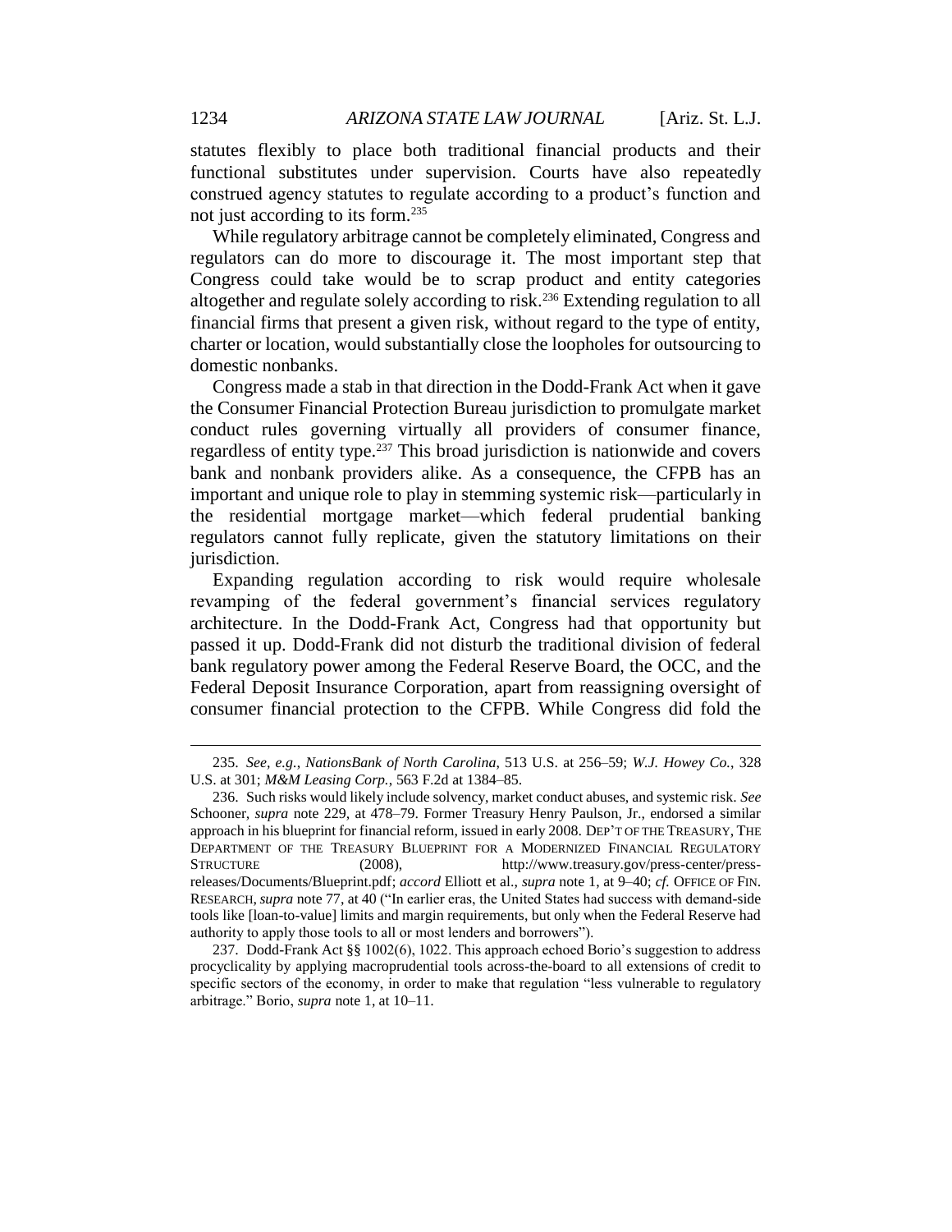statutes flexibly to place both traditional financial products and their functional substitutes under supervision. Courts have also repeatedly construed agency statutes to regulate according to a product's function and not just according to its form.[235]

While regulatory arbitrage cannot be completely eliminated, Congress and regulators can do more to discourage it. The most important step that Congress could take would be to scrap product and entity categories altogether and regulate solely according to risk.[236] Extending regulation to all financial firms that present a given risk, without regard to the type of entity, charter or location, would substantially close the loopholes for outsourcing to domestic nonbanks.

Congress made a stab in that direction in the Dodd-Frank Act when it gave the Consumer Financial Protection Bureau jurisdiction to promulgate market conduct rules governing virtually all providers of consumer finance, regardless of entity type.[237] This broad jurisdiction is nationwide and covers bank and nonbank providers alike. As a consequence, the CFPB has an important and unique role to play in stemming systemic risk—particularly in the residential mortgage market—which federal prudential banking regulators cannot fully replicate, given the statutory limitations on their jurisdiction.

Expanding regulation according to risk would require wholesale revamping of the federal government's financial services regulatory architecture. In the Dodd-Frank Act, Congress had that opportunity but passed it up. Dodd-Frank did not disturb the traditional division of federal bank regulatory power among the Federal Reserve Board, the OCC, and the Federal Deposit Insurance Corporation, apart from reassigning oversight of consumer financial protection to the CFPB. While Congress did fold the

---

235. *See, e.g.*, *NationsBank of North Carolina*, 513 U.S. at 256–59; *W.J. Howey Co.*, 328 U.S. at 301; *M&M Leasing Corp.*, 563 F.2d at 1384–85.

236. Such risks would likely include solvency, market conduct abuses, and systemic risk. *See* Schooner, *supra* note 229, at 478–79. Former Treasury Henry Paulson, Jr., endorsed a similar approach in his blueprint for financial reform, issued in early 2008. DEP'T OF THE TREASURY, THE DEPARTMENT OF THE TREASURY BLUEPRINT FOR A MODERNIZED FINANCIAL REGULATORY STRUCTURE (2008), http://www.treasury.gov/press-center/press-releases/Documents/Blueprint.pdf; *accord* Elliott et al., *supra* note 1, at 9–40; *cf.* OFFICE OF FIN. RESEARCH, *supra* note 77, at 40 ("In earlier eras, the United States had success with demand-side tools like [loan-to-value] limits and margin requirements, but only when the Federal Reserve had authority to apply those tools to all or most lenders and borrowers").

237. Dodd-Frank Act §§ 1002(6), 1022. This approach echoed Borio's suggestion to address procyclicality by applying macroprudential tools across-the-board to all extensions of credit to specific sectors of the economy, in order to make that regulation "less vulnerable to regulatory arbitrage." Borio, *supra* note 1, at 10–11.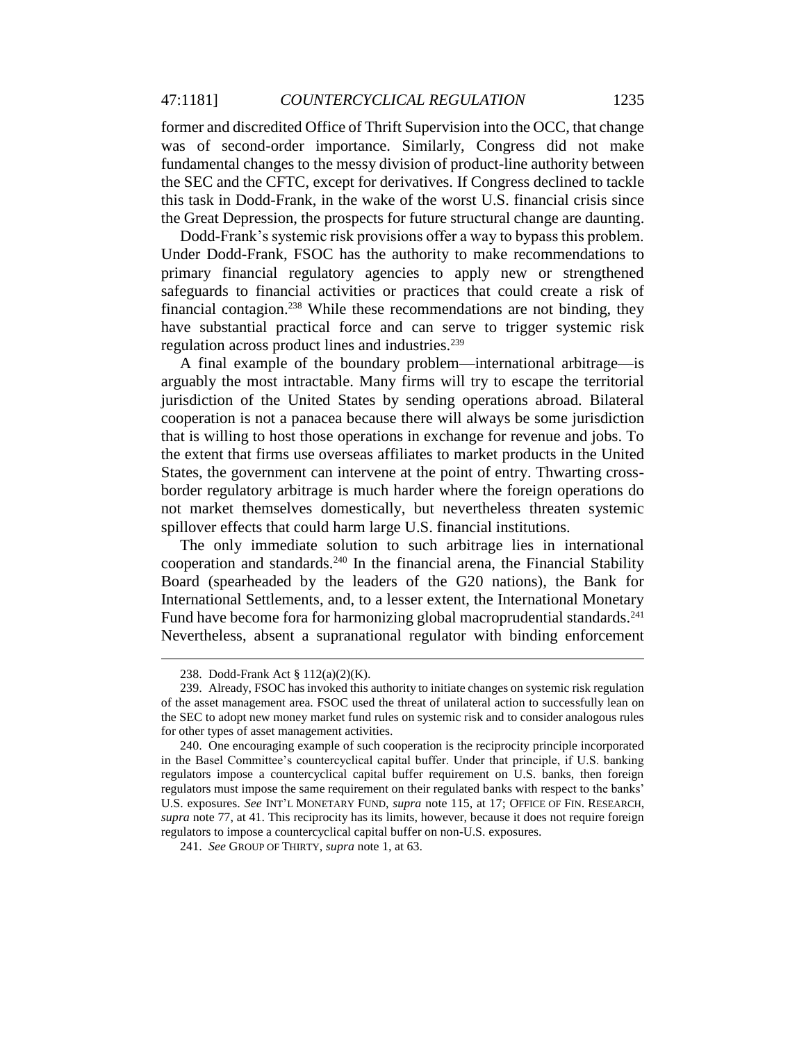former and discredited Office of Thrift Supervision into the OCC, that change was of second-order importance. Similarly, Congress did not make fundamental changes to the messy division of product-line authority between the SEC and the CFTC, except for derivatives. If Congress declined to tackle this task in Dodd-Frank, in the wake of the worst U.S. financial crisis since the Great Depression, the prospects for future structural change are daunting.

Dodd-Frank's systemic risk provisions offer a way to bypass this problem. Under Dodd-Frank, FSOC has the authority to make recommendations to primary financial regulatory agencies to apply new or strengthened safeguards to financial activities or practices that could create a risk of financial contagion.[238] While these recommendations are not binding, they have substantial practical force and can serve to trigger systemic risk regulation across product lines and industries.[239]

A final example of the boundary problem—international arbitrage—is arguably the most intractable. Many firms will try to escape the territorial jurisdiction of the United States by sending operations abroad. Bilateral cooperation is not a panacea because there will always be some jurisdiction that is willing to host those operations in exchange for revenue and jobs. To the extent that firms use overseas affiliates to market products in the United States, the government can intervene at the point of entry. Thwarting cross-border regulatory arbitrage is much harder where the foreign operations do not market themselves domestically, but nevertheless threaten systemic spillover effects that could harm large U.S. financial institutions.

The only immediate solution to such arbitrage lies in international cooperation and standards.[240] In the financial arena, the Financial Stability Board (spearheaded by the leaders of the G20 nations), the Bank for International Settlements, and, to a lesser extent, the International Monetary Fund have become fora for harmonizing global macroprudential standards.[241] Nevertheless, absent a supranational regulator with binding enforcement

---

238. Dodd-Frank Act § 112(a)(2)(K).

239. Already, FSOC has invoked this authority to initiate changes on systemic risk regulation of the asset management area. FSOC used the threat of unilateral action to successfully lean on the SEC to adopt new money market fund rules on systemic risk and to consider analogous rules for other types of asset management activities.

240. One encouraging example of such cooperation is the reciprocity principle incorporated in the Basel Committee's countercyclical capital buffer. Under that principle, if U.S. banking regulators impose a countercyclical capital buffer requirement on U.S. banks, then foreign regulators must impose the same requirement on their regulated banks with respect to the banks' U.S. exposures. *See* INT'L MONETARY FUND, *supra* note 115, at 17; OFFICE OF FIN. RESEARCH, *supra* note 77, at 41. This reciprocity has its limits, however, because it does not require foreign regulators to impose a countercyclical capital buffer on non-U.S. exposures.

241. *See* GROUP OF THIRTY, *supra* note 1, at 63.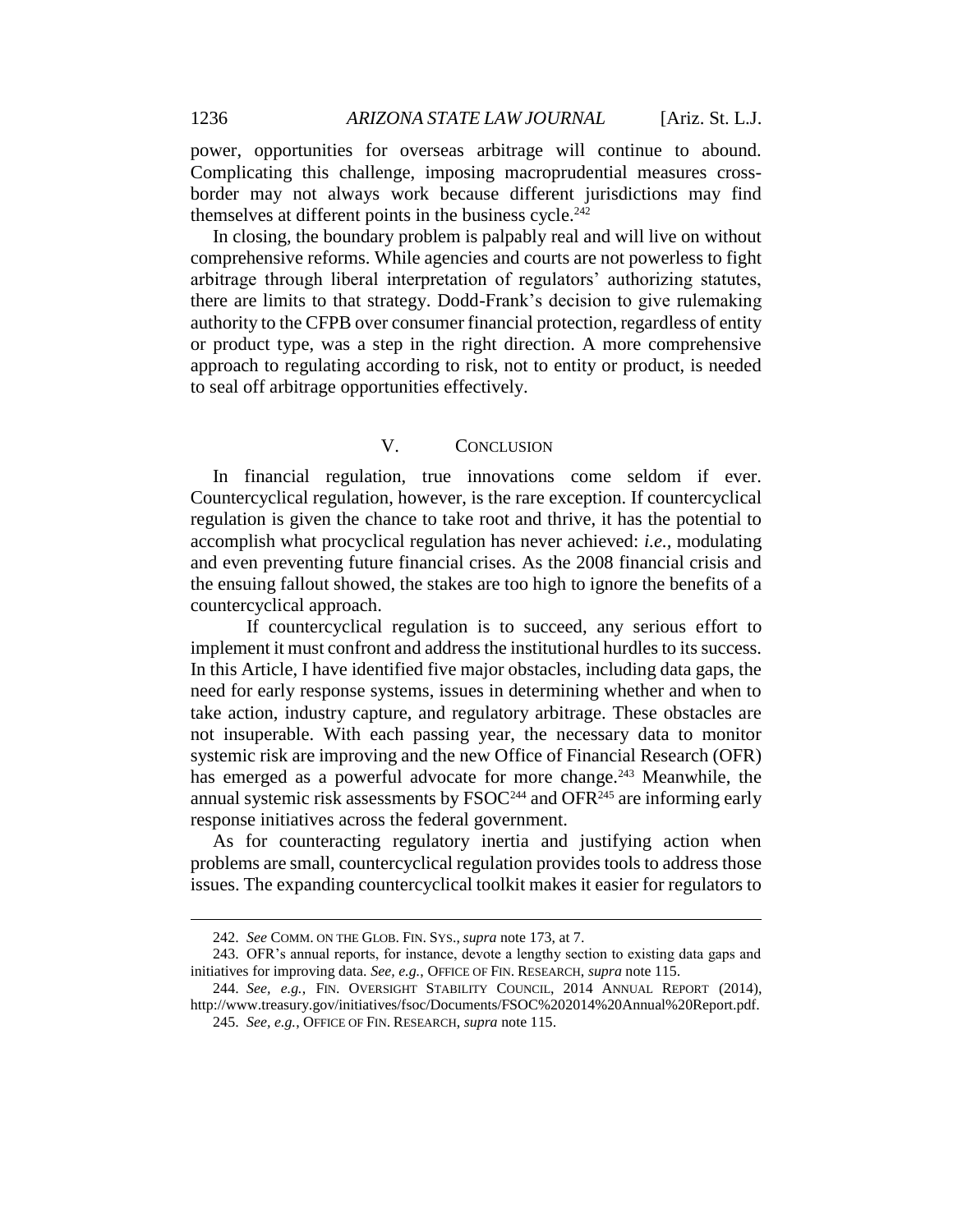power, opportunities for overseas arbitrage will continue to abound. Complicating this challenge, imposing macroprudential measures cross-border may not always work because different jurisdictions may find themselves at different points in the business cycle.[242]

In closing, the boundary problem is palpably real and will live on without comprehensive reforms. While agencies and courts are not powerless to fight arbitrage through liberal interpretation of regulators' authorizing statutes, there are limits to that strategy. Dodd-Frank's decision to give rulemaking authority to the CFPB over consumer financial protection, regardless of entity or product type, was a step in the right direction. A more comprehensive approach to regulating according to risk, not to entity or product, is needed to seal off arbitrage opportunities effectively.

## V. CONCLUSION

In financial regulation, true innovations come seldom if ever. Countercyclical regulation, however, is the rare exception. If countercyclical regulation is given the chance to take root and thrive, it has the potential to accomplish what procyclical regulation has never achieved: *i.e.*, modulating and even preventing future financial crises. As the 2008 financial crisis and the ensuing fallout showed, the stakes are too high to ignore the benefits of a countercyclical approach.

If countercyclical regulation is to succeed, any serious effort to implement it must confront and address the institutional hurdles to its success. In this Article, I have identified five major obstacles, including data gaps, the need for early response systems, issues in determining whether and when to take action, industry capture, and regulatory arbitrage. These obstacles are not insuperable. With each passing year, the necessary data to monitor systemic risk are improving and the new Office of Financial Research (OFR) has emerged as a powerful advocate for more change.[243] Meanwhile, the annual systemic risk assessments by FSOC[244] and OFR[245] are informing early response initiatives across the federal government.

As for counteracting regulatory inertia and justifying action when problems are small, countercyclical regulation provides tools to address those issues. The expanding countercyclical toolkit makes it easier for regulators to

---

242. *See* COMM. ON THE GLOB. FIN. SYS., *supra* note 173, at 7.

243. OFR's annual reports, for instance, devote a lengthy section to existing data gaps and initiatives for improving data. *See, e.g.*, OFFICE OF FIN. RESEARCH, *supra* note 115.

244. *See, e.g.*, FIN. OVERSIGHT STABILITY COUNCIL, 2014 ANNUAL REPORT (2014), http://www.treasury.gov/initiatives/fsoc/Documents/FSOC%202014%20Annual%20Report.pdf.

245. *See, e.g.*, OFFICE OF FIN. RESEARCH, *supra* note 115.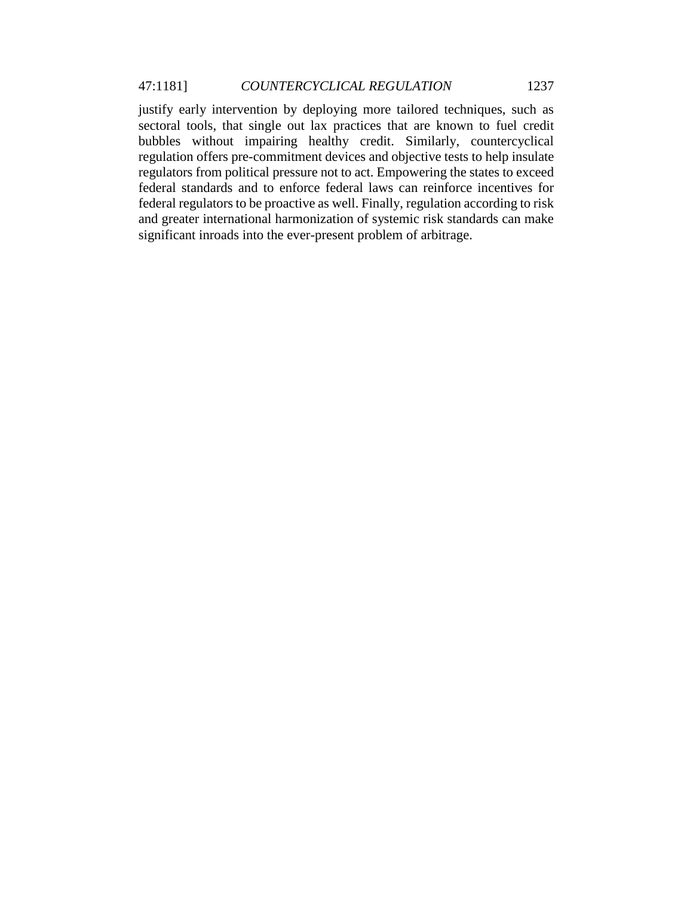justify early intervention by deploying more tailored techniques, such as sectoral tools, that single out lax practices that are known to fuel credit bubbles without impairing healthy credit. Similarly, countercyclical regulation offers pre-commitment devices and objective tests to help insulate regulators from political pressure not to act. Empowering the states to exceed federal standards and to enforce federal laws can reinforce incentives for federal regulators to be proactive as well. Finally, regulation according to risk and greater international harmonization of systemic risk standards can make significant inroads into the ever-present problem of arbitrage.